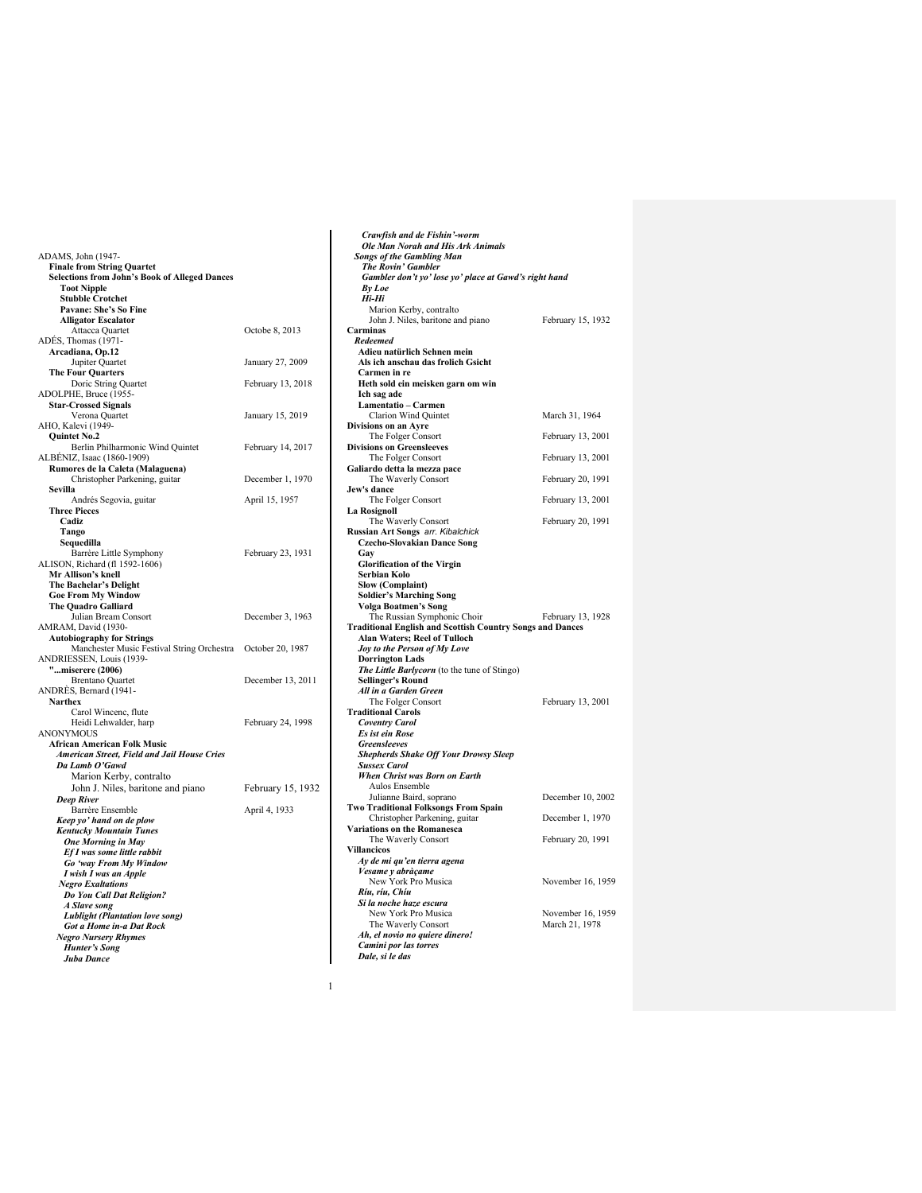ADAMS, John (1947-
**Finale from String Quartet**
**Selections from John's Book of Alleged Dances**
**Toot Nipple**
**Stubble Crotchet**
**Pavane: She's So Fine**
**Alligator Escalator**
Attacca Quartet — Octobe 8, 2013

ADÈS, Thomas (1971-
**Arcadiana, Op.12**
Jupiter Quartet — January 27, 2009
**The Four Quarters**
Doric String Quartet — February 13, 2018

ADOLPHE, Bruce (1955-
**Star-Crossed Signals**
Verona Quartet — January 15, 2019

AHO, Kalevi (1949-
**Quintet No.2**
Berlin Philharmonic Wind Quintet — February 14, 2017

ALBÉNIZ, Isaac (1860-1909)
**Rumores de la Caleta (Malaguena)**
Christopher Parkening, guitar — December 1, 1970
**Sevilla**
Andrés Segovia, guitar — April 15, 1957
**Three Pieces**
**Cadiz**
**Tango**
**Sequedilla**
Barrère Little Symphony — February 23, 1931

ALISON, Richard (fl 1592-1606)
**Mr Allison's knell**
**The Bachelar's Delight**
**Goe From My Window**
**The Quadro Galliard**
Julian Bream Consort — December 3, 1963

AMRAM, David (1930-
**Autobiography for Strings**
Manchester Music Festival String Orchestra — October 20, 1987

ANDRIESSEN, Louis (1939-
**"...miserere (2006)**
Brentano Quartet — December 13, 2011

ANDRÈS, Bernard (1941-
**Narthex**
Carol Wincenc, flute
Heidi Lehwalder, harp — February 24, 1998

ANONYMOUS
**African American Folk Music**
***American Street, Field and Jail House Cries***
***Da Lamb O'Gawd***
Marion Kerby, contralto
John J. Niles, baritone and piano — February 15, 1932
***Deep River***
Barrère Ensemble — April 4, 1933
***Keep yo' hand on de plow***
***Kentucky Mountain Tunes***
***One Morning in May***
***Ef I was some little rabbit***
***Go 'way From My Window***
***I wish I was an Apple***
***Negro Exaltations***
***Do You Call Dat Religion?***
***A Slave song***
***Lublight (Plantation love song)***
***Got a Home in-a Dat Rock***
***Negro Nursery Rhymes***
***Hunter's Song***
***Juba Dance***
***Crawfish and de Fishin'-worm***
***Ole Man Norah and His Ark Animals***
***Songs of the Gambling Man***
***The Rovin' Gambler***
***Gambler don't yo' lose yo' place at Gawd's right hand***
***By Loe***
***Hi-Hi***
Marion Kerby, contralto
John J. Niles, baritone and piano — February 15, 1932

**Carminas**
***Redeemed***
**Adieu natürlich Sehnen mein**
**Als ich anschau das frolich Gsicht**
**Carmen in re**
**Heth sold ein meisken garn om win**
**Ich sag ade**
**Lamentatio – Carmen**
Clarion Wind Quintet — March 31, 1964

**Divisions on an Ayre**
The Folger Consort — February 13, 2001
**Divisions on Greensleeves**
The Folger Consort — February 13, 2001
**Galiardo detta la mezza pace**
The Waverly Consort — February 20, 1991
**Jew's dance**
The Folger Consort — February 13, 2001
**La Rosignoll**
The Waverly Consort — February 20, 1991
**Russian Art Songs** *arr. Kibalchick*
**Czecho-Slovakian Dance Song**
**Gay**
**Glorification of the Virgin**
**Serbian Kolo**
**Slow (Complaint)**
**Soldier's Marching Song**
**Volga Boatmen's Song**
The Russian Symphonic Choir — February 13, 1928
**Traditional English and Scottish Country Songs and Dances**
**Alan Waters; Reel of Tulloch**
***Joy to the Person of My Love***
**Dorrington Lads**
***The Little Barlycorn*** (to the tune of Stingo)
**Sellinger's Round**
***All in a Garden Green***
The Folger Consort — February 13, 2001
**Traditional Carols**
***Coventry Carol***
***Es ist ein Rose***
***Greensleeves***
***Shepherds Shake Off Your Drowsy Sleep***
***Sussex Carol***
***When Christ was Born on Earth***
Aulos Ensemble
Julianne Baird, soprano — December 10, 2002
**Two Traditional Folksongs From Spain**
Christopher Parkening, guitar — December 1, 1970
**Variations on the Romanesca**
The Waverly Consort — February 20, 1991
**Villancicos**
***Ay de mi qu'en tierra agena***
***Vesame y abráçame***
New York Pro Musica — November 16, 1959
***Riu, riu, Chiu***
***Si la noche haze escura***
New York Pro Musica — November 16, 1959
The Waverly Consort — March 21, 1978
***Ah, el novio no quiere dinero!***
***Camini por las torres***
***Dale, si le das***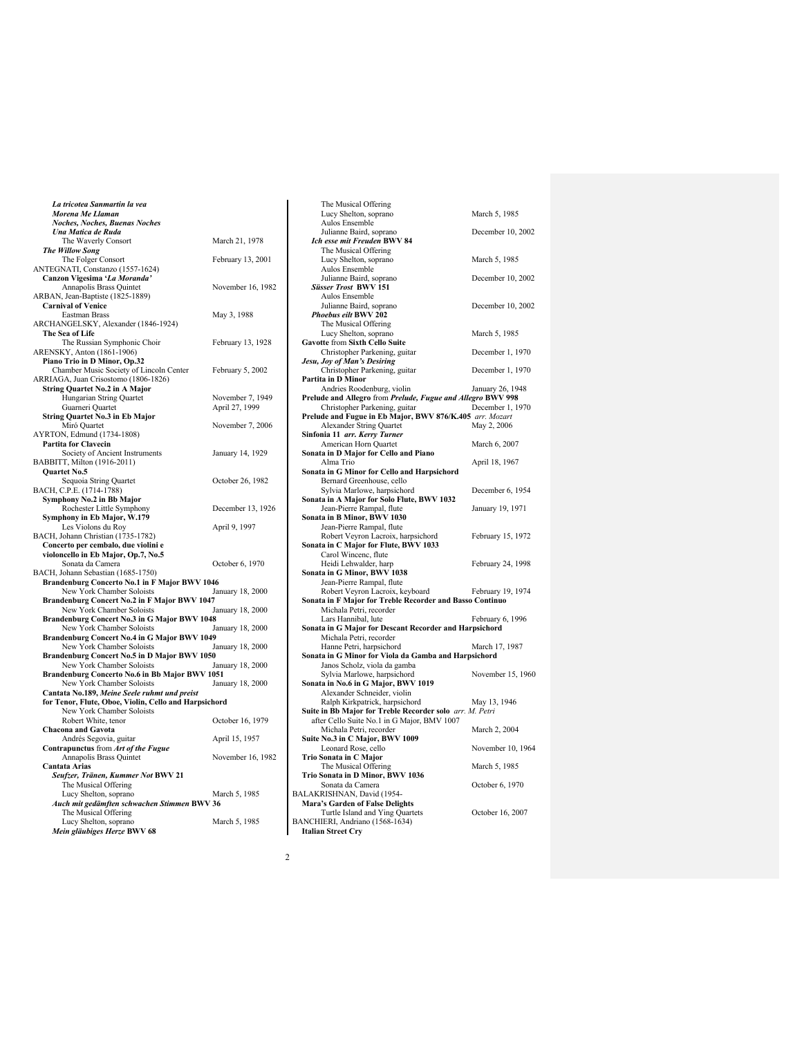***La tricotea Sanmartin la vea***
***Morena Me Llaman***
***Noches, Noches, Buenas Noches***
***Una Matica de Ruda***
The Waverly Consort — March 21, 1978
***The Willow Song***
The Folger Consort — February 13, 2001

ANTEGNATI, Constanzo (1557-1624)
**Canzon Vigesima '*La Moranda*'**
Annapolis Brass Quintet — November 16, 1982

ARBAN, Jean-Baptiste (1825-1889)
**Carnival of Venice**
Eastman Brass — May 3, 1988

ARCHANGELSKY, Alexander (1846-1924)
**The Sea of Life**
The Russian Symphonic Choir — February 13, 1928

ARENSKY, Anton (1861-1906)
**Piano Trio in D Minor, Op.32**
Chamber Music Society of Lincoln Center — February 5, 2002

ARRIAGA, Juan Crisostomo (1806-1826)
**String Quartet No.2 in A Major**
Hungarian String Quartet — November 7, 1949
Guarneri Quartet — April 27, 1999
**String Quartet No.3 in Eb Major**
Miró Quartet — November 7, 2006

AYRTON, Edmund (1734-1808)
**Partita for Clavecin**
Society of Ancient Instruments — January 14, 1929

BABBITT, Milton (1916-2011)
**Quartet No.5**
Sequoia String Quartet — October 26, 1982

BACH, C.P.E. (1714-1788)
**Symphony No.2 in Bb Major**
Rochester Little Symphony — December 13, 1926
**Symphony in Eb Major, W.179**
Les Violons du Roy — April 9, 1997

BACH, Johann Christian (1735-1782)
**Concerto per cembalo, due violini e violoncello in Eb Major, Op.7, No.5**
Sonata da Camera — October 6, 1970

BACH, Johann Sebastian (1685-1750)
**Brandenburg Concerto No.1 in F Major BWV 1046**
New York Chamber Soloists — January 18, 2000
**Brandenburg Concert No.2 in F Major BWV 1047**
New York Chamber Soloists — January 18, 2000
**Brandenburg Concert No.3 in G Major BWV 1048**
New York Chamber Soloists — January 18, 2000
**Brandenburg Concert No.4 in G Major BWV 1049**
New York Chamber Soloists — January 18, 2000
**Brandenburg Concert No.5 in D Major BWV 1050**
New York Chamber Soloists — January 18, 2000
**Brandenburg Concerto No.6 in Bb Major BWV 1051**
New York Chamber Soloists — January 18, 2000
**Cantata No.189, *Meine Seele ruhmt und preist* for Tenor, Flute, Oboe, Violin, Cello and Harpsichord**
New York Chamber Soloists
Robert White, tenor — October 16, 1979
**Chacona and Gavota**
Andrés Segovia, guitar — April 15, 1957
**Contrapunctus from *Art of the Fugue***
Annapolis Brass Quintet — November 16, 1982
**Cantata Arias**
***Seufzer, Tränen, Kummer Not* BWV 21**
The Musical Offering
Lucy Shelton, soprano — March 5, 1985
***Auch mit gedämpften schwachen Stimmen* BWV 36**
The Musical Offering
Lucy Shelton, soprano — March 5, 1985
***Mein gläubiges Herze* BWV 68**
The Musical Offering
Lucy Shelton, soprano — March 5, 1985
Aulos Ensemble
Julianne Baird, soprano — December 10, 2002
***Ich esse mit Freuden* BWV 84**
The Musical Offering
Lucy Shelton, soprano — March 5, 1985
Aulos Ensemble
Julianne Baird, soprano — December 10, 2002
***Süsser Trost* BWV 151**
Aulos Ensemble
Julianne Baird, soprano — December 10, 2002
***Phoebus eilt* BWV 202**
The Musical Offering
Lucy Shelton, soprano — March 5, 1985
**Gavotte from Sixth Cello Suite**
Christopher Parkening, guitar — December 1, 1970
***Jesu, Joy of Man's Desiring***
Christopher Parkening, guitar — December 1, 1970
**Partita in D Minor**
Andries Roodenburg, violin — January 26, 1948
**Prelude and Allegro from *Prelude, Fugue and Allegro* BWV 998**
Christopher Parkening, guitar — December 1, 1970
**Prelude and Fugue in Eb Major, BWV 876/K.405** *arr. Mozart*
Alexander String Quartet — May 2, 2006
**Sinfonia 11** ***arr. Kerry Turner***
American Horn Quartet — March 6, 2007
**Sonata in D Major for Cello and Piano**
Alma Trio — April 18, 1967
**Sonata in G Minor for Cello and Harpsichord**
Bernard Greenhouse, cello
Sylvia Marlowe, harpsichord — December 6, 1954
**Sonata in A Major for Solo Flute, BWV 1032**
Jean-Pierre Rampal, flute — January 19, 1971
**Sonata in B Minor, BWV 1030**
Jean-Pierre Rampal, flute
Robert Veyron Lacroix, harpsichord — February 15, 1972
**Sonata in C Major for Flute, BWV 1033**
Carol Wincenc, flute
Heidi Lehwalder, harp — February 24, 1998
**Sonata in G Minor, BWV 1038**
Jean-Pierre Rampal, flute
Robert Veyron Lacroix, keyboard — February 19, 1974
**Sonata in F Major for Treble Recorder and Basso Continuo**
Michala Petri, recorder
Lars Hannibal, lute — February 6, 1996
**Sonata in G Major for Descant Recorder and Harpsichord**
Michala Petri, recorder
Hanne Petri, harpsichord — March 17, 1987
**Sonata in G Minor for Viola da Gamba and Harpsichord**
Janos Scholz, viola da gamba
Sylvia Marlowe, harpsichord — November 15, 1960
**Sonata in No.6 in G Major, BWV 1019**
Alexander Schneider, violin
Ralph Kirkpatrick, harpsichord — May 13, 1946
**Suite in Bb Major for Treble Recorder solo** *arr. M. Petri*
after Cello Suite No.1 in G Major, BMV 1007
Michala Petri, recorder — March 2, 2004
**Suite No.3 in C Major, BWV 1009**
Leonard Rose, cello — November 10, 1964
**Trio Sonata in C Major**
The Musical Offering — March 5, 1985
**Trio Sonata in D Minor, BWV 1036**
Sonata da Camera — October 6, 1970

BALAKRISHNAN, David (1954-
**Mara's Garden of False Delights**
Turtle Island and Ying Quartets — October 16, 2007

BANCHIERI, Andriano (1568-1634)
**Italian Street Cry**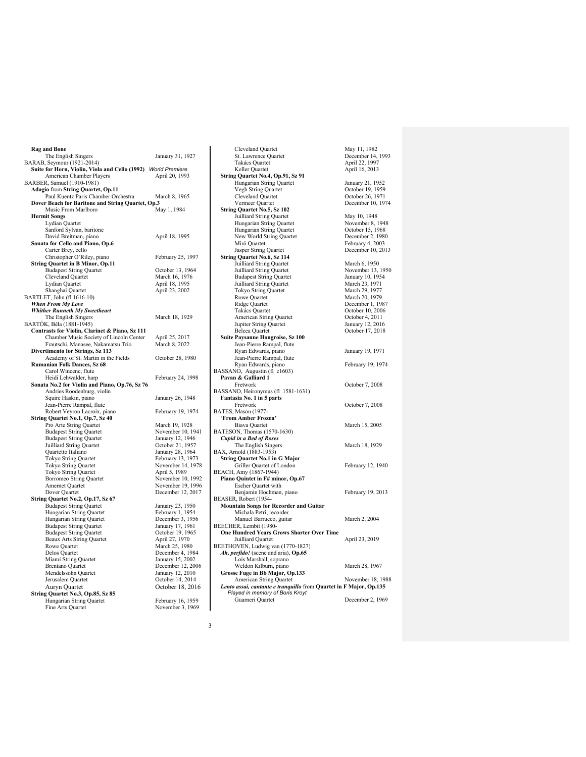**Rag and Bone**
The English Singers — January 31, 1927

BARAB, Seymour (1921-2014)

**Suite for Horn, Violin, Viola and Cello (1992)** *World Premiere*
American Chamber Players — April 20, 1993

BARBER, Samuel (1910-1981)

**Adagio** from **String Quartet, Op.11**
Paul Kuentz Paris Chamber Orchestra — March 8, 1965

**Dover Beach for Baritone and String Quartet, Op.3**
Music From Marlboro — May 1, 1984

**Hermit Songs**
Lydian Quartet
Sanford Sylvan, baritone
David Breitman, piano — April 18, 1995

**Sonata for Cello and Piano, Op.6**
Carter Brey, cello
Christopher O'Riley, piano — February 25, 1997

**String Quartet in B Minor, Op.11**
Budapest String Quartet — October 13, 1964
Cleveland Quartet — March 16, 1976
Lydian Quartet — April 18, 1995
Shanghai Quartet — April 23, 2002

BARTLET, John (fl 1616-10)

***When From My Love***
***Whither Runneth My Sweetheart***
The English Singers — March 18, 1929

BARTÓK, Béla (1881-1945)

**Contrasts for Violin, Clarinet & Piano, Sz 111**
Chamber Music Society of Lincoln Center — April 25, 2017
Frautschi, Manasee, Nakamatsu Trio — March 8, 2022

**Divertimento for Strings, Sz 113**
Academy of St. Martin in the Fields — October 28, 1980

**Rumanian Folk Dances, Sz 68**
Carol Wincenc, flute
Heidi Lehwalder, harp — February 24, 1998

**Sonata No.2 for Violin and Piano, Op.76, Sz 76**
Andries Roodenburg, violin
Squire Haskin, piano — January 26, 1948
Jean-Pierre Rampal, flute
Robert Veyron Lacroix, piano — February 19, 1974

**String Quartet No.1, Op.7, Sz 40**
Pro Arte String Quartet — March 19, 1928
Budapest String Quartet — November 10, 1941
Budapest String Quartet — January 12, 1946
Juilliard String Quartet — October 21, 1957
Quartetto Italiano — January 28, 1964
Tokyo String Quartet — February 13, 1973
Tokyo String Quartet — November 14, 1978
Tokyo String Quartet — April 5, 1989
Borromeo String Quartet — November 10, 1992
Amernet Quartet — November 19, 1996
Dover Quartet — December 12, 2017

**String Quartet No.2, Op.17, Sz 67**
Budapest String Quartet — January 23, 1950
Hungarian String Quartet — February 1, 1954
Hungarian String Quartet — December 3, 1956
Budapest String Quartet — January 17, 1961
Budapest String Quartet — October 19, 1965
Beaux Arts String Quartet — April 27, 1970
Rowe Quartet — March 25, 1980
Delos Quartet — December 4, 1984
Miami String Quartet — January 15, 2002
Brentano Quartet — December 12, 2006
Mendelssohn Quartet — January 12, 2010
Jerusalem Quartet — October 14, 2014
Auryn Quartet — October 18, 2016

**String Quartet No.3, Op.85, Sz 85**
Hungarian String Quartet — February 16, 1959
Fine Arts Quartet — November 3, 1969
Cleveland Quartet — May 11, 1982
St. Lawrence Quartet — December 14, 1993
Takács Quartet — April 22, 1997
Keller Quartet — April 16, 2013

**String Quartet No.4, Op.91, Sz 91**
Hungarian String Quartet — January 21, 1952
Vegh String Quartet — October 19, 1959
Cleveland Quartet — October 26, 1971
Vermeer Quartet — December 10, 1974

**String Quartet No.5, Sz 102**
Juilliard String Quartet — May 10, 1948
Hungarian String Quartet — November 8, 1948
Hungarian String Quartet — October 15, 1968
New World String Quartet — December 2, 1980
Miró Quartet — February 4, 2003
Jasper String Quartet — December 10, 2013

**String Quartet No.6, Sz 114**
Juilliard String Quartet — March 6, 1950
Juilliard String Quartet — November 13, 1950
Budapest String Quartet — January 10, 1954
Juilliard String Quartet — March 23, 1971
Tokyo String Quartet — March 29, 1977
Rowe Quartet — March 20, 1979
Ridge Quartet — December 1, 1987
Takács Quartet — October 10, 2006
American String Quartet — October 4, 2011
Jupiter String Quartet — January 12, 2016
Belcea Quartet — October 17, 2018

**Suite Paysanne Hongroise, Sz 100**
Jean-Pierre Rampal, flute
Ryan Edwards, piano — January 19, 1971
Jean-Pierre Rampal, flute
Ryan Edwards, piano — February 19, 1974

BASSANO, Augustin (fl c1603)

**Pavan & Galliard 1**
Fretwork — October 7, 2008

BASSANO, Heironymus (fl 1581-1631)

**Fantasia No. 1 in 5 parts**
Fretwork — October 7, 2008

BATES, Mason (1977-

**'From Amber Frozen'**
Biava Quartet — March 15, 2005

BATESON, Thomas (1570-1630)

***Cupid in a Bed of Roses***
The English Singers — March 18, 1929

BAX, Arnold (1883-1953)

**String Quartet No.1 in G Major**
Griller Quartet of London — February 12, 1940

BEACH, Amy (1867-1944)

**Piano Quintet in F# minor, Op.67**
Escher Quartet with
Benjamin Hochman, piano — February 19, 2013

BEASER, Robert (1954-

**Mountain Songs for Recorder and Guitar**
Michala Petri, recorder
Manuel Barrueco, guitar — March 2, 2004

BEECHER, Lembit (1980-

**One Hundred Years Grows Shorter Over Time**
Juilliard Quartet — April 23, 2019

BEETHOVEN, Ludwig van (1770-1827)

***Ah, perfido!*** (scene and aria), **Op.65**
Lois Marshall, soprano
Weldon Kilburn, piano — March 28, 1967

**Grosse Fuge in Bb Major, Op.133**
American String Quartet — November 18, 1988

***Lento assai, cantante e tranquillo*** from **Quartet in F Major, Op.135**
*Played in memory of Boris Kroyt*
Guarneri Quartet — December 2, 1969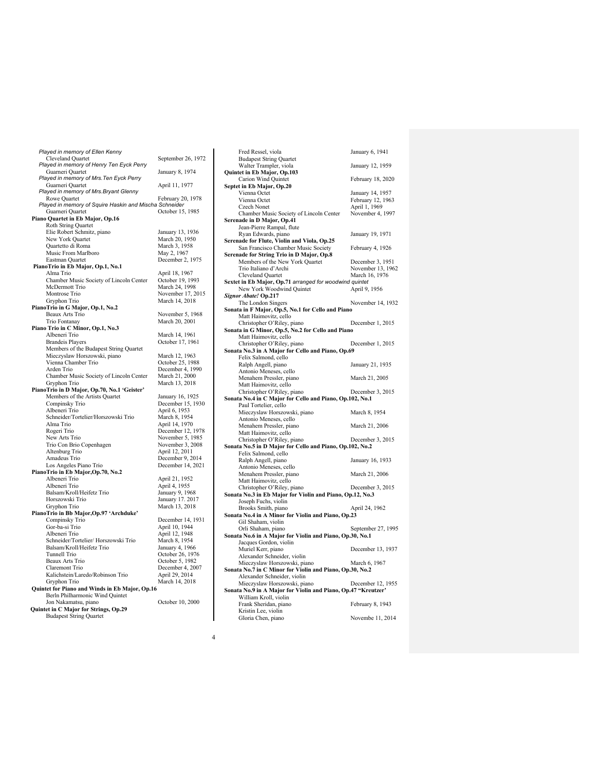*Played in memory of Ellen Kenny*
Cleveland Quartet — September 26, 1972
*Played in memory of Henry Ten Eyck Perry*
Guarneri Quartet — January 8, 1974
*Played in memory of Mrs.Ten Eyck Perry*
Guarneri Quartet — April 11, 1977
*Played in memory of Mrs.Bryant Glenny*
Rowe Quartet — February 20, 1978
*Played in memory of Squire Haskin and Mischa Schneider*
Guarneri Quartet — October 15, 1985

**Piano Quartet in Eb Major, Op.16**
Roth String Quartet
Elie Robert Schmitz, piano — January 13, 1936
New York Quartet — March 20, 1950
Quartetto di Roma — March 3, 1958
Music From Marlboro — May 2, 1967
Eastman Quartet — December 2, 1975

**PianoTrio in Eb Major, Op.1, No.1**
Alma Trio — April 18, 1967
Chamber Music Society of Lincoln Center — October 19, 1993
McDermott Trio — March 24, 1998
Montrose Trio — November 17, 2015
Gryphon Trio — March 14, 2018

**PianoTrio in G Major, Op.1, No.2**
Beaux Arts Trio — November 5, 1968
Trio Fontanay — March 20, 2001

**Piano Trio in C Minor, Op.1, No.3**
Albeneri Trio — March 14, 1961
Brandeis Players — October 17, 1961
Members of the Budapest String Quartet
Mieczyslaw Horszowski, piano — March 12, 1963
Vienna Chamber Trio — October 25, 1988
Arden Trio — December 4, 1990
Chamber Music Society of Lincoln Center — March 21, 2000
Gryphon Trio — March 13, 2018

**PianoTrio in D Major, Op.70, No.1 'Geister'**
Members of the Artists Quartet — January 16, 1925
Compinsky Trio — December 15, 1930
Albeneri Trio — April 6, 1953
Schneider/Tortelier/Horszowski Trio — March 8, 1954
Alma Trio — April 14, 1970
Rogeri Trio — December 12, 1978
New Arts Trio — November 5, 1985
Trio Con Brio Copenhagen — November 3, 2008
Altenburg Trio — April 12, 2011
Amadeus Trio — December 9, 2014
Los Angeles Piano Trio — December 14, 2021

**PianoTrio in Eb Major,Op.70, No.2**
Albeneri Trio — April 21, 1952
Albeneri Trio — April 4, 1955
Balsam/Kroll/Heifetz Trio — January 9, 1968
Horszowski Trio — January 17. 2017
Gryphon Trio — March 13, 2018

**PianoTrio in Bb Major,Op.97 'Archduke'**
Compinsky Trio — December 14, 1931
Gor-ba-si Trio — April 10, 1944
Albeneri Trio — April 12, 1948
Schneider/Tortelier/ Horszowski Trio — March 8, 1954
Balsam/Kroll/Heifetz Trio — January 4, 1966
Tunnell Trio — October 26, 1976
Beaux Arts Trio — October 5, 1982
Claremont Trio — December 4, 2007
Kalichstein/Laredo/Robinson Trio — April 29, 2014
Gryphon Trio — March 14, 2018

**Quintet for Piano and Winds in Eb Major, Op.16**
Berln Philharmonic Wind Quintet
Jon Nakamatsu, piano — October 10, 2000

**Quintet in C Major for Strings, Op.29**
Budapest String Quartet
Fred Ressel, viola — January 6, 1941
Budapest String Quartet
Walter Trampler, viola — January 12, 1959

**Quintet in Eb Major, Op.103**
Carion Wind Quintet — February 18, 2020

**Septet in Eb Major, Op.20**
Vienna Octet — January 14, 1957
Vienna Octet — February 12, 1963
Czech Nonet — April 1, 1969
Chamber Music Society of Lincoln Center — November 4, 1997

**Serenade in D Major, Op.41**
Jean-Pierre Rampal, flute
Ryan Edwards, piano — January 19, 1971

**Serenade for Flute, Violin and Viola, Op.25**
San Francisco Chamber Music Society — February 4, 1926

**Serenade for String Trio in D Major, Op.8**
Members of the New York Quartet — December 3, 1951
Trio Italiano d'Archi — November 13, 1962
Cleveland Quartet — March 16, 1976

**Sextet in Eb Major, Op.71** *arranged for woodwind quintet*
New York Woodwind Quintet — April 9, 1956

***Signor Abate!* Op.217**
The London Singers — November 14, 1932

**Sonata in F Major, Op.5, No.1 for Cello and Piano**
Matt Haimovitz, cello
Christopher O'Riley, piano — December 1, 2015

**Sonata in G Minor, Op.5, No.2 for Cello and Piano**
Matt Haimovitz, cello
Christopher O'Riley, piano — December 1, 2015

**Sonata No.3 in A Major for Cello and Piano, Op.69**
Felix Salmond, cello
Ralph Angell, piano — January 21, 1935
Antonio Meneses, cello
Menahem Pressler, piano — March 21, 2005
Matt Haimovitz, cello
Christopher O'Riley, piano — December 3, 2015

**Sonata No.4 in C Major for Cello and Piano, Op.102, No.1**
Paul Tortelier, cello
Mieczyslaw Horszowski, piano — March 8, 1954
Antonio Meneses, cello
Menahem Pressler, piano — March 21, 2006
Matt Haimovitz, cello
Christopher O'Riley, piano — December 3, 2015

**Sonata No.5 in D Major for Cello and Piano, Op.102, No.2**
Felix Salmond, cello
Ralph Angell, piano — January 16, 1933
Antonio Meneses, cello
Menahem Pressler, piano — March 21, 2006
Matt Haimovitz, cello
Christopher O'Riley, piano — December 3, 2015

**Sonata No.3 in Eb Major for Violin and Piano, Op.12, No.3**
Joseph Fuchs, violin
Brooks Smith, piano — April 24, 1962

**Sonata No.4 in A Minor for Violin and Piano, Op.23**
Gil Shaham, violin
Orli Shaham, piano — September 27, 1995

**Sonata No.6 in A Major for Violin and Piano, Op.30, No.1**
Jacques Gordon, violin
Muriel Kerr, piano — December 13, 1937
Alexander Schneider, violin
Mieczyslaw Horszowski, piano — March 6, 1967

**Sonata No.7 in C Minor for Violin and Piano, Op.30, No.2**
Alexander Schneider, violin
Mieczyslaw Horszowski, piano — December 12, 1955

**Sonata No.9 in A Major for Violin and Piano, Op.47 "Kreutzer'**
William Kroll, violin
Frank Sheridan, piano — February 8, 1943
Kristin Lee, violin
Gloria Chen, piano — Novembe 11, 2014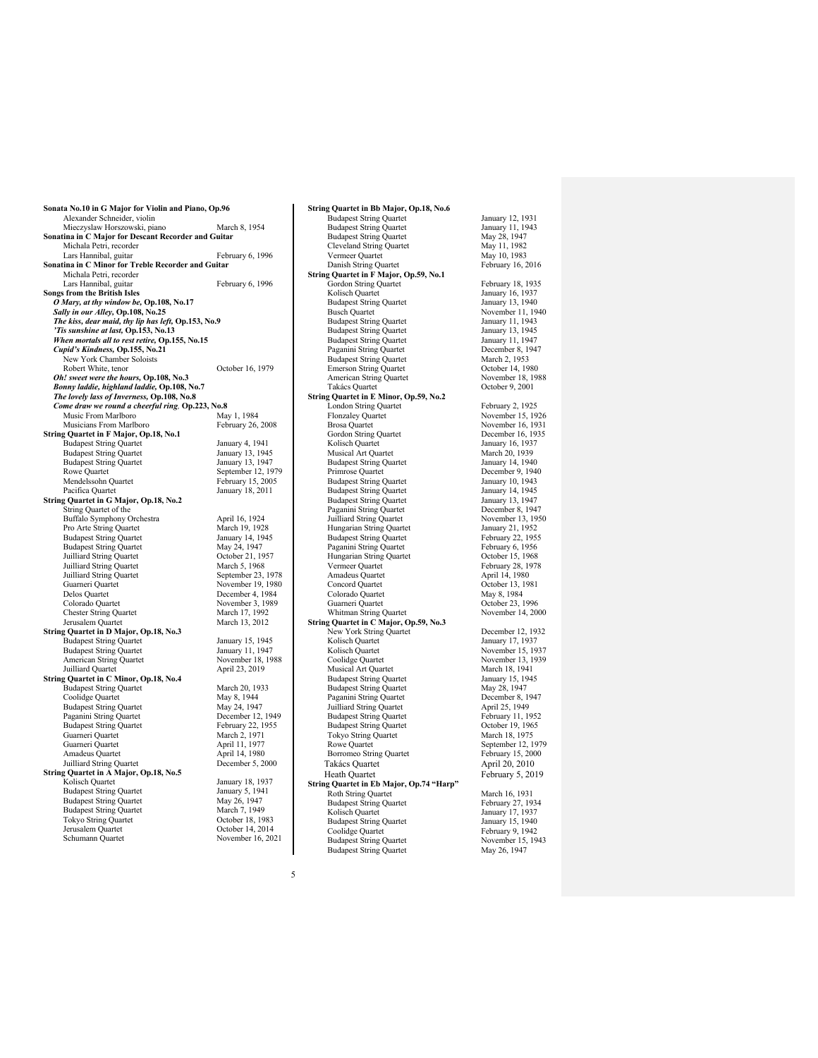**Sonata No.10 in G Major for Violin and Piano, Op.96**

Alexander Schneider, violin
Mieczyslaw Horszowski, piano — March 8, 1954

**Sonatina in C Major for Descant Recorder and Guitar**

Michala Petri, recorder
Lars Hannibal, guitar — February 6, 1996

**Sonatina in C Minor for Treble Recorder and Guitar**

Michala Petri, recorder
Lars Hannibal, guitar — February 6, 1996

**Songs from the British Isles**

***O Mary, at thy window be,* Op.108, No.17**
***Sally in our Alley,* Op.108, No.25**
***The kiss, dear maid, thy lip has left,* Op.153, No.9**
***'Tis sunshine at last,* Op.153, No.13**
***When mortals all to rest retire,* Op.155, No.15**
***Cupid's Kindness,* Op.155, No.21**

New York Chamber Soloists
Robert White, tenor — October 16, 1979

***Oh! sweet were the hours,* Op.108, No.3**
***Bonny laddie, highland laddie,* Op.108, No.7**
***The lovely lass of Inverness,* Op.108, No.8**
***Come draw we round a cheerful ring,* Op.223, No.8**

Music From Marlboro — May 1, 1984
Musicians From Marlboro — February 26, 2008

**String Quartet in F Major, Op.18, No.1**

| | |
|---|---|
| Budapest String Quartet | January 4, 1941 |
| Budapest String Quartet | January 13, 1945 |
| Budapest String Quartet | January 13, 1947 |
| Rowe Quartet | September 12, 1979 |
| Mendelssohn Quartet | February 15, 2005 |
| Pacifica Quartet | January 18, 2011 |

**String Quartet in G Major, Op.18, No.2**

| | |
|---|---|
| String Quartet of the Buffalo Symphony Orchestra | April 16, 1924 |
| Pro Arte String Quartet | March 19, 1928 |
| Budapest String Quartet | January 14, 1945 |
| Budapest String Quartet | May 24, 1947 |
| Juilliard String Quartet | October 21, 1957 |
| Juilliard String Quartet | March 5, 1968 |
| Juilliard String Quartet | September 23, 1978 |
| Guarneri Quartet | November 19, 1980 |
| Delos Quartet | December 4, 1984 |
| Colorado Quartet | November 3, 1989 |
| Chester String Quartet | March 17, 1992 |
| Jerusalem Quartet | March 13, 2012 |

**String Quartet in D Major, Op.18, No.3**

| | |
|---|---|
| Budapest String Quartet | January 15, 1945 |
| Budapest String Quartet | January 11, 1947 |
| American String Quartet | November 18, 1988 |
| Juilliard Quartet | April 23, 2019 |

**String Quartet in C Minor, Op.18, No.4**

| | |
|---|---|
| Budapest String Quartet | March 20, 1933 |
| Coolidge Quartet | May 8, 1944 |
| Budapest String Quartet | May 24, 1947 |
| Paganini String Quartet | December 12, 1949 |
| Budapest String Quartet | February 22, 1955 |
| Guarneri Quartet | March 2, 1971 |
| Guarneri Quartet | April 11, 1977 |
| Amadeus Quartet | April 14, 1980 |
| Juilliard String Quartet | December 5, 2000 |

**String Quartet in A Major, Op.18, No.5**

| | |
|---|---|
| Kolisch Quartet | January 18, 1937 |
| Budapest String Quartet | January 5, 1941 |
| Budapest String Quartet | May 26, 1947 |
| Budapest String Quartet | March 7, 1949 |
| Tokyo String Quartet | October 18, 1983 |
| Jerusalem Quartet | October 14, 2014 |
| Schumann Quartet | November 16, 2021 |

**String Quartet in Bb Major, Op.18, No.6**

| | |
|---|---|
| Budapest String Quartet | January 12, 1931 |
| Budapest String Quartet | January 11, 1943 |
| Budapest String Quartet | May 28, 1947 |
| Cleveland String Quartet | May 11, 1982 |
| Vermeer Quartet | May 10, 1983 |
| Danish String Quartet | February 16, 2016 |

**String Quartet in F Major, Op.59, No.1**

| | |
|---|---|
| Gordon String Quartet | February 18, 1935 |
| Kolisch Quartet | January 16, 1937 |
| Budapest String Quartet | January 13, 1940 |
| Busch Quartet | November 11, 1940 |
| Budapest String Quartet | January 11, 1943 |
| Budapest String Quartet | January 13, 1945 |
| Budapest String Quartet | January 11, 1947 |
| Paganini String Quartet | December 8, 1947 |
| Budapest String Quartet | March 2, 1953 |
| Emerson String Quartet | October 14, 1980 |
| American String Quartet | November 18, 1988 |
| Takács Quartet | October 9, 2001 |

**String Quartet in E Minor, Op.59, No.2**

| | |
|---|---|
| London String Quartet | February 2, 1925 |
| Flonzaley Quartet | November 15, 1926 |
| Brosa Quartet | November 16, 1931 |
| Gordon String Quartet | December 16, 1935 |
| Kolisch Quartet | January 16, 1937 |
| Musical Art Quartet | March 20, 1939 |
| Budapest String Quartet | January 14, 1940 |
| Primrose Quartet | December 9, 1940 |
| Budapest String Quartet | January 10, 1943 |
| Budapest String Quartet | January 14, 1945 |
| Budapest String Quartet | January 13, 1947 |
| Paganini String Quartet | December 8, 1947 |
| Juilliard String Quartet | November 13, 1950 |
| Hungarian String Quartet | January 21, 1952 |
| Budapest String Quartet | February 22, 1955 |
| Paganini String Quartet | February 6, 1956 |
| Hungarian String Quartet | October 15, 1968 |
| Vermeer Quartet | February 28, 1978 |
| Amadeus Quartet | April 14, 1980 |
| Concord Quartet | October 13, 1981 |
| Colorado Quartet | May 8, 1984 |
| Guarneri Quartet | October 23, 1996 |
| Whitman String Quartet | November 14, 2000 |

**String Quartet in C Major, Op.59, No.3**

| | |
|---|---|
| New York String Quartet | December 12, 1932 |
| Kolisch Quartet | January 17, 1937 |
| Kolisch Quartet | November 15, 1937 |
| Coolidge Quartet | November 13, 1939 |
| Musical Art Quartet | March 18, 1941 |
| Budapest String Quartet | January 15, 1945 |
| Budapest String Quartet | May 28, 1947 |
| Paganini String Quartet | December 8, 1947 |
| Juilliard String Quartet | April 25, 1949 |
| Budapest String Quartet | February 11, 1952 |
| Budapest String Quartet | October 19, 1965 |
| Tokyo String Quartet | March 18, 1975 |
| Rowe Quartet | September 12, 1979 |
| Borromeo String Quartet | February 15, 2000 |
| Takács Quartet | April 20, 2010 |
| Heath Quartet | February 5, 2019 |

**String Quartet in Eb Major, Op.74 "Harp"**

| | |
|---|---|
| Roth String Quartet | March 16, 1931 |
| Budapest String Quartet | February 27, 1934 |
| Kolisch Quartet | January 17, 1937 |
| Budapest String Quartet | January 15, 1940 |
| Coolidge Quartet | February 9, 1942 |
| Budapest String Quartet | November 15, 1943 |
| Budapest String Quartet | May 26, 1947 |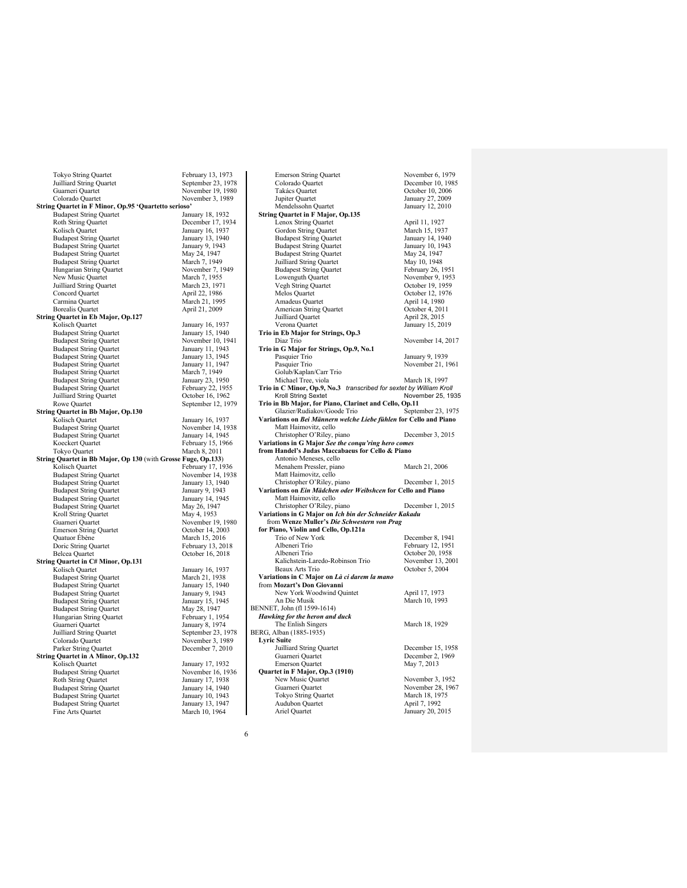Tokyo String Quartet February 13, 1973
Juilliard String Quartet September 23, 1978
Guarneri Quartet November 19, 1980
Colorado Quartet November 3, 1989

**String Quartet in F Minor, Op.95 'Quartetto serioso'**

Budapest String Quartet January 18, 1932
Roth String Quartet December 17, 1934
Kolisch Quartet January 16, 1937
Budapest String Quartet January 13, 1940
Budapest String Quartet January 9, 1943
Budapest String Quartet May 24, 1947
Budapest String Quartet March 7, 1949
Hungarian String Quartet November 7, 1949
New Music Quartet March 7, 1955
Juilliard String Quartet March 23, 1971
Concord Quartet April 22, 1986
Carmina Quartet March 21, 1995
Borealis Quartet April 21, 2009

**String Quartet in Eb Major, Op.127**

Kolisch Quartet January 16, 1937
Budapest String Quartet January 15, 1940
Budapest String Quartet November 10, 1941
Budapest String Quartet January 11, 1943
Budapest String Quartet January 13, 1945
Budapest String Quartet January 11, 1947
Budapest String Quartet March 7, 1949
Budapest String Quartet January 23, 1950
Budapest String Quartet February 22, 1955
Juilliard String Quartet October 16, 1962
Rowe Quartet September 12, 1979

**String Quartet in Bb Major, Op.130**

Kolisch Quartet January 16, 1937
Budapest String Quartet November 14, 1938
Budapest String Quartet January 14, 1945
Koeckert Quartet February 15, 1966
Tokyo Quartet March 8, 2011

**String Quartet in Bb Major, Op 130** (with **Grosse Fuge, Op.133**)

Kolisch Quartet February 17, 1936
Budapest String Quartet November 14, 1938
Budapest String Quartet January 13, 1940
Budapest String Quartet January 9, 1943
Budapest String Quartet January 14, 1945
Budapest String Quartet May 26, 1947
Kroll String Quartet May 4, 1953
Guarneri Quartet November 19, 1980
Emerson String Quartet October 14, 2003
Quatuor Ébène March 15, 2016
Doric String Quartet February 13, 2018
Belcea Quartet October 16, 2018

**String Quartet in C# Minor, Op.131**

Kolisch Quartet January 16, 1937
Budapest String Quartet March 21, 1938
Budapest String Quartet January 15, 1940
Budapest String Quartet January 9, 1943
Budapest String Quartet January 15, 1945
Budapest String Quartet May 28, 1947
Hungarian String Quartet February 1, 1954
Guarneri Quartet January 8, 1974
Juilliard String Quartet September 23, 1978
Colorado Quartet November 3, 1989
Parker String Quartet December 7, 2010

**String Quartet in A Minor, Op.132**

Kolisch Quartet January 17, 1932
Budapest String Quartet November 16, 1936
Roth String Quartet January 17, 1938
Budapest String Quartet January 14, 1940
Budapest String Quartet January 10, 1943
Budapest String Quartet January 13, 1947
Fine Arts Quartet March 10, 1964
Emerson String Quartet November 6, 1979
Colorado Quartet December 10, 1985
Takács Quartet October 10, 2006
Jupiter Quartet January 27, 2009
Mendelssohn Quartet January 12, 2010

**String Quartet in F Major, Op.135**

Lenox String Quartet April 11, 1927
Gordon String Quartet March 15, 1937
Budapest String Quartet January 14, 1940
Budapest String Quartet January 10, 1943
Budapest String Quartet May 24, 1947
Juilliard String Quartet May 10, 1948
Budapest String Quartet February 26, 1951
Lowenguth Quartet November 9, 1953
Vegh String Quartet October 19, 1959
Melos Quartet October 12, 1976
Amadeus Quartet April 14, 1980
American String Quartet October 4, 2011
Juilliard Quartet April 28, 2015
Verona Quartet January 15, 2019

**Trio in Eb Major for Strings, Op.3**

Diaz Trio November 14, 2017

**Trio in G Major for Strings, Op.9, No.1**

Pasquier Trio January 9, 1939
Pasquier Trio November 21, 1961
Golub/Kaplan/Carr Trio
Michael Tree, viola March 18, 1997

**Trio in C Minor, Op.9, No.3** *transcribed for sextet by William Kroll*

Kroll String Sextet November 25, 1935

**Trio in Bb Major, for Piano, Clarinet and Cello, Op.11**

Glazier/Rudiakov/Goode Trio September 23, 1975

**Variations on *Bei Männern welche Liebe fühlen* for Cello and Piano**

Matt Haimovitz, cello
Christopher O'Riley, piano December 3, 2015

**Variations in G Major *See the conqu'ring hero comes* from Handel's Judas Maccabaeus for Cello & Piano**

Antonio Meneses, cello
Menahem Pressler, piano March 21, 2006
Matt Haimovitz, cello
Christopher O'Riley, piano December 1, 2015

**Variations on *Ein Mädchen oder Weibshcen* for Cello and Piano**

Matt Haimovitz, cello
Christopher O'Riley, piano December 1, 2015

**Variations in G Major on *Ich bin der Schneider Kakadu* from Wenze Muller's *Die Schwestern von Prag* for Piano, Violin and Cello, Op.121a**

Trio of New York December 8, 1941
Albeneri Trio February 12, 1951
Albeneri Trio October 20, 1958
Kalichstein-Laredo-Robinson Trio November 13, 2001
Beaux Arts Trio October 5, 2004

**Variations in C Major on *Là ci darem la mano* from Mozart's Don Giovanni**

New York Woodwind Quintet April 17, 1973
An Die Musik March 10, 1993

BENNET, John (fl 1599-1614)

***Hawking for the heron and duck***

The Enlish Singers March 18, 1929

BERG, Alban (1885-1935)

**Lyric Suite**

Juilliard String Quartet December 15, 1958
Guarneri Quartet December 2, 1969
Emerson Quartet May 7, 2013

**Quartet in F Major, Op.3 (1910)**

New Music Quartet November 3, 1952
Guarneri Quartet November 28, 1967
Tokyo String Quartet March 18, 1975
Audubon Quartet April 7, 1992
Ariel Quartet January 20, 2015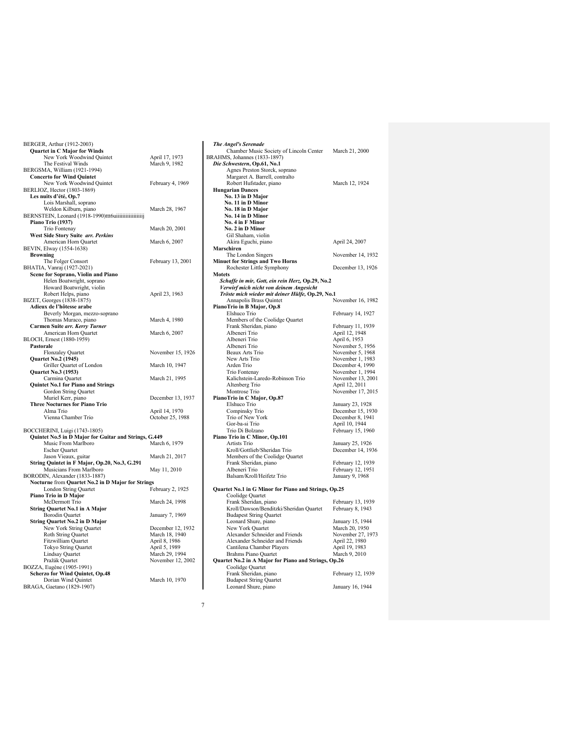BERGER, Arthur (1912-2003)
**Quartet in C Major for Winds**
New York Woodwind Quintet — April 17, 1973
The Festival Winds — March 9, 1982

BERGSMA, William (1921-1994)
**Concerto for Wind Quintet**
New York Woodwind Quintet — February 4, 1969

BERLIOZ, Hector (1803-1869)
**Les nuits d'été, Op.7**
Lois Marshall, soprano
Weldon Kilburn, piano — March 28, 1967

BERNSTEIN, Leonard (1918-1990)ttt6uiiiiiiiiiiiiiiiij
**Piano Trio (1937)**
Trio Fontenay — March 20, 2001
**West Side Story Suite *arr. Perkins***
American Horn Quartet — March 6, 2007

BEVIN, Elway (1554-1638)
**Browning**
The Folger Consort — February 13, 2001

BHATIA, Vanraj (1927-2021)
**Scene for Soprano, Violin and Piano**
Helen Boatwright, soprano
Howard Boatwright, violin
Robert Helps, piano — April 23, 1963

BIZET, Georges (1838-1875)
**Adieux de l'hôtesse arabe**
Beverly Morgan, mezzo-soprano
Thomas Muraco, piano — March 4, 1980
**Carmen Suite *arr. Kerry Turner***
American Horn Quartet — March 6, 2007

BLOCH, Ernest (1880-1959)
**Pastorale**
Flonzaley Quartet — November 15, 1926
**Quartet No.2 (1945)**
Griller Quartet of London — March 10, 1947
**Quartet No.3 (1953)**
Carmina Quartet — March 21, 1995
**Quintet No.1 for Piano and Strings**
Gordon String Quartet
Muriel Kerr, piano — December 13, 1937
**Three Nocturnes for Piano Trio**
Alma Trio — April 14, 1970
Vienna Chamber Trio — October 25, 1988

BOCCHERINI, Luigi (1743-1805)
**Quintet No.5 in D Major for Guitar and Strings, G.449**
Music From Marlboro — March 6, 1979
Escher Quartet
Jason Vieaux, guitar — March 21, 2017
**String Quintet in F Major, Op.20, No.3, G.291**
Musicians From Marlboro — May 11, 2010

BORODIN, Alexander (1833-1887)
**Nocturne** from **Quartet No.2 in D Major for Strings**
London String Quartet — February 2, 1925
**Piano Trio in D Major**
McDermott Trio — March 24, 1998
**String Quartet No.1 in A Major**
Borodin Quartet — January 7, 1969
**String Quartet No.2 in D Major**
New York String Quartet — December 12, 1932
Roth String Quartet — March 18, 1940
Fitzwilliam Quartet — April 8, 1986
Tokyo String Quartet — April 5, 1989
Lindsay Quartet — March 29, 1994
Pražák Quartet — November 12, 2002

BOZZA, Eugène (1905-1991)
**Scherzo for Wind Quintet, Op.48**
Dorian Wind Quintet — March 10, 1970

BRAGA, Gaetano (1829-1907)
***The Angel's Serenade***
Chamber Music Society of Lincoln Center — March 21, 2000

BRAHMS, Johannes (1833-1897)
***Die Schwestern*, Op.61, No.1**
Agnes Preston Storck, soprano
Margaret A. Barrell, contralto
Robert Hufstader, piano — March 12, 1924
**Hungarian Dances**
**No. 13 in D Major**
**No. 11 in D Minor**
**No. 18 in D Major**
**No. 14 in D Minor**
**No. 4 in F Minor**
**No. 2 in D Minor**
Gil Shaham, violin
Akira Eguchi, piano — April 24, 2007
**Marschiren**
The London Singers — November 14, 1932
**Minuet for Strings and Two Horns**
Rochester Little Symphony — December 13, 1926
**Motets**
***Schaffe in mir, Gott, ein rein Herz*, Op.29, No.2**
***Verwirf mich nicht von deinem Angesicht***
***Tröste mich wieder mit deiner Hülfe*, Op.29, No.1**
Annapolis Brass Quintet — November 16, 1982
**PianoTrio in B Major, Op.8**
Elshuco Trio — February 14, 1927
Members of the Coolidge Quartet
Frank Sheridan, piano — February 11, 1939
Albeneri Trio — April 12, 1948
Albeneri Trio — April 6, 1953
Albeneri Trio — November 5, 1956
Beaux Arts Trio — November 5, 1968
New Arts Trio — November 1, 1983
Arden Trio — December 4, 1990
Trio Fontenay — November 1, 1994
Kalichstein-Laredo-Robinson Trio — November 13, 2001
Altenberg Trio — April 12, 2011
Montrose Trio — November 17, 2015
**PianoTrio in C Major, Op.87**
Elshuco Trio — January 23, 1928
Compinsky Trio — December 15, 1930
Trio of New York — December 8, 1941
Gor-ba-si Trio — April 10, 1944
Trio Di Bolzano — February 15, 1960
**Piano Trio in C Minor, Op.101**
Artists Trio — January 25, 1926
Kroll/Gottlieb/Sheridan Trio — December 14, 1936
Members of the Coolidge Quartet
Frank Sheridan, piano — February 12, 1939
Albeneri Trio — February 12, 1951
Balsam/Kroll/Heifetz Trio — January 9, 1968

**Quartet No.1 in G Minor for Piano and Strings, Op.25**
Coolidge Quartet
Frank Sheridan, piano — February 13, 1939
Kroll/Dawson/Benditzki/Sheridan Quartet — February 8, 1943
Budapest String Quartet
Leonard Shure, piano — January 15, 1944
New York Quartet — March 20, 1950
Alexander Schneider and Friends — November 27, 1973
Alexander Schneider and Friends — April 22, 1980
Cantilena Chamber Players — April 19, 1983
Brahms Piano Quartet — March 9, 2010
**Quartet No.2 in A Major for Piano and Strings, Op.26**
Coolidge Quartet
Frank Sheridan, piano — February 12, 1939
Budapest String Quartet
Leonard Shure, piano — January 16, 1944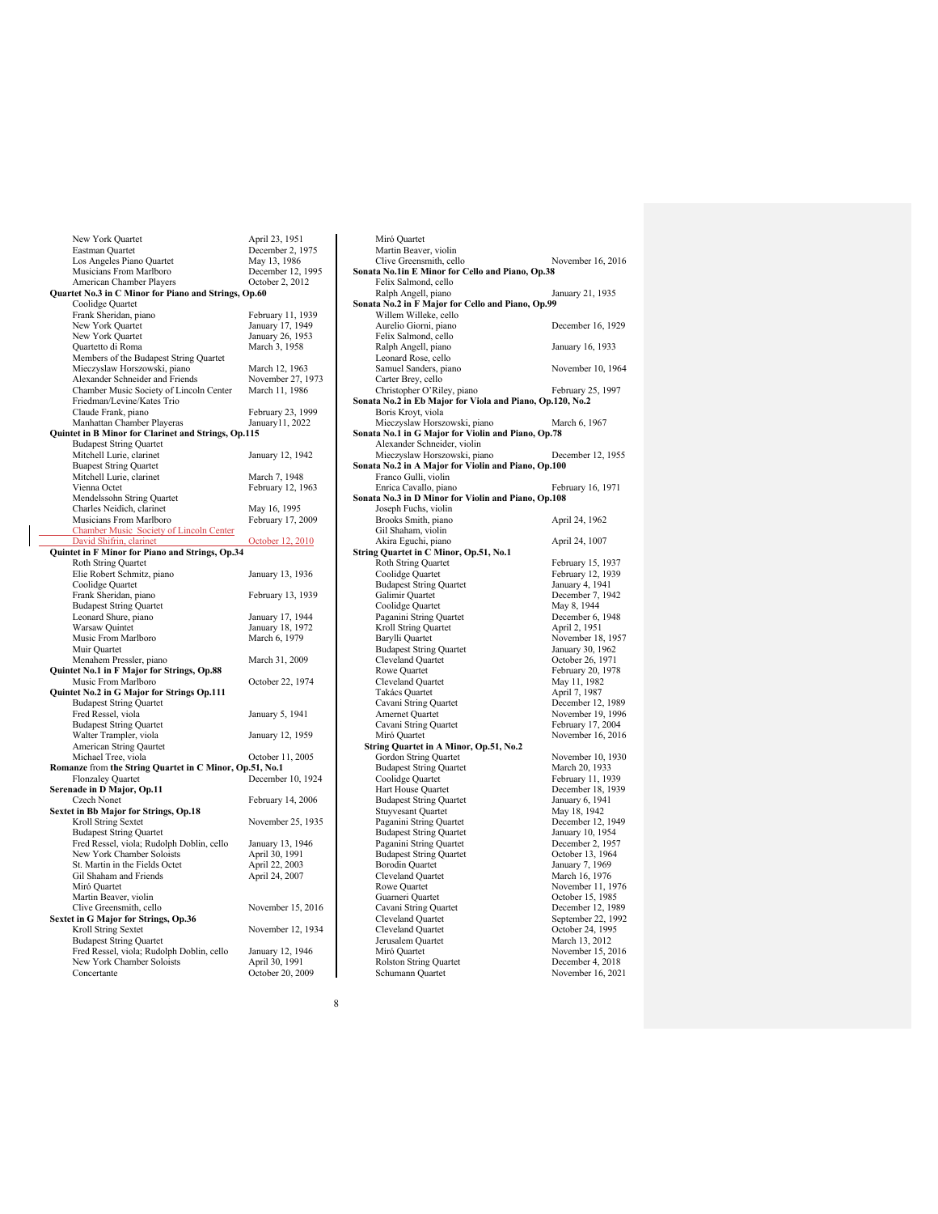New York Quartet April 23, 1951
Eastman Quartet December 2, 1975
Los Angeles Piano Quartet May 13, 1986
Musicians From Marlboro December 12, 1995
American Chamber Players October 2, 2012

**Quartet No.3 in C Minor for Piano and Strings, Op.60**

Coolidge Quartet
Frank Sheridan, piano February 11, 1939
New York Quartet January 17, 1949
New York Quartet January 26, 1953
Quartetto di Roma March 3, 1958
Members of the Budapest String Quartet
Mieczyslaw Horszowski, piano March 12, 1963
Alexander Schneider and Friends November 27, 1973
Chamber Music Society of Lincoln Center March 11, 1986
Friedman/Levine/Kates Trio
Claude Frank, piano February 23, 1999
Manhattan Chamber Playeras January11, 2022

**Quintet in B Minor for Clarinet and Strings, Op.115**

Budapest String Quartet
Mitchell Lurie, clarinet January 12, 1942
Buapest String Quartet
Mitchell Lurie, clarinet March 7, 1948
Vienna Octet February 12, 1963
Mendelssohn String Quartet
Charles Neidich, clarinet May 16, 1995
Musicians From Marlboro February 17, 2009
Chamber Music Society of Lincoln Center
David Shifrin, clarinet October 12, 2010

**Quintet in F Minor for Piano and Strings, Op.34**

Roth String Quartet
Elie Robert Schmitz, piano January 13, 1936
Coolidge Quartet
Frank Sheridan, piano February 13, 1939
Budapest String Quartet
Leonard Shure, piano January 17, 1944
Warsaw Quintet January 18, 1972
Music From Marlboro March 6, 1979
Muir Quartet
Menahem Pressler, piano March 31, 2009

**Quintet No.1 in F Major for Strings, Op.88**

Music From Marlboro October 22, 1974

**Quintet No.2 in G Major for Strings Op.111**

Budapest String Quartet
Fred Ressel, viola January 5, 1941
Budapest String Quartet
Walter Trampler, viola January 12, 1959
American String Qarutet
Michael Tree, viola October 11, 2005

**Romanze** from **the String Quartet in C Minor, Op.51, No.1**

Flonzaley Quartet December 10, 1924

**Serenade in D Major, Op.11**

Czech Nonet February 14, 2006

**Sextet in Bb Major for Strings, Op.18**

Kroll String Sextet November 25, 1935
Budapest String Quartet
Fred Ressel, viola; Rudolph Doblin, cello January 13, 1946
New York Chamber Soloists April 30, 1991
St. Martin in the Fields Octet April 22, 2003
Gil Shaham and Friends April 24, 2007
Miró Quartet
Martin Beaver, violin
Clive Greensmith, cello November 15, 2016

**Sextet in G Major for Strings, Op.36**

Kroll String Sextet November 12, 1934
Budapest String Quartet
Fred Ressel, viola; Rudolph Doblin, cello January 12, 1946
New York Chamber Soloists April 30, 1991
Concertante October 20, 2009

Miró Quartet
Martin Beaver, violin
Clive Greensmith, cello November 16, 2016

**Sonata No.1in E Minor for Cello and Piano, Op.38**

Felix Salmond, cello
Ralph Angell, piano January 21, 1935

**Sonata No.2 in F Major for Cello and Piano, Op.99**

Willem Willeke, cello
Aurelio Giorni, piano December 16, 1929
Felix Salmond, cello
Ralph Angell, piano January 16, 1933
Leonard Rose, cello
Samuel Sanders, piano November 10, 1964
Carter Brey, cello
Christopher O'Riley, piano February 25, 1997

**Sonata No.2 in Eb Major for Viola and Piano, Op.120, No.2**

Boris Kroyt, viola
Mieczyslaw Horszowski, piano March 6, 1967

**Sonata No.1 in G Major for Violin and Piano, Op.78**

Alexander Schneider, violin
Mieczyslaw Horszowski, piano December 12, 1955

**Sonata No.2 in A Major for Violin and Piano, Op.100**

Franco Gulli, violin
Enrica Cavallo, piano February 16, 1971

**Sonata No.3 in D Minor for Violin and Piano, Op.108**

Joseph Fuchs, violin
Brooks Smith, piano April 24, 1962
Gil Shaham, violin
Akira Eguchi, piano April 24, 1007

**String Quartet in C Minor, Op.51, No.1**

Roth String Quartet February 15, 1937
Coolidge Quartet February 12, 1939
Budapest String Quartet January 4, 1941
Galimir Quartet December 7, 1942
Coolidge Quartet May 8, 1944
Paganini String Quartet December 6, 1948
Kroll String Quartet April 2, 1951
Barylli Quartet November 18, 1957
Budapest String Quartet January 30, 1962
Cleveland Quartet October 26, 1971
Rowe Quartet February 20, 1978
Cleveland Quartet May 11, 1982
Takács Quartet April 7, 1987
Cavani String Quartet December 12, 1989
Amernet Quartet November 19, 1996
Cavani String Quartet February 17, 2004
Miró Quartet November 16, 2016

**String Quartet in A Minor, Op.51, No.2**

Gordon String Quartet November 10, 1930
Budapest String Quartet March 20, 1933
Coolidge Quartet February 11, 1939
Hart House Quartet December 18, 1939
Budapest String Quartet January 6, 1941
Stuyvesant Quartet May 18, 1942
Paganini String Quartet December 12, 1949
Budapest String Quartet January 10, 1954
Paganini String Quartet December 2, 1957
Budapest String Quartet October 13, 1964
Borodin Quartet January 7, 1969
Cleveland Quartet March 16, 1976
Rowe Quartet November 11, 1976
Guarneri Quartet October 15, 1985
Cavani String Quartet December 12, 1989
Cleveland Quartet September 22, 1992
Cleveland Quartet October 24, 1995
Jerusalem Quartet March 13, 2012
Miró Quartet November 15, 2016
Rolston String Quartet December 4, 2018
Schumann Quartet November 16, 2021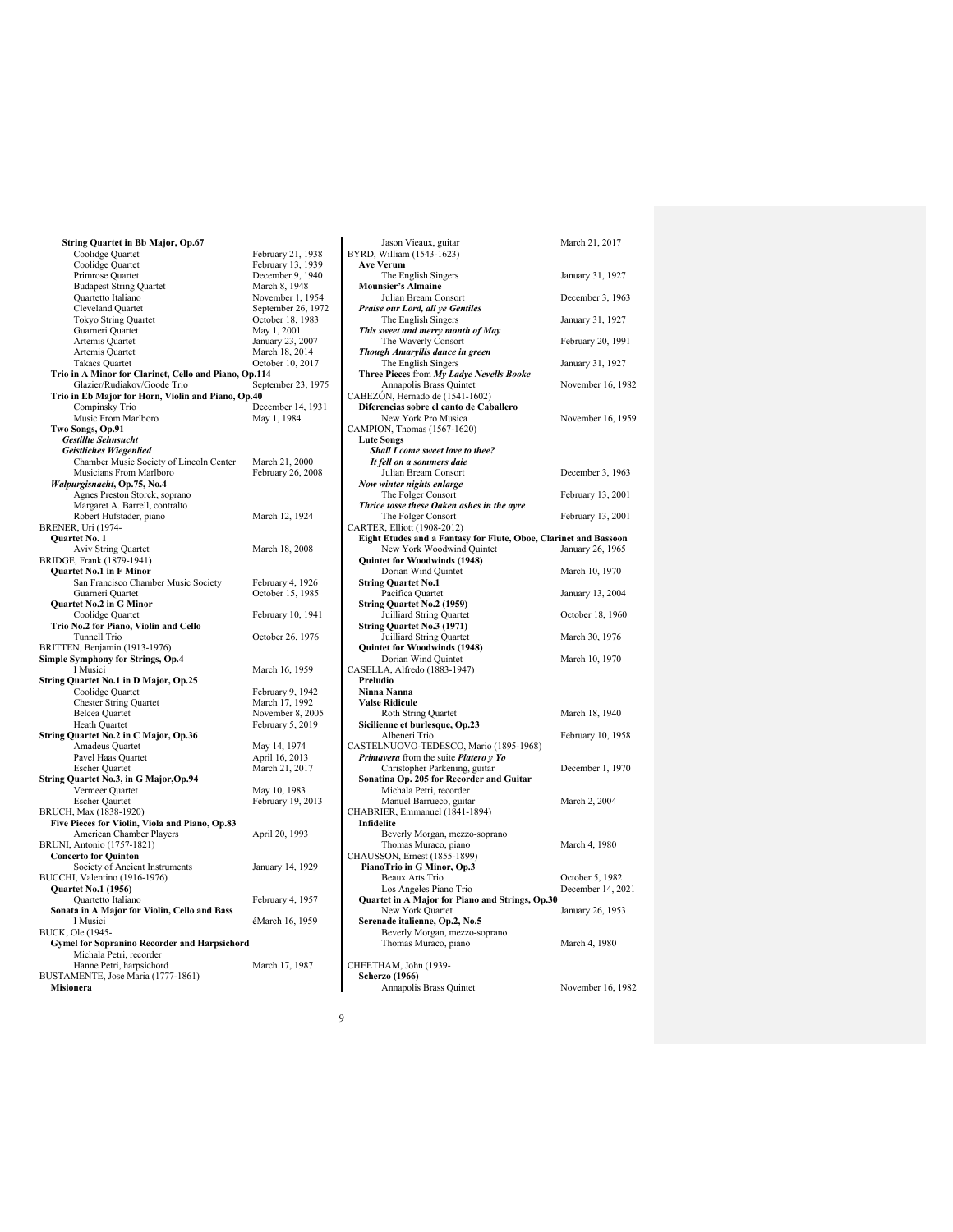**String Quartet in Bb Major, Op.67**

Coolidge Quartet February 21, 1938
Coolidge Quartet February 13, 1939
Primrose Quartet December 9, 1940
Budapest String Quartet March 8, 1948
Quartetto Italiano November 1, 1954
Cleveland Quartet September 26, 1972
Tokyo String Quartet October 18, 1983
Guarneri Quartet May 1, 2001
Artemis Quartet January 23, 2007
Artemis Quartet March 18, 2014
Takacs Quartet October 10, 2017

**Trio in A Minor for Clarinet, Cello and Piano, Op.114**

Glazier/Rudiakov/Goode Trio September 23, 1975

**Trio in Eb Major for Horn, Violin and Piano, Op.40**

Compinsky Trio December 14, 1931
Music From Marlboro May 1, 1984

**Two Songs, Op.91**

***Gestillte Sehnsucht***

***Geistliches Wiegenlied***

Chamber Music Society of Lincoln Center March 21, 2000
Musicians From Marlboro February 26, 2008

***Walpurgisnacht*, Op.75, No.4**

Agnes Preston Storck, soprano
Margaret A. Barrell, contralto
Robert Hufstader, piano March 12, 1924

BRENER, Uri (1974-

**Quartet No. 1**

Aviv String Quartet March 18, 2008

BRIDGE, Frank (1879-1941)

**Quartet No.1 in F Minor**

San Francisco Chamber Music Society February 4, 1926
Guarneri Quartet October 15, 1985

**Quartet No.2 in G Minor**

Coolidge Quartet February 10, 1941

**Trio No.2 for Piano, Violin and Cello**

Tunnell Trio October 26, 1976

BRITTEN, Benjamin (1913-1976)

**Simple Symphony for Strings, Op.4**

I Musici March 16, 1959

**String Quartet No.1 in D Major, Op.25**

Coolidge Quartet February 9, 1942
Chester String Quartet March 17, 1992
Belcea Quartet November 8, 2005
Heath Quartet February 5, 2019

**String Quartet No.2 in C Major, Op.36**

Amadeus Quartet May 14, 1974
Pavel Haas Quartet April 16, 2013
Escher Quartet March 21, 2017

**String Quartet No.3, in G Major,Op.94**

Vermeer Quartet May 10, 1983
Escher Qautret February 19, 2013

BRUCH, Max (1838-1920)

**Five Pieces for Violin, Viola and Piano, Op.83**

American Chamber Players April 20, 1993

BRUNI, Antonio (1757-1821)

**Concerto for Quinton**

Society of Ancient Instruments January 14, 1929

BUCCHI, Valentino (1916-1976)

**Quartet No.1 (1956)**

Quartetto Italiano February 4, 1957

**Sonata in A Major for Violin, Cello and Bass**

I Musici éMarch 16, 1959

BUCK, Ole (1945-

**Gymel for Sopranino Recorder and Harpsichord**

Michala Petri, recorder
Hanne Petri, harpsichord March 17, 1987

BUSTAMENTE, Jose Maria (1777-1861)

**Misionera**

Jason Vieaux, guitar March 21, 2017

BYRD, William (1543-1623)

**Ave Verum**

The English Singers January 31, 1927

**Mounsier's Almaine**

Julian Bream Consort December 3, 1963

***Praise our Lord, all ye Gentiles***

The English Singers January 31, 1927

***This sweet and merry month of May***

The Waverly Consort February 20, 1991

***Though Amaryllis dance in green***

The English Singers January 31, 1927

**Three Pieces** from ***My Ladye Nevells Booke***

Annapolis Brass Quintet November 16, 1982

CABEZÓN, Hernado de (1541-1602)

**Diferencias sobre el canto de Caballero**

New York Pro Musica November 16, 1959

CAMPION, Thomas (1567-1620)

**Lute Songs**

***Shall I come sweet love to thee?***

***It fell on a sommers daie***

Julian Bream Consort December 3, 1963

***Now winter nights enlarge***

The Folger Consort February 13, 2001

***Thrice tosse these Oaken ashes in the ayre***

The Folger Consort February 13, 2001

CARTER, Elliott (1908-2012)

**Eight Etudes and a Fantasy for Flute, Oboe, Clarinet and Bassoon**

New York Woodwind Quintet January 26, 1965

**Quintet for Woodwinds (1948)**

Dorian Wind Quintet March 10, 1970

**String Quartet No.1**

Pacifica Quartet January 13, 2004

**String Quartet No.2 (1959)**

Juilliard String Quartet October 18, 1960

**String Quartet No.3 (1971)**

Juilliard String Quartet March 30, 1976

**Quintet for Woodwinds (1948)**

Dorian Wind Quintet March 10, 1970

CASELLA, Alfredo (1883-1947)

**Preludio**

**Ninna Nanna**

**Valse Ridicule**

Roth String Quartet March 18, 1940

**Sicilienne et burlesque, Op.23**

Albeneri Trio February 10, 1958

CASTELNUOVO-TEDESCO, Mario (1895-1968)

***Primavera*** from the suite ***Platero y Yo***

Christopher Parkening, guitar December 1, 1970

**Sonatina Op. 205 for Recorder and Guitar**

Michala Petri, recorder
Manuel Barrueco, guitar March 2, 2004

CHABRIER, Emmanuel (1841-1894)

**Infidelite**

Beverly Morgan, mezzo-soprano
Thomas Muraco, piano March 4, 1980

CHAUSSON, Ernest (1855-1899)

**PianoTrio in G Minor, Op.3**

Beaux Arts Trio October 5, 1982
Los Angeles Piano Trio December 14, 2021

**Quartet in A Major for Piano and Strings, Op.30**

New York Quartet January 26, 1953

**Serenade italienne, Op.2, No.5**

Beverly Morgan, mezzo-soprano
Thomas Muraco, piano March 4, 1980

CHEETHAM, John (1939-

**Scherzo (1966)**

Annapolis Brass Quintet November 16, 1982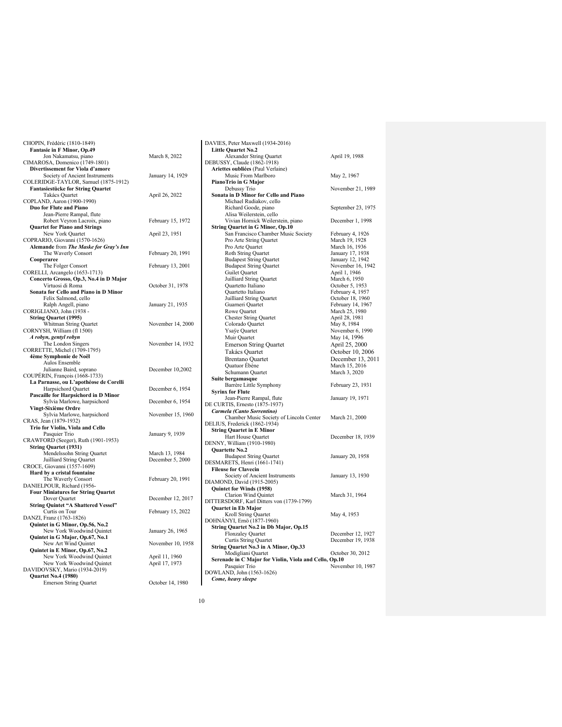CHOPIN, Frédéric (1810-1849)
**Fantasie in F Minor, Op.49**
Jon Nakamatsu, piano — March 8, 2022

CIMAROSA, Domenico (1749-1801)
**Divertissement for Viola d'amore**
Society of Ancient Instruments — January 14, 1929

COLERIDGE-TAYLOR, Samuel (1875-1912)
**Fantasiestücke for String Quartet**
Takács Quartet — April 26, 2022

COPLAND, Aaron (1900-1990)
**Duo for Flute and Piano**
Jean-Pierre Rampal, flute
Robert Veyron Lacroix, piano — February 15, 1972
**Quartet for Piano and Strings**
New York Quartet — April 23, 1951

COPRARIO, Giovanni (1570-1626)
**Alemande** from ***The Maske for Gray's Inn***
The Waverly Consort — February 20, 1991
**Cooperaree**
The Folger Consort — February 13, 2001

CORELLI, Arcangelo (1653-1713)
**Concerto Grosso, Op.3, No.4 in D Major**
Virtuosi di Roma — October 31, 1978
**Sonata for Cello and Piano in D Minor**
Felix Salmond, cello
Ralph Angell, piano — January 21, 1935

CORIGLIANO, John (1938 -
**String Quartet (1995)**
Whitman String Quartet — November 14, 2000

CORNYSH, William (fl 1500)
***A robyn, gentyl robyn***
The London Singers — November 14, 1932

CORRETTE, Michel (1709-1795)
**4ème Symphonie de Noël**
Aulos Ensemble
Julianne Baird, soprano — December 10,2002

COUPÉRIN, François (1668-1733)
**La Parnasse, ou L'apothéose de Corelli**
Harpsichord Quartet — December 6, 1954
**Pascaille for Harpsichord in D Minor**
Sylvia Marlowe, harpsichord — December 6, 1954
**Vingt-Sixième Ordre**
Sylvia Marlowe, harpsichord — November 15, 1960

CRAS, Jean (1879-1932)
**Trio for Violin, Viola and Cello**
Pasquier Trio — January 9, 1939

CRAWFORD (Seeger), Ruth (1901-1953)
**String Quartet (1931)**
Mendelssohn String Quartet — March 13, 1984
Juilliard String Quartet — December 5, 2000

CROCE, Giovanni (1557-1609)
**Hard by a cristal fountaine**
The Waverly Consort — February 20, 1991

DANIELPOUR, Richard (1956-
**Four Miniatures for String Quartet**
Dover Quartet — December 12, 2017
**String Quintet "A Shattered Vessel"**
Curtis on Tour — February 15, 2022

DANZI, Franz (1763-1826)
**Quintet in G Minor, Op.56, No.2**
New York Woodwind Quintet — January 26, 1965
**Quintet in G Major, Op.67, No.1**
New Art Wind Quintet — November 10, 1958
**Quintet in E Minor, Op.67, No.2**
New York Woodwind Quintet — April 11, 1960
New York Woodwind Quintet — April 17, 1973

DAVIDOVSKY, Mario (1934-2019)
**Quartet No.4 (1980)**
Emerson String Quartet — October 14, 1980

DAVIES, Peter Maxwell (1934-2016)
**Little Quartet No.2**
Alexander String Quartet — April 19, 1988

DEBUSSY, Claude (1862-1918)
**Ariettes oubliées** (Paul Verlaine)
Music From Marlboro — May 2, 1967
**PianoTrio in G Major**
Debussy Trio — November 21, 1989
**Sonata in D Minor for Cello and Piano**
Michael Rudiakov, cello
Richard Goode, piano — September 23, 1975
Alisa Weilerstein, cello
Vivian Hornick Weilerstein, piano — December 1, 1998
**String Quartet in G Minor, Op.10**
San Francisco Chamber Music Society — February 4, 1926
Pro Arte String Quartet — March 19, 1928
Pro Arte Quartet — March 16, 1936
Roth String Quartet — January 17, 1938
Budapest String Quartet — January 12, 1942
Budapest String Quartet — November 16, 1942
Guilet Quartet — April 1, 1946
Juilliard String Quartet — March 6, 1950
Quartetto Italiano — October 5, 1953
Quartetto Italiano — February 4, 1957
Juilliard String Quartet — October 18, 1960
Guarneri Quartet — February 14, 1967
Rowe Quartet — March 25, 1980
Chester String Quartet — April 28, 1981
Colorado Quartet — May 8, 1984
Ysaÿe Quartet — November 6, 1990
Muir Quartet — May 14, 1996
Emerson String Quartet — April 25, 2000
Takács Quartet — October 10, 2006
Brentano Quartet — December 13, 2011
Quatuor Ébène — March 15, 2016
Schumann Quartet — March 3, 2020
**Suite bergamasque**
Barrère Little Symphony — February 23, 1931
**Syrinx for Flute**
Jean-Pierre Rampal, flute — January 19, 1971

DE CURTIS, Ernesto (1875-1937)
***Carmela (Canto Sorrentino)***
Chamber Music Society of Lincoln Center — March 21, 2000

DELIUS, Frederick (1862-1934)
**String Quartet in E Minor**
Hart House Quartet — December 18, 1939

DENNY, William (1910-1980)
**Quartette No.2**
Budapest String Quartet — January 20, 1958

DESMARETS, Henri (1661-1741)
**Fileuse for Clavecin**
Society of Ancient Instruments — January 13, 1930

DIAMOND, David (1915-2005)
**Quintet for Winds (1958)**
Clarion Wind Quintet — March 31, 1964

DITTERSDORF, Karl Ditters von (1739-1799)
**Quartet in Eb Major**
Kroll String Quartet — May 4, 1953

DOHNÁNYI, Ernö (1877-1960)
**String Quartet No.2 in Db Major, Op.15**
Flonzaley Quartet — December 12, 1927
Curtis String Quartet — December 19, 1938
**String Quartet No.3 in A Minor, Op.33**
Modigliani Quartet — October 30, 2012
**Serenade in C Major for Violin, Viola and Cello, Op.10**
Pasquier Trio — November 10, 1987

DOWLAND, John (1563-1626)
***Come, heavy sleepe***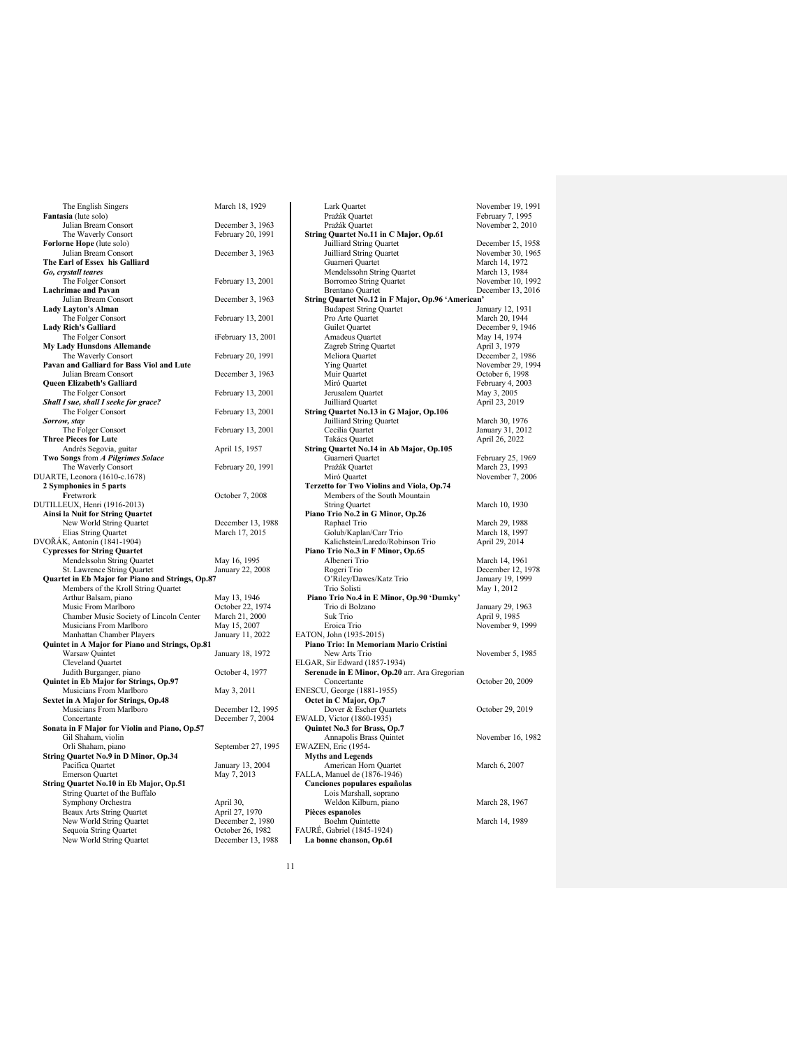The English Singers — March 18, 1929

**Fantasia** (lute solo)
Julian Bream Consort — December 3, 1963
The Waverly Consort — February 20, 1991

**Forlorne Hope** (lute solo)
Julian Bream Consort — December 3, 1963

**The Earl of Essex his Galliard**

***Go, crystall teares***
The Folger Consort — February 13, 2001

**Lachrimae and Pavan**
Julian Bream Consort — December 3, 1963

**Lady Layton's Alman**
The Folger Consort — February 13, 2001

**Lady Rich's Galliard**
The Folger Consort — iFebruary 13, 2001

**My Lady Hunsdons Allemande**
The Waverly Consort — February 20, 1991

**Pavan and Galliard for Bass Viol and Lute**
Julian Bream Consort — December 3, 1963

**Queen Elizabeth's Galliard**
The Folger Consort — February 13, 2001

***Shall I sue, shall I seeke for grace?***
The Folger Consort — February 13, 2001

***Sorrow, stay***
The Folger Consort — February 13, 2001

**Three Pieces for Lute**
Andrés Segovia, guitar — April 15, 1957

**Two Songs** from ***A Pilgrimes Solace***
The Waverly Consort — February 20, 1991

DUARTE, Leonora (1610-c.1678)

**2 Symphonies in 5 parts**
**F**retwork — October 7, 2008

DUTILLEUX, Henri (1916-2013)

**Ainsi la Nuit for String Quartet**
New World String Quartet — December 13, 1988
Elias String Quartet — March 17, 2015

DVOŘÁK, Antonín (1841-1904)

**Cypresses for String Quartet**
Mendelssohn String Quartet — May 16, 1995
St. Lawrence String Quartet — January 22, 2008

**Quartet in Eb Major for Piano and Strings, Op.87**
Members of the Kroll String Quartet
Arthur Balsam, piano — May 13, 1946
Music From Marlboro — October 22, 1974
Chamber Music Society of Lincoln Center — March 21, 2000
Musicians From Marlboro — May 15, 2007
Manhattan Chamber Players — January 11, 2022

**Quintet in A Major for Piano and Strings, Op.81**
Warsaw Quintet — January 18, 1972
Cleveland Quartet
Judith Burganger, piano — October 4, 1977

**Quintet in Eb Major for Strings, Op.97**
Musicians From Marlboro — May 3, 2011

**Sextet in A Major for Strings, Op.48**
Musicians From Marlboro — December 12, 1995
Concertante — December 7, 2004

**Sonata in F Major for Violin and Piano, Op.57**
Gil Shaham, violin
Orli Shaham, piano — September 27, 1995

**String Quartet No.9 in D Minor, Op.34**
Pacifica Quartet — January 13, 2004
Emerson Quartet — May 7, 2013

**String Quartet No.10 in Eb Major, Op.51**
String Quartet of the Buffalo
Symphony Orchestra — April 30,
Beaux Arts String Quartet — April 27, 1970
New World String Quartet — December 2, 1980
Sequoia String Quartet — October 26, 1982
New World String Quartet — December 13, 1988
Lark Quartet — November 19, 1991
Pražák Quartet — February 7, 1995
Pražák Quartet — November 2, 2010

**String Quartet No.11 in C Major, Op.61**
Juilliard String Quartet — December 15, 1958
Juilliard String Quartet — November 30, 1965
Guarneri Quartet — March 14, 1972
Mendelssohn String Quartet — March 13, 1984
Borromeo String Quartet — November 10, 1992
Brentano Quartet — December 13, 2016

**String Quartet No.12 in F Major, Op.96 'American'**
Budapest String Quartet — January 12, 1931
Pro Arte Quartet — March 20, 1944
Guilet Quartet — December 9, 1946
Amadeus Quartet — May 14, 1974
Zagreb String Quartet — April 3, 1979
Meliora Quartet — December 2, 1986
Ying Quartet — November 29, 1994
Muir Quartet — October 6, 1998
Miró Quartet — February 4, 2003
Jerusalem Quartet — May 3, 2005
Juilliard Quartet — April 23, 2019

**String Quartet No.13 in G Major, Op.106**
Juilliard String Quartet — March 30, 1976
Cecilia Quartet — January 31, 2012
Takács Quartet — April 26, 2022

**String Quartet No.14 in Ab Major, Op.105**
Guarneri Quartet — February 25, 1969
Pražák Quartet — March 23, 1993
Miró Quartet — November 7, 2006

**Terzetto for Two Violins and Viola, Op.74**
Members of the South Mountain
String Quartet — March 10, 1930

**Piano Trio No.2 in G Minor, Op.26**
Raphael Trio — March 29, 1988
Golub/Kaplan/Carr Trio — March 18, 1997
Kalichstein/Laredo/Robinson Trio — April 29, 2014

**Piano Trio No.3 in F Minor, Op.65**
Albeneri Trio — March 14, 1961
Rogeri Trio — December 12, 1978
O'Riley/Dawes/Katz Trio — January 19, 1999
Trio Solisti — May 1, 2012

**Piano Trio No.4 in E Minor, Op.90 'Dumky'**
Trio di Bolzano — January 29, 1963
Suk Trio — April 9, 1985
Eroica Trio — November 9, 1999

EATON, John (1935-2015)

**Piano Trio: In Memoriam Mario Cristini**
New Arts Trio — November 5, 1985

ELGAR, Sir Edward (1857-1934)

**Serenade in E Minor, Op.20** arr. Ara Gregorian
Concertante — October 20, 2009

ENESCU, George (1881-1955)

**Octet in C Major, Op.7**
Dover & Escher Quartets — October 29, 2019

EWALD, Victor (1860-1935)

**Quintet No.3 for Brass, Op.7**
Annapolis Brass Quintet — November 16, 1982

EWAZEN, Eric (1954-

**Myths and Legends**
American Horn Quartet — March 6, 2007

FALLA, Manuel de (1876-1946)

**Canciones populares españolas**
Lois Marshall, soprano
Weldon Kilburn, piano — March 28, 1967

**Pièces espanoles**
Boehm Quintette — March 14, 1989

FAURÉ, Gabriel (1845-1924)

**La bonne chanson, Op.61**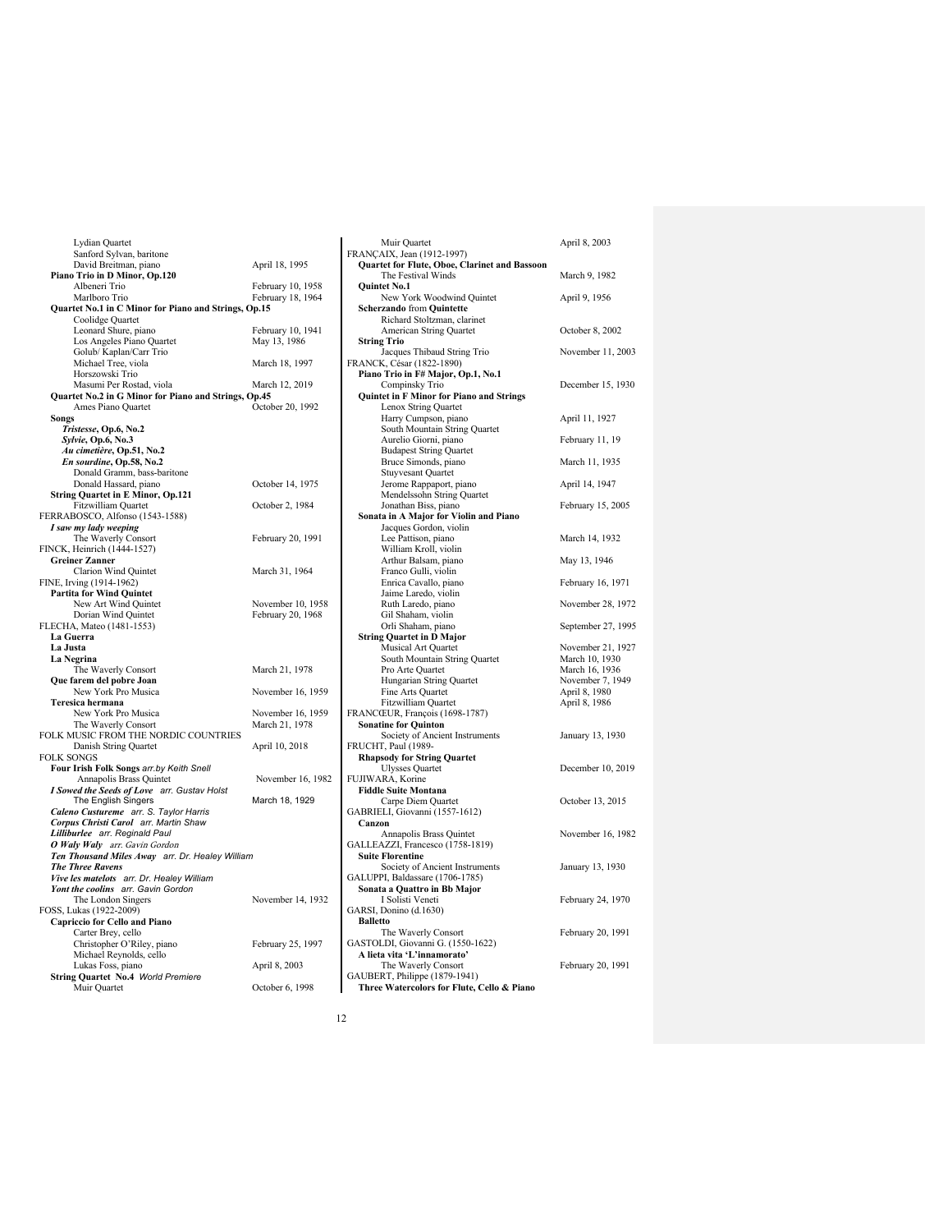Lydian Quartet
Sanford Sylvan, baritone
David Breitman, piano — April 18, 1995

**Piano Trio in D Minor, Op.120**
Albeneri Trio — February 10, 1958
Marlboro Trio — February 18, 1964

**Quartet No.1 in C Minor for Piano and Strings, Op.15**
Coolidge Quartet
Leonard Shure, piano — February 10, 1941
Los Angeles Piano Quartet — May 13, 1986
Golub/ Kaplan/Carr Trio
Michael Tree, viola — March 18, 1997
Horszowski Trio
Masumi Per Rostad, viola — March 12, 2019

**Quartet No.2 in G Minor for Piano and Strings, Op.45**
Ames Piano Quartet — October 20, 1992

**Songs**
***Tristesse*, Op.6, No.2**
***Sylvie*, Op.6, No.3**
***Au cimetière*, Op.51, No.2**
***En sourdine*, Op.58, No.2**
Donald Gramm, bass-baritone
Donald Hassard, piano — October 14, 1975

**String Quartet in E Minor, Op.121**
Fitzwilliam Quartet — October 2, 1984

FERRABOSCO, Alfonso (1543-1588)
***I saw my lady weeping***
The Waverly Consort — February 20, 1991

FINCK, Heinrich (1444-1527)
**Greiner Zanner**
Clarion Wind Quintet — March 31, 1964

FINE, Irving (1914-1962)
**Partita for Wind Quintet**
New Art Wind Quintet — November 10, 1958
Dorian Wind Quintet — February 20, 1968

FLECHA, Mateo (1481-1553)
**La Guerra**
**La Justa**
**La Negrina**
The Waverly Consort — March 21, 1978
**Que farem del pobre Joan**
New York Pro Musica — November 16, 1959
**Teresica hermana**
New York Pro Musica — November 16, 1959
The Waverly Consort — March 21, 1978

FOLK MUSIC FROM THE NORDIC COUNTRIES
Danish String Quartet — April 10, 2018

FOLK SONGS
***Four Irish Folk Songs** arr.by Keith Snell*
Annapolis Brass Quintet — November 16, 1982
***I Sowed the Seeds of Love** arr. Gustav Holst*
The English Singers — March 18, 1929
***Caleno Custureme** arr. S. Taylor Harris*
***Corpus Christi Carol** arr. Martin Shaw*
***Lilliburlee** arr. Reginald Paul*
***O Waly Waly** arr. Gavin Gordon*
***Ten Thousand Miles Away** arr. Dr. Healey William*
***The Three Ravens***
***Vive les matelots** arr. Dr. Healey William*
***Yont the coolins** arr. Gavin Gordon*
The London Singers — November 14, 1932

FOSS, Lukas (1922-2009)
**Capriccio for Cello and Piano**
Carter Brey, cello
Christopher O'Riley, piano — February 25, 1997
Michael Reynolds, cello
Lukas Foss, piano — April 8, 2003
**String Quartet No.4** *World Premiere*
Muir Quartet — October 6, 1998
Muir Quartet — April 8, 2003

FRANÇAIX, Jean (1912-1997)
**Quartet for Flute, Oboe, Clarinet and Bassoon**
The Festival Winds — March 9, 1982
**Quintet No.1**
New York Woodwind Quintet — April 9, 1956
**Scherzando** from **Quintette**
Richard Stoltzman, clarinet
American String Quartet — October 8, 2002
**String Trio**
Jacques Thibaud String Trio — November 11, 2003

FRANCK, César (1822-1890)
**Piano Trio in F# Major, Op.1, No.1**
Compinsky Trio — December 15, 1930
**Quintet in F Minor for Piano and Strings**
Lenox String Quartet
Harry Cumpson, piano — April 11, 1927
South Mountain String Quartet
Aurelio Giorni, piano — February 11, 19
Budapest String Quartet
Bruce Simonds, piano — March 11, 1935
Stuyvesant Quartet
Jerome Rappaport, piano — April 14, 1947
Mendelssohn String Quartet
Jonathan Biss, piano — February 15, 2005
**Sonata in A Major for Violin and Piano**
Jacques Gordon, violin
Lee Pattison, piano — March 14, 1932
William Kroll, violin
Arthur Balsam, piano — May 13, 1946
Franco Gulli, violin
Enrica Cavallo, piano — February 16, 1971
Jaime Laredo, violin
Ruth Laredo, piano — November 28, 1972
Gil Shaham, violin
Orli Shaham, piano — September 27, 1995
**String Quartet in D Major**
Musical Art Quartet — November 21, 1927
South Mountain String Quartet — March 10, 1930
Pro Arte Quartet — March 16, 1936
Hungarian String Quartet — November 7, 1949
Fine Arts Quartet — April 8, 1980
Fitzwilliam Quartet — April 8, 1986

FRANCŒUR, François (1698-1787)
**Sonatine for Quinton**
Society of Ancient Instruments — January 13, 1930

FRUCHT, Paul (1989-
**Rhapsody for String Quartet**
Ulysses Quartet — December 10, 2019

FUJIWARA, Korine
**Fiddle Suite Montana**
Carpe Diem Quartet — October 13, 2015

GABRIELI, Giovanni (1557-1612)
**Canzon**
Annapolis Brass Quintet — November 16, 1982

GALLEAZZI, Francesco (1758-1819)
**Suite Florentine**
Society of Ancient Instruments — January 13, 1930

GALUPPI, Baldassare (1706-1785)
**Sonata a Quattro in Bb Major**
I Solisti Veneti — February 24, 1970

GARSI, Donino (d.1630)
**Balletto**
The Waverly Consort — February 20, 1991

GASTOLDI, Giovanni G. (1550-1622)
**A lieta vita 'L'innamorato'**
The Waverly Consort — February 20, 1991

GAUBERT, Philippe (1879-1941)
**Three Watercolors for Flute, Cello & Piano**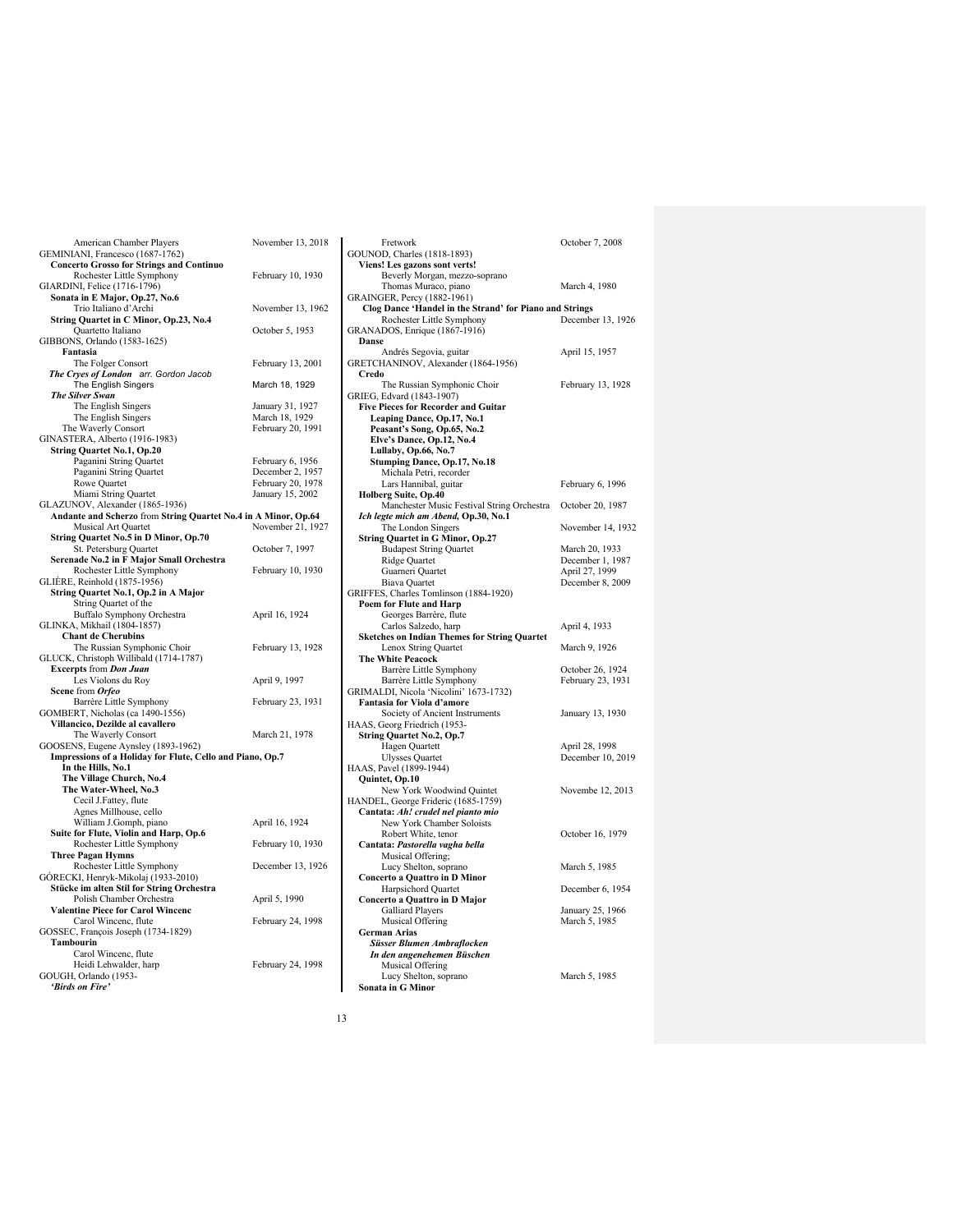American Chamber Players November 13, 2018

GEMINIANI, Francesco (1687-1762)

**Concerto Grosso for Strings and Continuo**

Rochester Little Symphony February 10, 1930

GIARDINI, Felice (1716-1796)

**Sonata in E Major, Op.27, No.6**

Trio Italiano d'Archi November 13, 1962

**String Quartet in C Minor, Op.23, No.4**

Quartetto Italiano October 5, 1953

GIBBONS, Orlando (1583-1625)

**Fantasia**

The Folger Consort February 13, 2001

***The Cryes of London*** *arr. Gordon Jacob*

The English Singers March 18, 1929

***The Silver Swan***

The English Singers January 31, 1927

The English Singers March 18, 1929

The Waverly Consort February 20, 1991

GINASTERA, Alberto (1916-1983)

**String Quartet No.1, Op.20**

Paganini String Quartet February 6, 1956

Paganini String Quartet December 2, 1957

Rowe Quartet February 20, 1978

Miami String Quartet January 15, 2002

GLAZUNOV, Alexander (1865-1936)

**Andante and Scherzo** from **String Quartet No.4 in A Minor, Op.64**

Musical Art Quartet November 21, 1927

**String Quartet No.5 in D Minor, Op.70**

St. Petersburg Quartet October 7, 1997

**Serenade No.2 in F Major Small Orchestra**

Rochester Little Symphony February 10, 1930

GLIÈRE, Reinhold (1875-1956)

**String Quartet No.1, Op.2 in A Major**

String Quartet of the Buffalo Symphony Orchestra April 16, 1924

GLINKA, Mikhail (1804-1857)

**Chant de Cherubins**

The Russian Symphonic Choir February 13, 1928

GLUCK, Christoph Willibald (1714-1787)

**Excerpts** from ***Don Juan***

Les Violons du Roy April 9, 1997

**Scene** from ***Orfeo***

Barrère Little Symphony February 23, 1931

GOMBERT, Nicholas (ca 1490-1556)

**Villancico, Dezilde al cavallero**

The Waverly Consort March 21, 1978

GOOSENS, Eugene Aynsley (1893-1962)

**Impressions of a Holiday for Flute, Cello and Piano, Op.7**

**In the Hills, No.1**

**The Village Church, No.4**

**The Water-Wheel, No.3**

Cecil J.Fattey, flute

Agnes Millhouse, cello

William J.Gomph, piano April 16, 1924

**Suite for Flute, Violin and Harp, Op.6**

Rochester Little Symphony February 10, 1930

**Three Pagan Hymns**

Rochester Little Symphony December 13, 1926

GÓRECKI, Henryk-Mikolaj (1933-2010)

**Stücke im alten Stil for String Orchestra**

Polish Chamber Orchestra April 5, 1990

**Valentine Piece for Carol Wincenc**

Carol Wincenc, flute February 24, 1998

GOSSEC, François Joseph (1734-1829)

**Tambourin**

Carol Wincenc, flute

Heidi Lehwalder, harp February 24, 1998

GOUGH, Orlando (1953-

***'Birds on Fire'***

Fretwork October 7, 2008

GOUNOD, Charles (1818-1893)

**Viens! Les gazons sont verts!**

Beverly Morgan, mezzo-soprano

Thomas Muraco, piano March 4, 1980

GRAINGER, Percy (1882-1961)

**Clog Dance 'Handel in the Strand' for Piano and Strings**

Rochester Little Symphony December 13, 1926

GRANADOS, Enrique (1867-1916)

**Danse**

Andrés Segovia, guitar April 15, 1957

GRETCHANINOV, Alexander (1864-1956)

**Credo**

The Russian Symphonic Choir February 13, 1928

GRIEG, Edvard (1843-1907)

**Five Pieces for Recorder and Guitar**

**Leaping Dance, Op.17, No.1**

**Peasant's Song, Op.65, No.2**

**Elve's Dance, Op.12, No.4**

**Lullaby, Op.66, No.7**

**Stumping Dance, Op.17, No.18**

Michala Petri, recorder

Lars Hannibal, guitar February 6, 1996

**Holberg Suite, Op.40**

Manchester Music Festival String Orchestra October 20, 1987

***Ich legte mich am Abend,*** **Op.30, No.1**

The London Singers November 14, 1932

**String Quartet in G Minor, Op.27**

Budapest String Quartet March 20, 1933

Ridge Quartet December 1, 1987

Guarneri Quartet April 27, 1999

Biava Quartet December 8, 2009

GRIFFES, Charles Tomlinson (1884-1920)

**Poem for Flute and Harp**

Georges Barrère, flute

Carlos Salzedo, harp April 4, 1933

**Sketches on Indian Themes for String Quartet**

Lenox String Quartet March 9, 1926

**The White Peacock**

Barrère Little Symphony October 26, 1924

Barrère Little Symphony February 23, 1931

GRIMALDI, Nicola 'Nicolini' 1673-1732)

**Fantasia for Viola d'amore**

Society of Ancient Instruments January 13, 1930

HAAS, Georg Friedrich (1953-

**String Quartet No.2, Op.7**

Hagen Quartett April 28, 1998

Ulysses Quartet December 10, 2019

HAAS, Pavel (1899-1944)

**Quintet, Op.10**

New York Woodwind Quintet Novembe 12, 2013

HANDEL, George Frideric (1685-1759)

**Cantata: *Ah! crudel nel pianto mio***

New York Chamber Soloists

Robert White, tenor October 16, 1979

**Cantata: *Pastorella vagha bella***

Musical Offering;

Lucy Shelton, soprano March 5, 1985

**Concerto a Quattro in D Minor**

Harpsichord Quartet December 6, 1954

**Concerto a Quattro in D Major**

Galliard Players January 25, 1966

Musical Offering March 5, 1985

**German Arias**

***Süsser Blumen Ambraflocken***

***In den angenehemen Büschen***

Musical Offering

Lucy Shelton, soprano March 5, 1985

**Sonata in G Minor**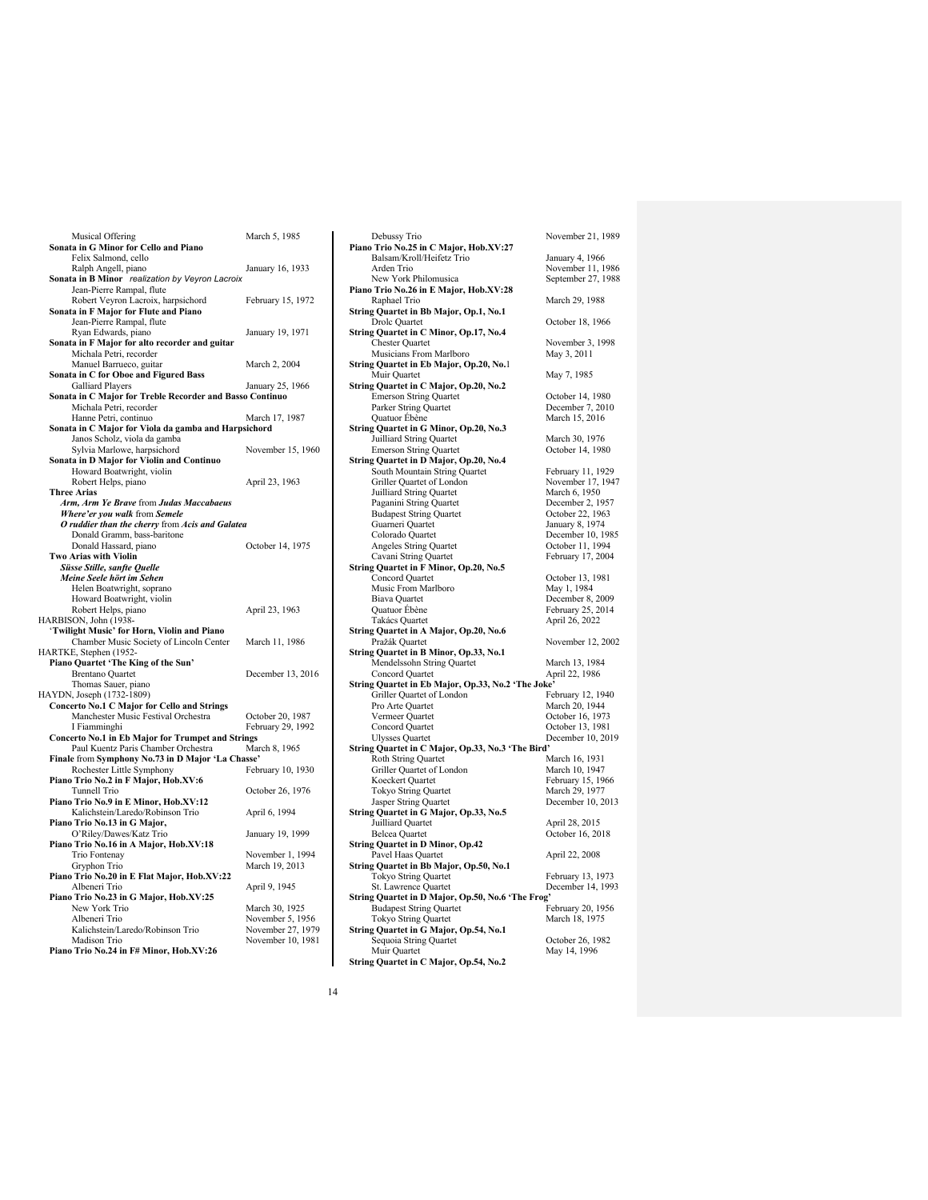Musical Offering — March 5, 1985

**Sonata in G Minor for Cello and Piano**
Felix Salmond, cello
Ralph Angell, piano — January 16, 1933

**Sonata in B Minor** *realization by Veyron Lacroix*
Jean-Pierre Rampal, flute
Robert Veyron Lacroix, harpsichord — February 15, 1972

**Sonata in F Major for Flute and Piano**
Jean-Pierre Rampal, flute
Ryan Edwards, piano — January 19, 1971

**Sonata in F Major for alto recorder and guitar**
Michala Petri, recorder
Manuel Barrueco, guitar — March 2, 2004

**Sonata in C for Oboe and Figured Bass**
Galliard Players — January 25, 1966

**Sonata in C Major for Treble Recorder and Basso Continuo**
Michala Petri, recorder
Hanne Petri, continuo — March 17, 1987

**Sonata in C Major for Viola da gamba and Harpsichord**
Janos Scholz, viola da gamba
Sylvia Marlowe, harpsichord — November 15, 1960

**Sonata in D Major for Violin and Continuo**
Howard Boatwright, violin
Robert Helps, piano — April 23, 1963

**Three Arias**
***Arm, Arm Ye Brave*** from ***Judas Maccabaeus***
***Where'er you walk*** from ***Semele***
***O ruddier than the cherry*** from ***Acis and Galatea***
Donald Gramm, bass-baritone
Donald Hassard, piano — October 14, 1975

**Two Arias with Violin**
***Süsse Stille, sanfte Quelle***
***Meine Seele hört im Sehen***
Helen Boatwright, soprano
Howard Boatwright, violin
Robert Helps, piano — April 23, 1963

HARBISON, John (1938-

**'Twilight Music' for Horn, Violin and Piano**
Chamber Music Society of Lincoln Center — March 11, 1986

HARTKE, Stephen (1952-

**Piano Quartet 'The King of the Sun'**
Brentano Quartet — December 13, 2016
Thomas Sauer, piano

HAYDN, Joseph (1732-1809)

**Concerto No.1 C Major for Cello and Strings**
Manchester Music Festival Orchestra — October 20, 1987
I Fiamminghi — February 29, 1992

**Concerto No.1 in Eb Major for Trumpet and Strings**
Paul Kuentz Paris Chamber Orchestra — March 8, 1965

**Finale** from **Symphony No.73 in D Major 'La Chasse'**
Rochester Little Symphony — February 10, 1930

**Piano Trio No.2 in F Major, Hob.XV:6**
Tunnell Trio — October 26, 1976

**Piano Trio No.9 in E Minor, Hob.XV:12**
Kalichstein/Laredo/Robinson Trio — April 6, 1994

**Piano Trio No.13 in G Major,**
O'Riley/Dawes/Katz Trio — January 19, 1999

**Piano Trio No.16 in A Major, Hob.XV:18**
Trio Fontenay — November 1, 1994
Gryphon Trio — March 19, 2013

**Piano Trio No.20 in E Flat Major, Hob.XV:22**
Albeneri Trio — April 9, 1945

**Piano Trio No.23 in G Major, Hob.XV:25**
New York Trio — March 30, 1925
Albeneri Trio — November 5, 1956
Kalichstein/Laredo/Robinson Trio — November 27, 1979
Madison Trio — November 10, 1981

**Piano Trio No.24 in F# Minor, Hob.XV:26**
Debussy Trio — November 21, 1989

**Piano Trio No.25 in C Major, Hob.XV:27**
Balsam/Kroll/Heifetz Trio — January 4, 1966
Arden Trio — November 11, 1986
New York Philomusica — September 27, 1988

**Piano Trio No.26 in E Major, Hob.XV:28**
Raphael Trio — March 29, 1988

**String Quartet in Bb Major, Op.1, No.1**
Drolc Quartet — October 18, 1966

**String Quartet in C Minor, Op.17, No.4**
Chester Quartet — November 3, 1998
Musicians From Marlboro — May 3, 2011

**String Quartet in Eb Major, Op.20, No.1**
Muir Quartet — May 7, 1985

**String Quartet in C Major, Op.20, No.2**
Emerson String Quartet — October 14, 1980
Parker String Quartet — December 7, 2010
Quatuor Ébène — March 15, 2016

**String Quartet in G Minor, Op.20, No.3**
Juilliard String Quartet — March 30, 1976
Emerson String Quartet — October 14, 1980

**String Quartet in D Major, Op.20, No.4**
South Mountain String Quartet — February 11, 1929
Griller Quartet of London — November 17, 1947
Juilliard String Quartet — March 6, 1950
Paganini String Quartet — December 2, 1957
Budapest String Quartet — October 22, 1963
Guarneri Quartet — January 8, 1974
Colorado Quartet — December 10, 1985
Angeles String Quartet — October 11, 1994
Cavani String Quartet — February 17, 2004

**String Quartet in F Minor, Op.20, No.5**
Concord Quartet — October 13, 1981
Music From Marlboro — May 1, 1984
Biava Quartet — December 8, 2009
Quatuor Ébène — February 25, 2014
Takács Quartet — April 26, 2022

**String Quartet in A Major, Op.20, No.6**
Pražák Quartet — November 12, 2002

**String Quartet in B Minor, Op.33, No.1**
Mendelssohn String Quartet — March 13, 1984
Concord Quartet — April 22, 1986

**String Quartet in Eb Major, Op.33, No.2 'The Joke'**
Griller Quartet of London — February 12, 1940
Pro Arte Quartet — March 20, 1944
Vermeer Quartet — October 16, 1973
Concord Quartet — October 13, 1981
Ulysses Quartet — December 10, 2019

**String Quartet in C Major, Op.33, No.3 'The Bird'**
Roth String Quartet — March 16, 1931
Griller Quartet of London — March 10, 1947
Koeckert Quartet — February 15, 1966
Tokyo String Quartet — March 29, 1977
Jasper String Quartet — December 10, 2013

**String Quartet in G Major, Op.33, No.5**
Juilliard Quartet — April 28, 2015
Belcea Quartet — October 16, 2018

**String Quartet in D Minor, Op.42**
Pavel Haas Quartet — April 22, 2008

**String Quartet in Bb Major, Op.50, No.1**
Tokyo String Quartet — February 13, 1973
St. Lawrence Quartet — December 14, 1993

**String Quartet in D Major, Op.50, No.6 'The Frog'**
Budapest String Quartet — February 20, 1956
Tokyo String Quartet — March 18, 1975

**String Quartet in G Major, Op.54, No.1**
Sequoia String Quartet — October 26, 1982
Muir Quartet — May 14, 1996

**String Quartet in C Major, Op.54, No.2**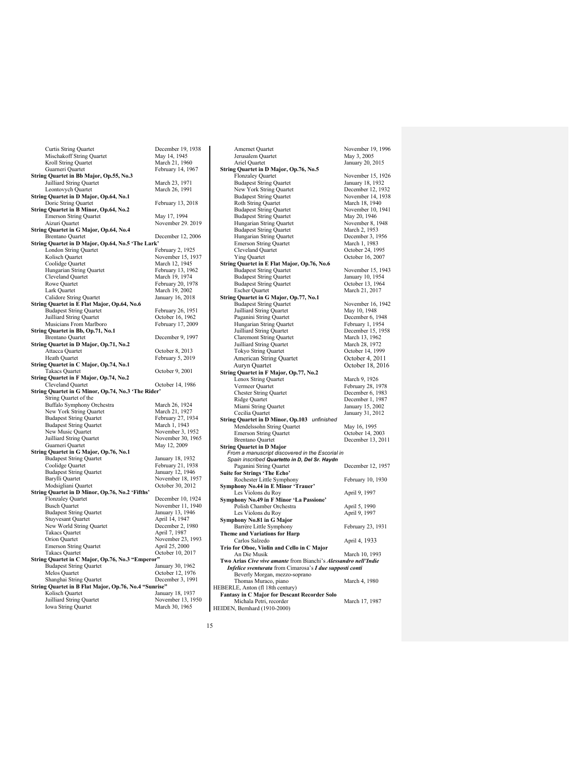Curtis String Quartet — December 19, 1938
Mischakoff String Quartet — May 14, 1945
Kroll String Quartet — March 21, 1960
Guarneri Quartet — February 14, 1967

**String Quartet in Bb Major, Op.55, No.3**
Juilliard String Quartet — March 23, 1971
Leontovych Quartet — March 26, 1991

**String Quartet in D Major, Op.64, No.1**
Doric String Quartet — February 13, 2018

**String Quartet in B Minor, Op.64, No.2**
Emerson String Quartet — May 17, 1994
Aizuri Quartet — November 29. 2019

**String Quartet in G Major, Op.64, No.4**
Brentano Quartet — December 12, 2006

**String Quartet in D Major, Op.64, No.5 'The Lark'**
London String Quartet — February 2, 1925
Kolisch Quartet — November 15, 1937
Coolidge Quartet — March 12, 1945
Hungarian String Quartet — February 13, 1962
Cleveland Quartet — March 19, 1974
Rowe Quartet — February 20, 1978
Lark Quartet — March 19, 2002
Calidore String Quartet — January 16, 2018

**String Quartet in E Flat Major, Op.64, No.6**
Budapest String Quartet — February 26, 1951
Juilliard String Quartet — October 16, 1962
Musicians From Marlboro — February 17, 2009

**String Quartet in Bb, Op.71, No.1**
Brentano Quartet — December 9, 1997

**String Quartet in D Major, Op.71, No.2**
Attacca Quartet — October 8, 2013
Heath Quartet — February 5, 2019

**String Quartet in C Major, Op.74, No.1**
Takacs Quartet — October 9, 2001

**String Quartet in F Major, Op.74, No.2**
Cleveland Quartet — October 14, 1986

**String Quartet in G Minor, Op.74, No.3 'The Rider'**
String Quartet of the Buffalo Symphony Orchestra — March 26, 1924
New York String Quartet — March 21, 1927
Budapest String Quartet — February 27, 1934
Budapest String Quartet — March 1, 1943
New Music Quartet — November 3, 1952
Juilliard String Quartet — November 30, 1965
Guarneri Quartet — May 12, 2009

**String Quartet in G Major, Op.76, No.1**
Budapest String Quartet — January 18, 1932
Coolidge Quartet — February 21, 1938
Budapest String Quartet — January 12, 1946
Barylli Quartet — November 18, 1957
Modsigliani Quartet — October 30, 2012

**String Quartet in D Minor, Op.76, No.2 'Fifths'**
Flonzaley Quartet — December 10, 1924
Busch Quartet — November 11, 1940
Budapest String Quartet — January 13, 1946
Stuyvesant Quartet — April 14, 1947
New World String Quartet — December 2, 1980
Takacs Quartet — April 7, 1987
Orion Quartet — November 23, 1993
Emerson String Quartet — April 25, 2000
Takacs Quartet — October 10, 2017

**String Quartet in C Major, Op.76, No.3 "Emperor"**
Budapest String Quartet — January 30, 1962
Melos Quartet — October 12, 1976
Shanghai String Quartet — December 3, 1991

**String Quartet in B Flat Major, Op.76, No.4 "Sunrise"**
Kolisch Quartet — January 18, 1937
Juilliard String Quartet — November 13, 1950
Iowa String Quartet — March 30, 1965
Amernet Quartet — November 19, 1996
Jerusalem Quartet — May 3, 2005
Ariel Quartet — January 20, 2015

**String Quartet in D Major, Op.76, No.5**
Flonzaley Quartet — November 15, 1926
Budapest String Quartet — January 18, 1932
New York String Quartet — December 12, 1932
Budapest String Quartet — November 14, 1938
Roth String Quartet — March 18, 1940
Budapest String Quartet — November 10, 1941
Budapest String Quartet — May 20, 1946
Hungarian String Quartet — November 8, 1948
Budapest String Quartet — March 2, 1953
Hungarian String Quartet — December 3, 1956
Emerson String Quartet — March 1, 1983
Cleveland Quartet — October 24, 1995
Ying Quartet — October 16, 2007

**String Quartet in E Flat Major, Op.76, No.6**
Budapest String Quartet — November 15, 1943
Budapest String Quartet — January 10, 1954
Budapest String Quartet — October 13, 1964
Escher Quartet — March 21, 2017

**String Quartet in G Major, Op.77, No.1**
Budapest String Quartet — November 16, 1942
Juilliard String Quartet — May 10, 1948
Paganini String Quartet — December 6, 1948
Hungarian String Quartet — February 1, 1954
Juilliard String Quartet — December 15, 1958
Claremont String Quartet — March 13, 1962
Juilliard String Quartet — March 28, 1972
Tokyo String Quartet — October 14, 1999
American String Quartet — October 4, 2011
Auryn Quartet — October 18, 2016

**String Quartet in F Major, Op.77, No.2**
Lenox String Quartet — March 9, 1926
Vermeer Quartet — February 28, 1978
Chester String Quartet — December 6, 1983
Ridge Quartet — December 1, 1987
Miami String Quartet — January 15, 2002
Cecilia Quartet — January 31, 2012

**String Quartet in D Minor, Op.103** *unfinished*
Mendelssohn String Quartet — May 16, 1995
Emerson String Quartet — October 14, 2003
Brentano Quartet — December 13, 2011

**String Quartet in D Major**
*From a manuscript discovered in the Escorial in Spain inscribed **Quartetto in D, Del Sr. Haydn***
Paganini String Quartet — December 12, 1957

**Suite for Strings 'The Echo'**
Rochester Little Symphony — February 10, 1930

**Symphony No.44 in E Minor 'Trauer'**
Les Violons du Roy — April 9, 1997

**Symphony No.49 in F Minor 'La Passione'**
Polish Chamber Orchestra — April 5, 1990
Les Violons du Roy — April 9, 1997

**Symphony No.81 in G Major**
Barrère Little Symphony — February 23, 1931

**Theme and Variations for Harp**
Carlos Salzedo — April 4, 1933

**Trio for Oboe, Violin and Cello in C Major**
An Die Musik — March 10, 1993

**Two Arias *Cive vive amante* from Bianchi's *Alessandro nell'Indie***
***Infelice sventurata* from Cimarosa's *I due supposti conti***
Beverly Morgan, mezzo-soprano
Thomas Muraco, piano — March 4, 1980

HEBERLE, Anton (fl 18th century)

**Fantasy in C Major for Descant Recorder Solo**
Michala Petri, recorder — March 17, 1987

HEIDEN, Bernhard (1910-2000)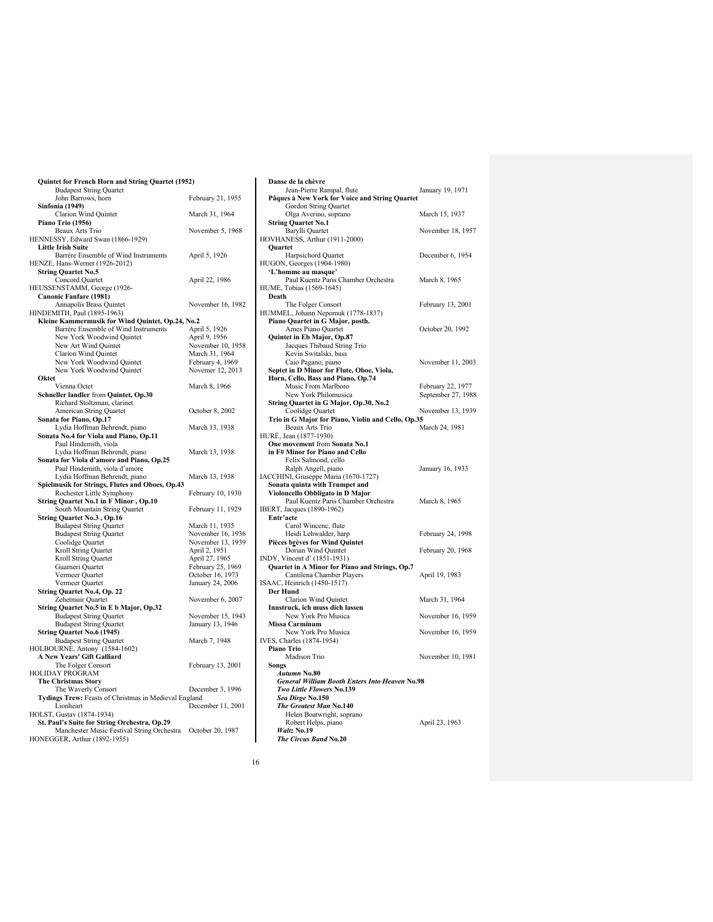**Quintet for French Horn and String Quartet (1952)**
Budapest String Quartet
John Barrows, horn — February 21, 1955

**Sinfonia (1949)**
Clarion Wind Quintet — March 31, 1964

**Piano Trio (1956)**
Beaux Arts Trio — November 5, 1968

HENNESSY, Edward Swan (1866-1929)

**Little Irish Suite**
Barrère Ensemble of Wind Instruments — April 5, 1926

HENZE, Hans-Werner (1926-2012)

**String Quartet No.5**
Concord Quartet — April 22, 1986

HEUSSENSTAMM, George (1926-

**Canonic Fanfare (1981)**
Annapolis Brass Quintet — November 16, 1982

HINDEMITH, Paul (1895-1963)

**Kleine Kammermusik for Wind Quintet, Op.24, No.2**
Barrère Ensemble of Wind Instruments — April 5, 1926
New York Woodwind Quintet — April 9, 1956
New Art Wind Quintet — November 10, 1958
Clarion Wind Quintet — March 31, 1964
New York Woodwind Quintet — February 4, 1969
New York Woodwind Quintet — Novemer 12, 2013

**Oktet**
Vienna Octet — March 8, 1966

**Schneller landler** from **Quintet, Op.30**
Richard Stoltzman, clarinet
American String Quartet — October 8, 2002

**Sonata for Piano, Op.17**
Lydia Hoffman Behrendt, piano — March 13, 1938

**Sonata No.4 for Viola and Piano, Op.11**
Paul Hindemith, viola
Lydia Hoffman Behrendt, piano — March 13, 1938

**Sonata for Viola d'amore and Piano, Op.25**
Paul Hindemith, viola d'amore
Lydia Hoffman Behrendt, piano — March 13, 1938

**Spielmusik for Strings, Flutes and Oboes, Op.43**
Rochester Little Symphony — February 10, 1930

**String Quartet No.1 in F Minor , Op.10**
South Mountain String Quartet — February 11, 1929

**String Quartet No.3 , Op.16**
Budapest String Quartet — March 11, 1935
Budapest String Quartet — November 16, 1936
Coolidge Quartet — November 13, 1939
Kroll String Quartet — April 2, 1951
Kroll String Quartet — April 27, 1965
Guarneri Quartet — February 25, 1969
Vermeer Quartet — October 16, 1973
Vermeer Quartet — January 24, 2006

**String Quartet No.4, Op. 22**
Zehetmair Quartet — November 6, 2007

**String Quartet No.5 in E b Major, Op.32**
Budapest String Quartet — November 15, 1943
Budapest String Quartet — January 13, 1946

**String Quartet No.6 (1945)**
Budapest String Quartet — March 7, 1948

HOLBOURNE, Antony (1584-1602)

**A New Years' Gift Galliard**
The Folger Consort — February 13, 2001

HOLIDAY PROGRAM

**The Christmas Story**
The Waverly Consort — December 3, 1996

**Tydings Trew:** Feasts of Christmas in Medieval England
Lionheart — December 11, 2001

HOLST, Gustav (1874-1934)

**St. Paul's Suite for String Orchestra, Op.29**
Manchester Music Festival String Orchestra — October 20, 1987

HONEGGER, Arthur (1892-1955)

**Danse de la chèvre**
Jean-Pierre Rampal, flute — January 19, 1971

**Pâques à New York for Voice and String Quartet**
Gordon String Quartet
Olga Averino, soprano — March 15, 1937

**String Quartet No.1**
Barylli Quartet — November 18, 1957

HOVHANESS, Arthur (1911-2000)

**Quartet**
Harpsichord Quartet — December 6, 1954

HUGON, Georges (1904-1980)

**'L'homme au masque'**
Paul Kuentz Paris Chamber Orchestra — March 8, 1965

HUME, Tobias (1569-1645)

**Death**
The Folger Consort — February 13, 2001

HUMMEL, Johann Nepomuk (1778-1837)

**Piano Quartet in G Major, posth.**
Ames Piano Quartet — October 20, 1992

**Quintet in Eb Major, Op.87**
Jacques Thibaud String Trio
Kevin Switalski, bass
Caio Pagano, piano — November 11, 2003

**Septet in D Minor for Flute, Oboe, Viola, Horn, Cello, Bass and Piano, Op.74**
Music From Marlboro — February 22, 1977
New York Philomusica — September 27, 1988

**String Quartet in G Major, Op.30, No.2**
Coolidge Quartet — November 13, 1939

**Trio in G Major for Piano, Violin and Cello, Op.35**
Beaux Arts Trio — March 24, 1981

HURÉ, Jean (1877-1930)

**One movement** from **Sonata No.1 in F# Minor for Piano and Cello**
Felix Salmond, cello
Ralph Angell, piano — January 16, 1933

IACCHINI, Giuseppe Maria (1670-1727)

**Sonata quinta with Trumpet and Violoncello Obbligato in D Major**
Paul Kuentz Paris Chamber Orchestra — March 8, 1965

IBERT, Jacques (1890-1962)

**Entr'acte**
Carol Wincenc, flute
Heidi Lehwalder, harp — February 24, 1998

**Pièces brèves for Wind Quintet**
Dorian Wind Quintet — February 20, 1968

INDY, Vincent d' (1851-1931)

**Quartet in A Minor for Piano and Strings, Op.7**
Cantilena Chamber Players — April 19, 1983

ISAAC, Heinrich (1450-1517)

**Der Hund**
Clarion Wind Quintet — March 31, 1964

**Innstruck, ich muss dich lassen**
New York Pro Musica — November 16, 1959

**Missa Carminum**
New York Pro Musica — November 16, 1959

IVES, Charles (1874-1954)

**Piano Trio**
Madison Trio — November 10, 1981

**Songs**
***Autumn* No.80**
***General William Booth Enters Into Heaven* No.98**
***Two Little Flowers* No.139**
***Sea Dirge* No.150**
***The Greatest Man* No.140**
Helen Boatwright, soprano
Robert Helps, piano — April 23, 1963
***Waltz* No.19**
***The Circus Band* No.20**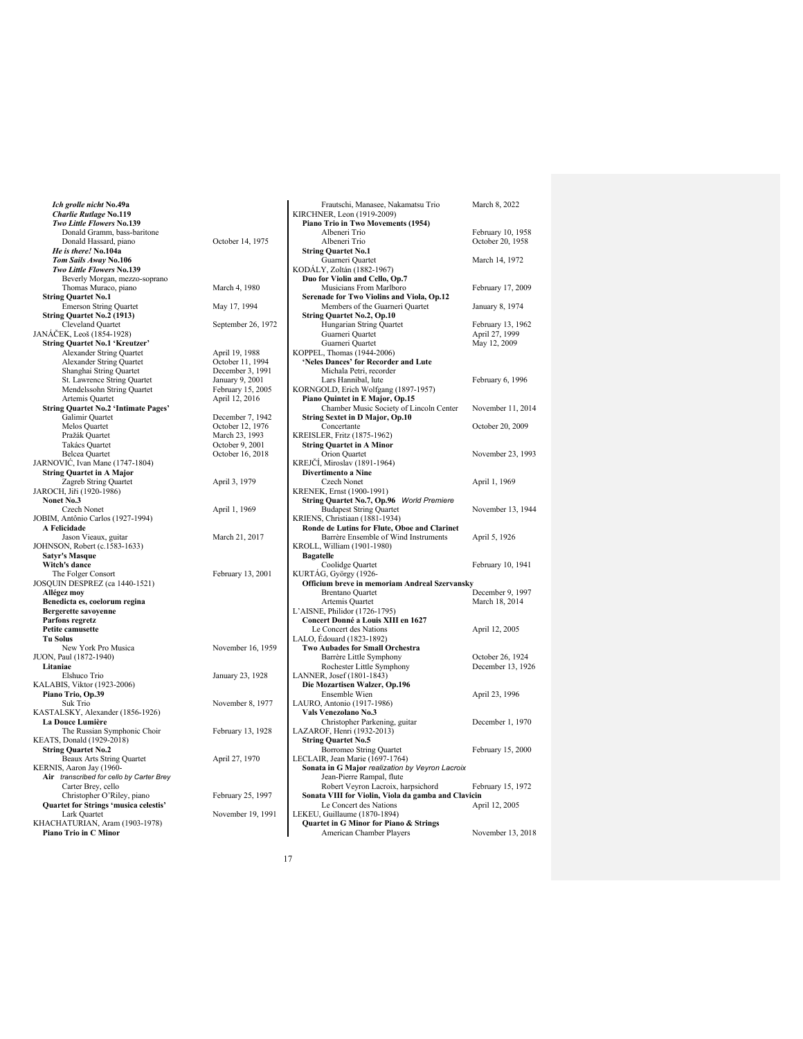***Ich grolle nicht* No.49a**
***Charlie Rutlage* No.119**
***Two Little Flowers* No.139**
Donald Gramm, bass-baritone
Donald Hassard, piano — October 14, 1975
***He is there!* No.104a**
***Tom Sails Away* No.106**
***Two Little Flowers* No.139**
Beverly Morgan, mezzo-soprano
Thomas Muraco, piano — March 4, 1980
**String Quartet No.1**
Emerson String Quartet — May 17, 1994
**String Quartet No.2 (1913)**
Cleveland Quartet — September 26, 1972

JANÁČEK, Leoš (1854-1928)
**String Quartet No.1 'Kreutzer'**
Alexander String Quartet — April 19, 1988
Alexander String Quartet — October 11, 1994
Shanghai String Quartet — December 3, 1991
St. Lawrence String Quartet — January 9, 2001
Mendelssohn String Quartet — February 15, 2005
Artemis Quartet — April 12, 2016
**String Quartet No.2 'Intimate Pages'**
Galimir Quartet — December 7, 1942
Melos Quartet — October 12, 1976
Pražák Quartet — March 23, 1993
Takács Quartet — October 9, 2001
Belcea Quartet — October 16, 2018

JARNOVIĆ, Ivan Mane (1747-1804)
**String Quartet in A Major**
Zagreb String Quartet — April 3, 1979

JAROCH, Jiří (1920-1986)
**Nonet No.3**
Czech Nonet — April 1, 1969

JOBIM, Antônio Carlos (1927-1994)
**A Felicidade**
Jason Vieaux, guitar — March 21, 2017

JOHNSON, Robert (c.1583-1633)
**Satyr's Masque**
**Witch's dance**
The Folger Consort — February 13, 2001

JOSQUIN DESPREZ (ca 1440-1521)
**Allégez moy**
**Benedicta es, coelorum regina**
**Bergerette savoyenne**
**Parfons regretz**
**Petite camusette**
**Tu Solus**
New York Pro Musica — November 16, 1959

JUON, Paul (1872-1940)
**Litaniae**
Elshuco Trio — January 23, 1928

KALABIS, Viktor (1923-2006)
**Piano Trio, Op.39**
Suk Trio — November 8, 1977

KASTALSKY, Alexander (1856-1926)
**La Douce Lumière**
The Russian Symphonic Choir — February 13, 1928

KEATS, Donald (1929-2018)
**String Quartet No.2**
Beaux Arts String Quartet — April 27, 1970

KERNIS, Aaron Jay (1960-
**Air** *transcribed for cello by Carter Brey*
Carter Brey, cello
Christopher O'Riley, piano — February 25, 1997
**Quartet for Strings 'musica celestis'**
Lark Quartet — November 19, 1991

KHACHATURIAN, Aram (1903-1978)
**Piano Trio in C Minor**
Frautschi, Manasee, Nakamatsu Trio — March 8, 2022

KIRCHNER, Leon (1919-2009)
**Piano Trio in Two Movements (1954)**
Albeneri Trio — February 10, 1958
Albeneri Trio — October 20, 1958
**String Quartet No.1**
Guarneri Quartet — March 14, 1972

KODÁLY, Zoltán (1882-1967)
**Duo for Violin and Cello, Op.7**
Musicians From Marlboro — February 17, 2009
**Serenade for Two Violins and Viola, Op.12**
Members of the Guarneri Quartet — January 8, 1974
**String Quartet No.2, Op.10**
Hungarian String Quartet — February 13, 1962
Guarneri Quartet — April 27, 1999
Guarneri Quartet — May 12, 2009

KOPPEL, Thomas (1944-2006)
**'Neles Dances' for Recorder and Lute**
Michala Petri, recorder
Lars Hannibal, lute — February 6, 1996

KORNGOLD, Erich Wolfgang (1897-1957)
**Piano Quintet in E Major, Op.15**
Chamber Music Society of Lincoln Center — November 11, 2014
**String Sextet in D Major, Op.10**
Concertante — October 20, 2009

KREISLER, Fritz (1875-1962)
**String Quartet in A Minor**
Orion Quartet — November 23, 1993

KREJČÍ, Miroslav (1891-1964)
**Divertimento a Nine**
Czech Nonet — April 1, 1969

KRENEK, Ernst (1900-1991)
**String Quartet No.7, Op.96** *World Premiere*
Budapest String Quartet — November 13, 1944

KRIENS, Christiaan (1881-1934)
**Ronde de Lutins for Flute, Oboe and Clarinet**
Barrère Ensemble of Wind Instruments — April 5, 1926

KROLL, William (1901-1980)
**Bagatelle**
Coolidge Quartet — February 10, 1941

KURTÁG, György (1926-
**Officium breve in memoriam Andreal Szervansky**
Brentano Quartet — December 9, 1997
Artemis Quartet — March 18, 2014

L'AISNE, Philidor (1726-1795)
**Concert Donné a Louis XIII en 1627**
Le Concert des Nations — April 12, 2005

LALO, Édouard (1823-1892)
**Two Aubades for Small Orchestra**
Barrère Little Symphony — October 26, 1924
Rochester Little Symphony — December 13, 1926

LANNER, Josef (1801-1843)
**Die Mozartisen Walzer, Op.196**
Ensemble Wien — April 23, 1996

LAURO, Antonio (1917-1986)
**Vals Venezolano No.3**
Christopher Parkening, guitar — December 1, 1970

LAZAROF, Henri (1932-2013)
**String Quartet No.5**
Borromeo String Quartet — February 15, 2000

LECLAIR, Jean Marie (1697-1764)
**Sonata in G Major** *realization by Veyron Lacroix*
Jean-Pierre Rampal, flute
Robert Veyron Lacroix, harpsichord — February 15, 1972
**Sonata VIII for Violin, Viola da gamba and Clavicin**
Le Concert des Nations — April 12, 2005

LEKEU, Guillaume (1870-1894)
**Quartet in G Minor for Piano & Strings**
American Chamber Players — November 13, 2018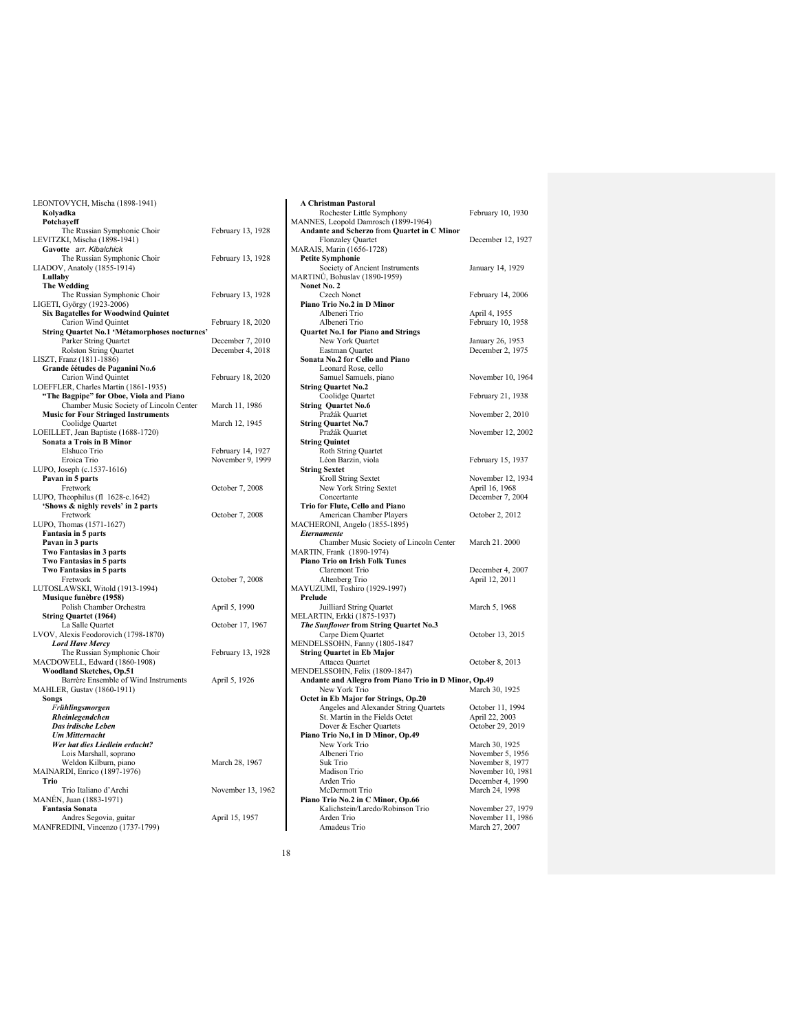LEONTOVYCH, Mischa (1898-1941)
**Kolyadka**
**Potchayeff**
The Russian Symphonic Choir — February 13, 1928

LEVITZKI, Mischa (1898-1941)
**Gavotte** *arr. Kibalchick*
The Russian Symphonic Choir — February 13, 1928

LIADOV, Anatoly (1855-1914)
**Lullaby**
**The Wedding**
The Russian Symphonic Choir — February 13, 1928

LIGETI, György (1923-2006)
**Six Bagatelles for Woodwind Quintet**
Carion Wind Quintet — February 18, 2020
**String Quartet No.1 'Métamorphoses nocturnes'**
Parker String Quartet — December 7, 2010
Rolston String Quartet — December 4, 2018

LISZT, Franz (1811-1886)
**Grande éétudes de Paganini No.6**
Carion Wind Quintet — February 18, 2020

LOEFFLER, Charles Martin (1861-1935)
**"The Bagpipe" for Oboe, Viola and Piano**
Chamber Music Society of Lincoln Center — March 11, 1986
**Music for Four Stringed Instruments**
Coolidge Quartet — March 12, 1945

LOEILLET, Jean Baptiste (1688-1720)
**Sonata a Trois in B Minor**
Elshuco Trio — February 14, 1927
Eroica Trio — November 9, 1999

LUPO, Joseph (c.1537-1616)
**Pavan in 5 parts**
Fretwork — October 7, 2008

LUPO, Theophilus (fl 1628-c.1642)
**'Shows & nighly revels' in 2 parts**
Fretwork — October 7, 2008

LUPO, Thomas (1571-1627)
**Fantasia in 5 parts**
**Pavan in 3 parts**
**Two Fantasias in 3 parts**
**Two Fantasias in 5 parts**
**Two Fantasias in 5 parts**
Fretwork — October 7, 2008

LUTOSLAWSKI, Witold (1913-1994)
**Musique funèbre (1958)**
Polish Chamber Orchestra — April 5, 1990
**String Quartet (1964)**
La Salle Quartet — October 17, 1967

LVOV, Alexis Feodorovich (1798-1870)
***Lord Have Mercy***
The Russian Symphonic Choir — February 13, 1928

MACDOWELL, Edward (1860-1908)
**Woodland Sketches, Op.51**
Barrère Ensemble of Wind Instruments — April 5, 1926

MAHLER, Gustav (1860-1911)
**Songs**
***Frühlingsmorgen***
***Rheinlegendchen***
***Das irdische Leben***
***Um Mitternacht***
***Wer hat dies Liedlein erdacht?***
Lois Marshall, soprano
Weldon Kilburn, piano — March 28, 1967

MAINARDI, Enrico (1897-1976)
**Trio**
Trio Italiano d'Archi — November 13, 1962

MANÉN, Juan (1883-1971)
**Fantasia Sonata**
Andres Segovia, guitar — April 15, 1957

MANFREDINI, Vincenzo (1737-1799)
**A Christman Pastoral**
Rochester Little Symphony — February 10, 1930

MANNES, Leopold Damrosch (1899-1964)
**Andante and Scherzo** from **Quartet in C Minor**
Flonzaley Quartet — December 12, 1927

MARAIS, Marin (1656-1728)
**Petite Symphonie**
Society of Ancient Instruments — January 14, 1929

MARTINŮ, Bohuslav (1890-1959)
**Nonet No. 2**
Czech Nonet — February 14, 2006
**Piano Trio No.2 in D Minor**
Albeneri Trio — April 4, 1955
Albeneri Trio — February 10, 1958
**Quartet No.1 for Piano and Strings**
New York Quartet — January 26, 1953
Eastman Quartet — December 2, 1975
**Sonata No.2 for Cello and Piano**
Leonard Rose, cello
Samuel Samuels, piano — November 10, 1964
**String Quartet No.2**
Coolidge Quartet — February 21, 1938
**String Quartet No.6**
Pražák Quartet — November 2, 2010
**String Quartet No.7**
Pražák Quartet — November 12, 2002
**String Quintet**
Roth String Quartet
Léon Barzin, viola — February 15, 1937
**String Sextet**
Kroll String Sextet — November 12, 1934
New York String Sextet — April 16, 1968
Concertante — December 7, 2004
**Trio for Flute, Cello and Piano**
American Chamber Players — October 2, 2012

MACHERONI, Angelo (1855-1895)
***Eternamente***
Chamber Music Society of Lincoln Center — March 21. 2000

MARTIN, Frank (1890-1974)
**Piano Trio on Irish Folk Tunes**
Claremont Trio — December 4, 2007
Altenberg Trio — April 12, 2011

MAYUZUMI, Toshiro (1929-1997)
**Prelude**
Juilliard String Quartet — March 5, 1968

MELARTIN, Erkki (1875-1937)
***The Sunflower* from String Quartet No.3**
Carpe Diem Quartet — October 13, 2015

MENDELSSOHN, Fanny (1805-1847)
**String Quartet in Eb Major**
Attacca Quartet — October 8, 2013

MENDELSSOHN, Felix (1809-1847)
**Andante and Allegro from Piano Trio in D Minor, Op.49**
New York Trio — March 30, 1925
**Octet in Eb Major for Strings, Op.20**
Angeles and Alexander String Quartets — October 11, 1994
St. Martin in the Fields Octet — April 22, 2003
Dover & Escher Quartets — October 29, 2019
**Piano Trio No,1 in D Minor, Op.49**
New York Trio — March 30, 1925
Albeneri Trio — November 5, 1956
Suk Trio — November 8, 1977
Madison Trio — November 10, 1981
Arden Trio — December 4, 1990
McDermott Trio — March 24, 1998
**Piano Trio No.2 in C Minor, Op.66**
Kalichstein/Laredo/Robinson Trio — November 27, 1979
Arden Trio — November 11, 1986
Amadeus Trio — March 27, 2007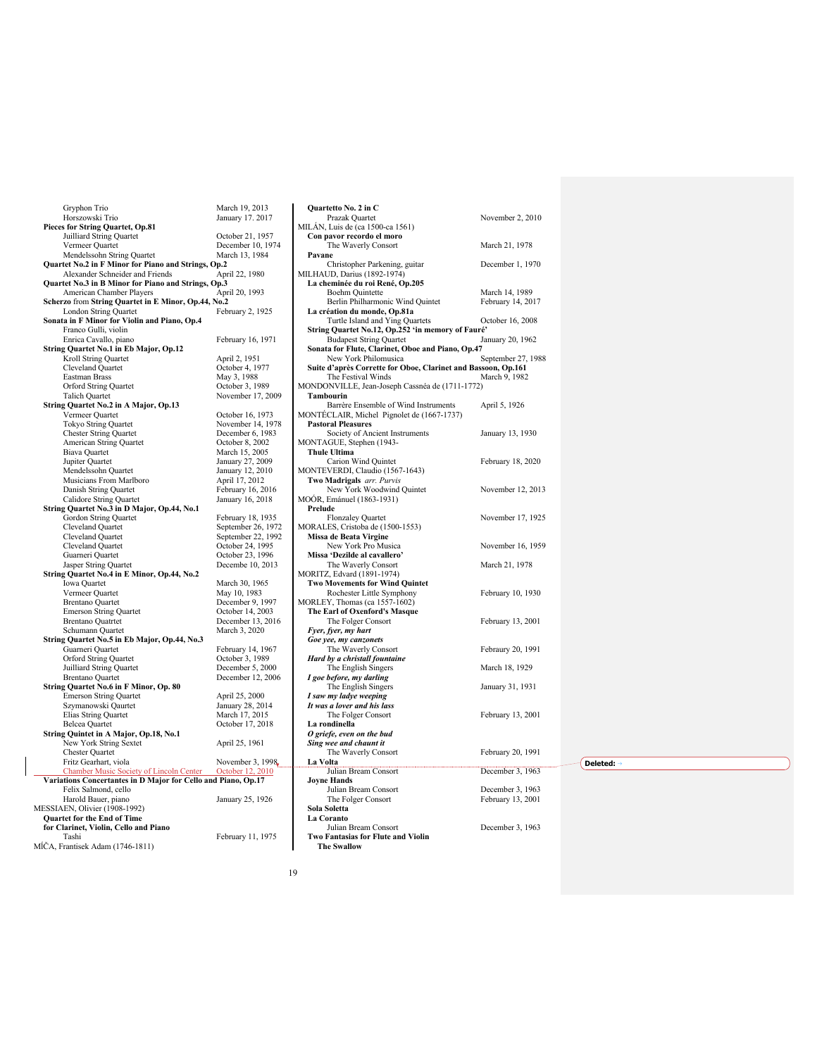Gryphon Trio — March 19, 2013
Horszowski Trio — January 17. 2017

**Pieces for String Quartet, Op.81**
Juilliard String Quartet — October 21, 1957
Vermeer Quartet — December 10, 1974
Mendelssohn String Quartet — March 13, 1984

**Quartet No.2 in F Minor for Piano and Strings, Op.2**
Alexander Schneider and Friends — April 22, 1980

**Quartet No.3 in B Minor for Piano and Strings, Op.3**
American Chamber Players — April 20, 1993

**Scherzo from String Quartet in E Minor, Op.44, No.2**
London String Quartet — February 2, 1925

**Sonata in F Minor for Violin and Piano, Op.4**
Franco Gulli, violin
Enrica Cavallo, piano — February 16, 1971

**String Quartet No.1 in Eb Major, Op.12**
Kroll String Quartet — April 2, 1951
Cleveland Quartet — October 4, 1977
Eastman Brass — May 3, 1988
Orford String Quartet — October 3, 1989
Talich Quartet — November 17, 2009

**String Quartet No.2 in A Major, Op.13**
Vermeer Quartet — October 16, 1973
Tokyo String Quartet — November 14, 1978
Chester String Quartet — December 6, 1983
American String Quartet — October 8, 2002
Biava Quartet — March 15, 2005
Jupiter Quartet — January 27, 2009
Mendelssohn Quartet — January 12, 2010
Musicians From Marlboro — April 17, 2012
Danish String Quartet — February 16, 2016
Calidore String Quartet — January 16, 2018

**String Quartet No.3 in D Major, Op.44, No.1**
Gordon String Quartet — February 18, 1935
Cleveland Quartet — September 26, 1972
Cleveland Quartet — September 22, 1992
Cleveland Quartet — October 24, 1995
Guarneri Quartet — October 23, 1996
Jasper String Quartet — Decembe 10, 2013

**String Quartet No.4 in E Minor, Op.44, No.2**
Iowa Quartet — March 30, 1965
Vermeer Quartet — May 10, 1983
Brentano Quartet — December 9, 1997
Emerson String Quartet — October 14, 2003
Brentano Quatrtet — December 13, 2016
Schumann Quartet — March 3, 2020

**String Quartet No.5 in Eb Major, Op.44, No.3**
Guarneri Quartet — February 14, 1967
Orford String Quartet — October 3, 1989
Juilliard String Quartet — December 5, 2000
Brentano Quartet — December 12, 2006

**String Quartet No.6 in F Minor, Op. 80**
Emerson String Quartet — April 25, 2000
Szymanowski Qaurtet — January 28, 2014
Elias String Quartet — March 17, 2015
Belcea Quartet — October 17, 2018

**String Quintet in A Major, Op.18, No.1**
New York String Sextet — April 25, 1961
Chester Quartet
Fritz Gearhart, viola — November 3, 1998
Chamber Music Society of Lincoln Center — October 12, 2010

**Variations Concertantes in D Major for Cello and Piano, Op.17**
Felix Salmond, cello
Harold Bauer, piano — January 25, 1926

MESSIAEN, Olivier (1908-1992)

**Quartet for the End of Time for Clarinet, Violin, Cello and Piano**
Tashi — February 11, 1975

MÍČA, Frantisek Adam (1746-1811)

**Quartetto No. 2 in C**
Prazak Quartet — November 2, 2010

MILÁN, Luis de (ca 1500-ca 1561)

**Con pavor recordo el moro**
The Waverly Consort — March 21, 1978

**Pavane**
Christopher Parkening, guitar — December 1, 1970

MILHAUD, Darius (1892-1974)

**La cheminée du roi René, Op.205**
Boehm Quintette — March 14, 1989
Berlin Philharmonic Wind Quintet — February 14, 2017

**La création du monde, Op.81a**
Turtle Island and Ying Quartets — October 16, 2008

**String Quartet No.12, Op.252 'in memory of Fauré'**
Budapest String Quartet — January 20, 1962

**Sonata for Flute, Clarinet, Oboe and Piano, Op.47**
New York Philomusica — September 27, 1988

**Suite d'après Corrette for Oboe, Clarinet and Bassoon, Op.161**
The Festival Winds — March 9, 1982

MONDONVILLE, Jean-Joseph Cassnéa de (1711-1772)

**Tambourin**
Barrère Ensemble of Wind Instruments — April 5, 1926

MONTÉCLAIR, Michel Pignolet de (1667-1737)

**Pastoral Pleasures**
Society of Ancient Instruments — January 13, 1930

MONTAGUE, Stephen (1943-

**Thule Ultima**
Carion Wind Quintet — February 18, 2020

MONTEVERDI, Claudio (1567-1643)

**Two Madrigals** *arr. Purvis*
New York Woodwind Quintet — November 12, 2013

MOÓR, Emánuel (1863-1931)

**Prelude**
Flonzaley Quartet — November 17, 1925

MORALES, Cristoba de (1500-1553)

**Missa de Beata Virgine**
New York Pro Musica — November 16, 1959

**Missa 'Dezilde al cavallero'**
The Waverly Consort — March 21, 1978

MORITZ, Edvard (1891-1974)

**Two Movements for Wind Quintet**
Rochester Little Symphony — February 10, 1930

MORLEY, Thomas (ca 1557-1602)

**The Earl of Oxenford's Masque**
The Folger Consort — February 13, 2001

***Fyer, fyer, my hart***
***Goe yee, my canzonets***
The Waverly Consort — February 20, 1991

***Hard by a christall fountaine***
The English Singers — March 18, 1929

***I goe before, my darling***
The English Singers — January 31, 1931

***I saw my ladye weeping***
***It was a lover and his lass***
The Folger Consort — February 13, 2001

**La rondinella**
***O griefe, even on the bud***
***Sing wee and chaunt it***
The Waverly Consort — February 20, 1991

**La Volta**
Julian Bream Consort — December 3, 1963

**Joyne Hands**
Julian Bream Consort — December 3, 1963
The Folger Consort — February 13, 2001

**Sola Soletta**
**La Coranto**
Julian Bream Consort — December 3, 1963

**Two Fantasias for Flute and Violin**
**The Swallow**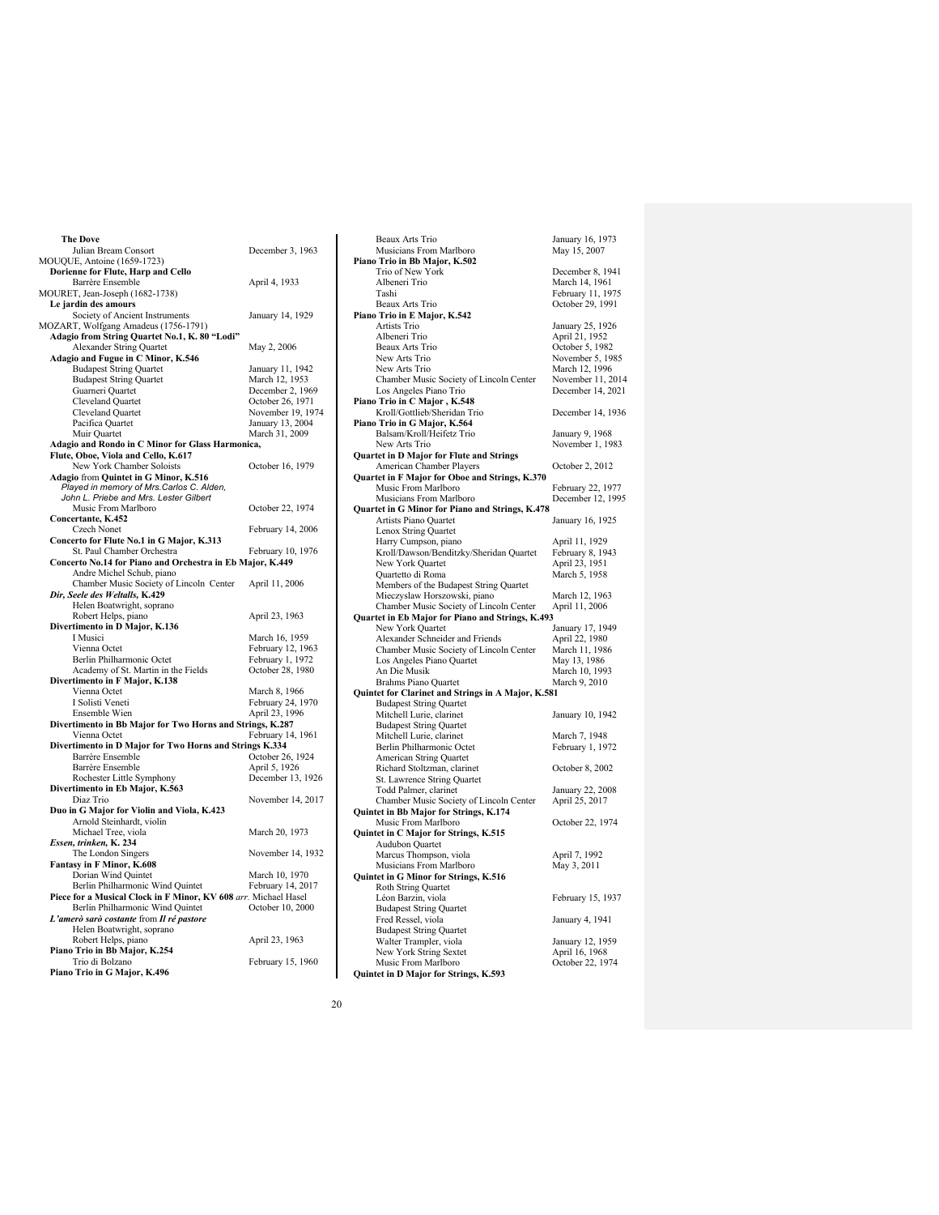**The Dove**
Julian Bream Consort — December 3, 1963

MOUQUE, Antoine (1659-1723)

**Dorienne for Flute, Harp and Cello**
Barrère Ensemble — April 4, 1933

MOURET, Jean-Joseph (1682-1738)

**Le jardin des amours**
Society of Ancient Instruments — January 14, 1929

MOZART, Wolfgang Amadeus (1756-1791)

**Adagio from String Quartet No.1, K. 80 "Lodi"**
Alexander String Quartet — May 2, 2006

**Adagio and Fugue in C Minor, K.546**
Budapest String Quartet — January 11, 1942
Budapest String Quartet — March 12, 1953
Guarneri Quartet — December 2, 1969
Cleveland Quartet — October 26, 1971
Cleveland Quartet — November 19, 1974
Pacifica Quartet — January 13, 2004
Muir Quartet — March 31, 2009

**Adagio and Rondo in C Minor for Glass Harmonica, Flute, Oboe, Viola and Cello, K.617**
New York Chamber Soloists — October 16, 1979

**Adagio** from **Quintet in G Minor, K.516**
*Played in memory of Mrs.Carlos C. Alden, John L. Priebe and Mrs. Lester Gilbert*
Music From Marlboro — October 22, 1974

**Concertante, K.452**
Czech Nonet — February 14, 2006

**Concerto for Flute No.1 in G Major, K.313**
St. Paul Chamber Orchestra — February 10, 1976

**Concerto No.14 for Piano and Orchestra in Eb Major, K.449**
Andre Michel Schub, piano
Chamber Music Society of Lincoln Center — April 11, 2006

***Dir, Seele des Weltalls,* K.429**
Helen Boatwright, soprano
Robert Helps, piano — April 23, 1963

**Divertimento in D Major, K.136**
I Musici — March 16, 1959
Vienna Octet — February 12, 1963
Berlin Philharmonic Octet — February 1, 1972
Academy of St. Martin in the Fields — October 28, 1980

**Divertimento in F Major, K.138**
Vienna Octet — March 8, 1966
I Solisti Veneti — February 24, 1970
Ensemble Wien — April 23, 1996

**Divertimento in Bb Major for Two Horns and Strings, K.287**
Vienna Octet — February 14, 1961

**Divertimento in D Major for Two Horns and Strings K.334**
Barrère Ensemble — October 26, 1924
Barrère Ensemble — April 5, 1926
Rochester Little Symphony — December 13, 1926

**Divertimento in Eb Major, K.563**
Diaz Trio — November 14, 2017

**Duo in G Major for Violin and Viola, K.423**
Arnold Steinhardt, violin
Michael Tree, viola — March 20, 1973

***Essen, trinken,* K. 234**
The London Singers — November 14, 1932

**Fantasy in F Minor, K.608**
Dorian Wind Quintet — March 10, 1970
Berlin Philharmonic Wind Quintet — February 14, 2017

**Piece for a Musical Clock in F Minor, KV 608** *arr.* Michael Hasel
Berlin Philharmonic Wind Quintet — October 10, 2000

***L'amerò sarò costante* from *Il ré pastore***
Helen Boatwright, soprano
Robert Helps, piano — April 23, 1963

**Piano Trio in Bb Major, K.254**
Trio di Bolzano — February 15, 1960

**Piano Trio in G Major, K.496**
Beaux Arts Trio — January 16, 1973
Musicians From Marlboro — May 15, 2007

**Piano Trio in Bb Major, K.502**
Trio of New York — December 8, 1941
Albeneri Trio — March 14, 1961
Tashi — February 11, 1975
Beaux Arts Trio — October 29, 1991

**Piano Trio in E Major, K.542**
Artists Trio — January 25, 1926
Albeneri Trio — April 21, 1952
Beaux Arts Trio — October 5, 1982
New Arts Trio — November 5, 1985
New Arts Trio — March 12, 1996
Chamber Music Society of Lincoln Center — November 11, 2014
Los Angeles Piano Trio — December 14, 2021

**Piano Trio in C Major , K.548**
Kroll/Gottlieb/Sheridan Trio — December 14, 1936

**Piano Trio in G Major, K.564**
Balsam/Kroll/Heifetz Trio — January 9, 1968
New Arts Trio — November 1, 1983

**Quartet in D Major for Flute and Strings**
American Chamber Players — October 2, 2012

**Quartet in F Major for Oboe and Strings, K.370**
Music From Marlboro — February 22, 1977
Musicians From Marlboro — December 12, 1995

**Quartet in G Minor for Piano and Strings, K.478**
Artists Piano Quartet — January 16, 1925
Lenox String Quartet
Harry Cumpson, piano — April 11, 1929
Kroll/Dawson/Benditzky/Sheridan Quartet — February 8, 1943
New York Quartet — April 23, 1951
Quartetto di Roma — March 5, 1958
Members of the Budapest String Quartet
Mieczyslaw Horszowski, piano — March 12, 1963
Chamber Music Society of Lincoln Center — April 11, 2006

**Quartet in Eb Major for Piano and Strings, K.493**
New York Quartet — January 17, 1949
Alexander Schneider and Friends — April 22, 1980
Chamber Music Society of Lincoln Center — March 11, 1986
Los Angeles Piano Quartet — May 13, 1986
An Die Musik — March 10, 1993
Brahms Piano Quartet — March 9, 2010

**Quintet for Clarinet and Strings in A Major, K.581**
Budapest String Quartet
Mitchell Lurie, clarinet — January 10, 1942
Budapest String Quartet
Mitchell Lurie, clarinet — March 7, 1948
Berlin Philharmonic Octet — February 1, 1972
American String Quartet
Richard Stoltzman, clarinet — October 8, 2002
St. Lawrence String Quartet
Todd Palmer, clarinet — January 22, 2008
Chamber Music Society of Lincoln Center — April 25, 2017

**Quintet in Bb Major for Strings, K.174**
Music From Marlboro — October 22, 1974

**Quintet in C Major for Strings, K.515**
Audubon Quartet
Marcus Thompson, viola — April 7, 1992
Musicians From Marlboro — May 3, 2011

**Quintet in G Minor for Strings, K.516**
Roth String Quartet
Léon Barzin, viola — February 15, 1937
Budapest String Quartet
Fred Ressel, viola — January 4, 1941
Budapest String Quartet
Walter Trampler, viola — January 12, 1959
New York String Sextet — April 16, 1968
Music From Marlboro — October 22, 1974

**Quintet in D Major for Strings, K.593**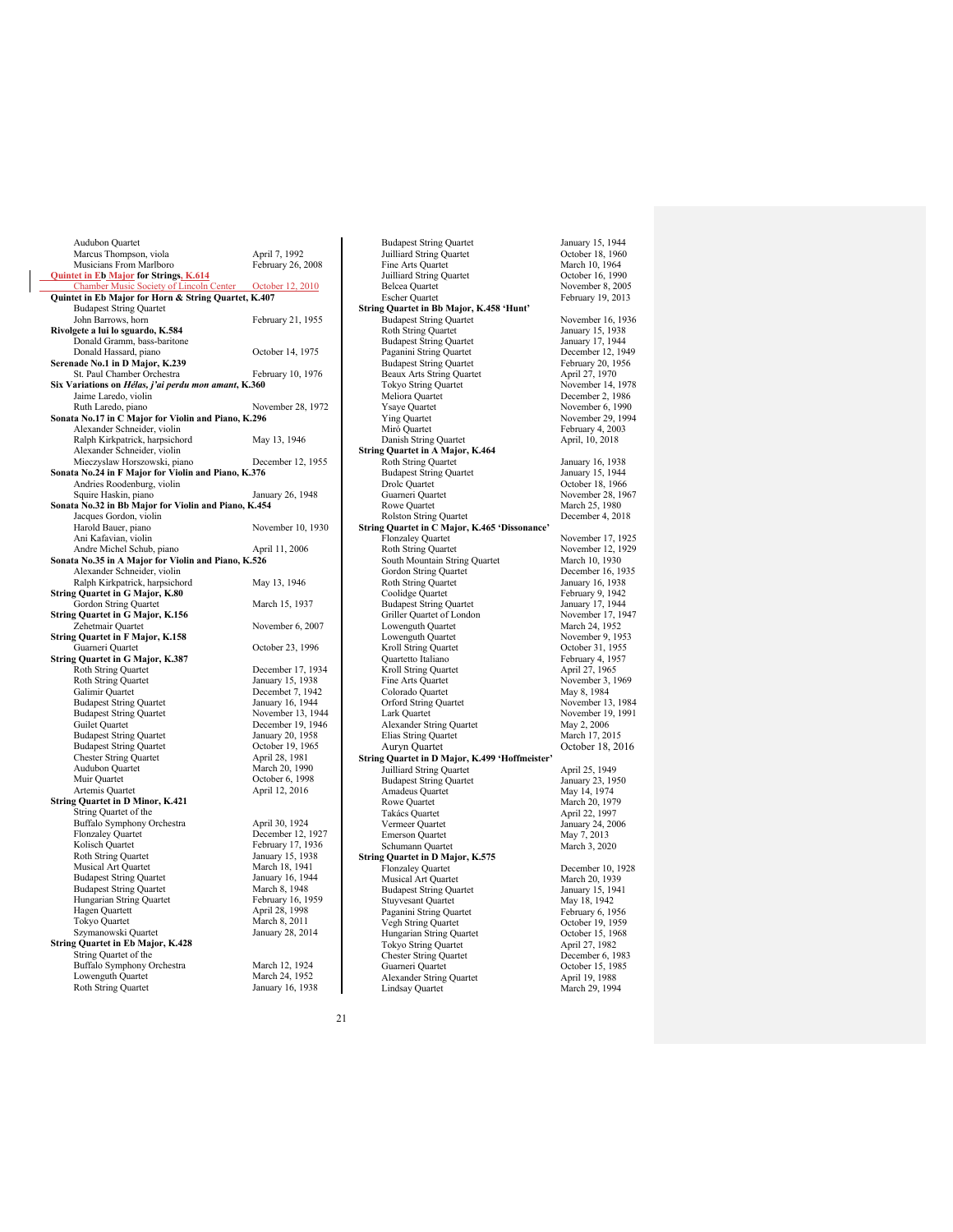Audubon Quartet
Marcus Thompson, viola — April 7, 1992
Musicians From Marlboro — February 26, 2008

**Quintet in Eb Major for Strings, K.614**
Chamber Music Society of Lincoln Center — October 12, 2010

**Quintet in Eb Major for Horn & String Quartet, K.407**
Budapest String Quartet
John Barrows, horn — February 21, 1955

**Rivolgete a lui lo sguardo, K.584**
Donald Gramm, bass-baritone
Donald Hassard, piano — October 14, 1975

**Serenade No.1 in D Major, K.239**
St. Paul Chamber Orchestra — February 10, 1976

**Six Variations on *Hélas, j'ai perdu mon amant*, K.360**
Jaime Laredo, violin
Ruth Laredo, piano — November 28, 1972

**Sonata No.17 in C Major for Violin and Piano, K.296**
Alexander Schneider, violin
Ralph Kirkpatrick, harpsichord — May 13, 1946
Alexander Schneider, violin
Mieczyslaw Horszowski, piano — December 12, 1955

**Sonata No.24 in F Major for Violin and Piano, K.376**
Andries Roodenburg, violin
Squire Haskin, piano — January 26, 1948

**Sonata No.32 in Bb Major for Violin and Piano, K.454**
Jacques Gordon, violin
Harold Bauer, piano — November 10, 1930
Ani Kafavian, violin
Andre Michel Schub, piano — April 11, 2006

**Sonata No.35 in A Major for Violin and Piano, K.526**
Alexander Schneider, violin
Ralph Kirkpatrick, harpsichord — May 13, 1946

**String Quartet in G Major, K.80**
Gordon String Quartet — March 15, 1937

**String Quartet in G Major, K.156**
Zehetmair Quartet — November 6, 2007

**String Quartet in F Major, K.158**
Guarneri Quartet — October 23, 1996

**String Quartet in G Major, K.387**

| | |
|---|---|
| Roth String Quartet | December 17, 1934 |
| Roth String Quartet | January 15, 1938 |
| Galimir Quartet | December 7, 1942 |
| Budapest String Quartet | January 16, 1944 |
| Budapest String Quartet | November 13, 1944 |
| Guilet Quartet | December 19, 1946 |
| Budapest String Quartet | January 20, 1958 |
| Budapest String Quartet | October 19, 1965 |
| Chester String Quartet | April 28, 1981 |
| Audubon Quartet | March 20, 1990 |
| Muir Quartet | October 6, 1998 |
| Artemis Quartet | April 12, 2016 |

**String Quartet in D Minor, K.421**

| | |
|---|---|
| String Quartet of the Buffalo Symphony Orchestra | April 30, 1924 |
| Flonzaley Quartet | December 12, 1927 |
| Kolisch Quartet | February 17, 1936 |
| Roth String Quartet | January 15, 1938 |
| Musical Art Quartet | March 18, 1941 |
| Budapest String Quartet | January 16, 1944 |
| Budapest String Quartet | March 8, 1948 |
| Hungarian String Quartet | February 16, 1959 |
| Hagen Quartett | April 28, 1998 |
| Tokyo Quartet | March 8, 2011 |
| Szymanowski Quartet | January 28, 2014 |

**String Quartet in Eb Major, K.428**

| | |
|---|---|
| String Quartet of the Buffalo Symphony Orchestra | March 12, 1924 |
| Lowenguth Quartet | March 24, 1952 |
| Roth String Quartet | January 16, 1938 |
| Budapest String Quartet | January 15, 1944 |
| Juilliard String Quartet | October 18, 1960 |
| Fine Arts Quartet | March 10, 1964 |
| Juilliard String Quartet | October 16, 1990 |
| Belcea Quartet | November 8, 2005 |
| Escher Quartet | February 19, 2013 |

**String Quartet in Bb Major, K.458 'Hunt'**

| | |
|---|---|
| Budapest String Quartet | November 16, 1936 |
| Roth String Quartet | January 15, 1938 |
| Budapest String Quartet | January 17, 1944 |
| Paganini String Quartet | December 12, 1949 |
| Budapest String Quartet | February 20, 1956 |
| Beaux Arts String Quartet | April 27, 1970 |
| Tokyo String Quartet | November 14, 1978 |
| Meliora Quartet | December 2, 1986 |
| Ysaye Quartet | November 6, 1990 |
| Ying Quartet | November 29, 1994 |
| Miró Quartet | February 4, 2003 |
| Danish String Quartet | April, 10, 2018 |

**String Quartet in A Major, K.464**

| | |
|---|---|
| Roth String Quartet | January 16, 1938 |
| Budapest String Quartet | January 15, 1944 |
| Drolc Quartet | October 18, 1966 |
| Guarneri Quartet | November 28, 1967 |
| Rowe Quartet | March 25, 1980 |
| Rolston String Quartet | December 4, 2018 |

**String Quartet in C Major, K.465 'Dissonance'**

| | |
|---|---|
| Flonzaley Quartet | November 17, 1925 |
| Roth String Quartet | November 12, 1929 |
| South Mountain String Quartet | March 10, 1930 |
| Gordon String Quartet | December 16, 1935 |
| Roth String Quartet | January 16, 1938 |
| Coolidge Quartet | February 9, 1942 |
| Budapest String Quartet | January 17, 1944 |
| Griller Quartet of London | November 17, 1947 |
| Lowenguth Quartet | March 24, 1952 |
| Lowenguth Quartet | November 9, 1953 |
| Kroll String Quartet | October 31, 1955 |
| Quartetto Italiano | February 4, 1957 |
| Kroll String Quartet | April 27, 1965 |
| Fine Arts Quartet | November 3, 1969 |
| Colorado Quartet | May 8, 1984 |
| Orford String Quartet | November 13, 1984 |
| Lark Quartet | November 19, 1991 |
| Alexander String Quartet | May 2, 2006 |
| Elias String Quartet | March 17, 2015 |
| Auryn Quartet | October 18, 2016 |

**String Quartet in D Major, K.499 'Hoffmeister'**

| | |
|---|---|
| Juilliard String Quartet | April 25, 1949 |
| Budapest String Quartet | January 23, 1950 |
| Amadeus Quartet | May 14, 1974 |
| Rowe Quartet | March 20, 1979 |
| Takács Quartet | April 22, 1997 |
| Vermeer Quartet | January 24, 2006 |
| Emerson Quartet | May 7, 2013 |
| Schumann Quartet | March 3, 2020 |

**String Quartet in D Major, K.575**

| | |
|---|---|
| Flonzaley Quartet | December 10, 1928 |
| Musical Art Quartet | March 20, 1939 |
| Budapest String Quartet | January 15, 1941 |
| Stuyvesant Quartet | May 18, 1942 |
| Paganini String Quartet | February 6, 1956 |
| Vegh String Quartet | October 19, 1959 |
| Hungarian String Quartet | October 15, 1968 |
| Tokyo String Quartet | April 27, 1982 |
| Chester String Quartet | December 6, 1983 |
| Guarneri Quartet | October 15, 1985 |
| Alexander String Quartet | April 19, 1988 |
| Lindsay Quartet | March 29, 1994 |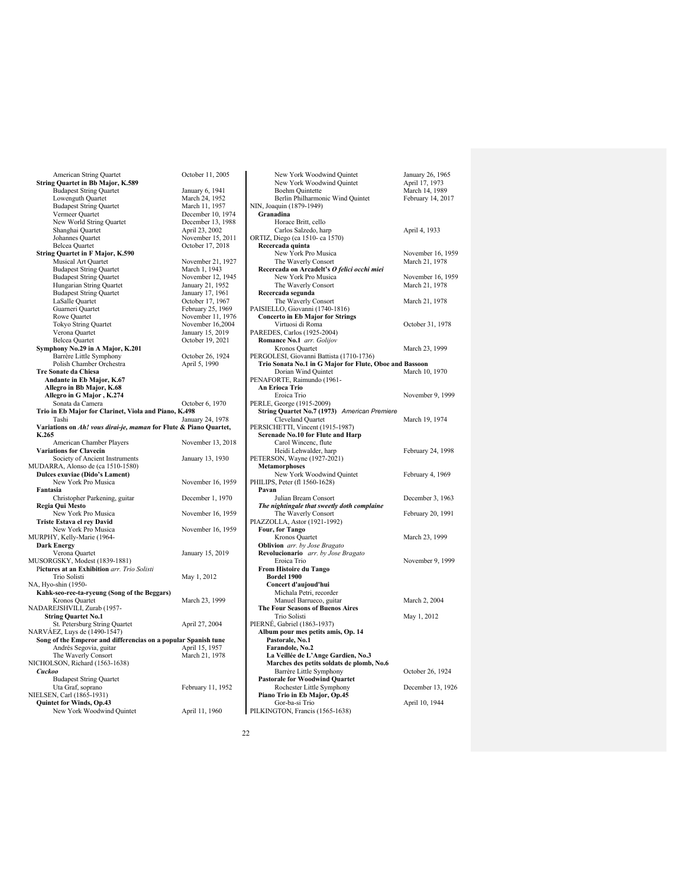American String Quartet — October 11, 2005

**String Quartet in Bb Major, K.589**
Budapest String Quartet — January 6, 1941
Lowenguth Quartet — March 24, 1952
Budapest String Quartet — March 11, 1957
Vermeer Quartet — December 10, 1974
New World String Quartet — December 13, 1988
Shanghai Quartet — April 23, 2002
Johannes Quartet — November 15, 2011
Belcea Quartet — October 17, 2018

**String Quartet in F Major, K.590**
Musical Art Quartet — November 21, 1927
Budapest String Quartet — March 1, 1943
Budapest String Quartet — November 12, 1945
Hungarian String Quartet — January 21, 1952
Budapest String Quartet — January 17, 1961
LaSalle Quartet — October 17, 1967
Guarneri Quartet — February 25, 1969
Rowe Quartet — November 11, 1976
Tokyo String Quartet — November 16,2004
Verona Quartet — January 15, 2019
Belcea Quartet — October 19, 2021

**Symphony No.29 in A Major, K.201**
Barrère Little Symphony — October 26, 1924
Polish Chamber Orchestra — April 5, 1990

**Tre Sonate da Chiesa**
**Andante in Eb Major, K.67**
**Allegro in Bb Major, K.68**
**Allegro in G Major , K.274**
Sonata da Camera — October 6, 1970

**Trio in Eb Major for Clarinet, Viola and Piano, K.498**
Tashi — January 24, 1978

**Variations on *Ah! vous dirai-je, maman* for Flute & Piano Quartet, K.265**
American Chamber Players — November 13, 2018

**Variations for Clavecin**
Society of Ancient Instruments — January 13, 1930

MUDARRA, Alonso de (ca 1510-1580)

**Dulces exuviae (Dido's Lament)**
New York Pro Musica — November 16, 1959

**Fantasia**
Christopher Parkening, guitar — December 1, 1970

**Regia Qui Mesto**
New York Pro Musica — November 16, 1959

**Triste Estava el rey David**
New York Pro Musica — November 16, 1959

MURPHY, Kelly-Marie (1964-

**Dark Energy**
Verona Quartet — January 15, 2019

MUSORGSKY, Modest (1839-1881)

**Pictures at an Exhibition** *arr. Trio Solisti*
Trio Solisti — May 1, 2012

NA, Hyo-shin (1950-

**Kahk-seo-ree-ta-ryeung (Song of the Beggars)**
Kronos Quartet — March 23, 1999

NADAREJSHVILI, Zurab (1957-

**String Quartet No.1**
St. Petersburg String Quartet — April 27, 2004

NARVÁEZ, Luys de (1490-1547)

**Song of the Emperor and differencias on a popular Spanish tune**
Andrés Segovia, guitar — April 15, 1957
The Waverly Consort — March 21, 1978

NICHOLSON, Richard (1563-1638)

***Cuckoo***
Budapest String Quartet
Uta Graf, soprano — February 11, 1952

NIELSEN, Carl (1865-1931)

**Quintet for Winds, Op.43**
New York Woodwind Quintet — April 11, 1960
New York Woodwind Quintet — January 26, 1965
New York Woodwind Quintet — April 17, 1973
Boehm Quintette — March 14, 1989
Berlin Philharmonic Wind Quintet — February 14, 2017

NIN, Joaquin (1879-1949)

**Granadina**
Horace Britt, cello
Carlos Salzedo, harp — April 4, 1933

ORTIZ, Diego (ca 1510- ca 1570)

**Recercada quinta**
New York Pro Musica — November 16, 1959
The Waverly Consort — March 21, 1978

**Recercada on Arcadelt's *O felici occhi miei***
New York Pro Musica — November 16, 1959
The Waverly Consort — March 21, 1978

**Recercada segunda**
The Waverly Consort — March 21, 1978

PAISIELLO, Giovanni (1740-1816)

**Concerto in Eb Major for Strings**
Virtuosi di Roma — October 31, 1978

PAREDES, Carlos (1925-2004)

**Romance No.1** *arr. Golijov*
Kronos Quartet — March 23, 1999

PERGOLESI, Giovanni Battista (1710-1736)

**Trio Sonata No.1 in G Major for Flute, Oboe and Bassoon**
Dorian Wind Quintet — March 10, 1970

PENAFORTE, Raimundo (1961-

**An Erioca Trio**
Eroica Trio — November 9, 1999

PERLE, George (1915-2009)

**String Quartet No.7 (1973)** *American Premiere*
Cleveland Quartet — March 19, 1974

PERSICHETTI, Vincent (1915-1987)

**Serenade No.10 for Flute and Harp**
Carol Wincenc, flute
Heidi Lehwalder, harp — February 24, 1998

PETERSON, Wayne (1927-2021)

**Metamorphoses**
New York Woodwind Quintet — February 4, 1969

PHILIPS, Peter (fl 1560-1628)

**Pavan**
Julian Bream Consort — December 3, 1963

***The nightingale that sweetly doth complaine***
The Waverly Consort — February 20, 1991

PIAZZOLLA, Astor (1921-1992)

**Four, for Tango**
Kronos Quartet — March 23, 1999

**Oblivion** *arr. by Jose Bragato*
**Revolucionario** *arr. by Jose Bragato*
Eroica Trio — November 9, 1999

**From Histoire du Tango**
**Bordel 1900**
**Concert d'aujoud'hui**
Michala Petri, recorder
Manuel Barrueco, guitar — March 2, 2004

**The Four Seasons of Buenos Aires**
Trio Solisti — May 1, 2012

PIERNÉ, Gabriel (1863-1937)

**Album pour mes petits amis, Op. 14**
**Pastorale, No.1**
**Farandoole, No.2**
**La Veillée de L'Ange Gardien, No.3**
**Marches des petits soldats de plomb, No.6**
Barrère Little Symphony — October 26, 1924

**Pastorale for Woodwind Quartet**
Rochester Little Symphony — December 13, 1926

**Piano Trio in Eb Major, Op.45**
Gor-ba-si Trio — April 10, 1944

PILKINGTON, Francis (1565-1638)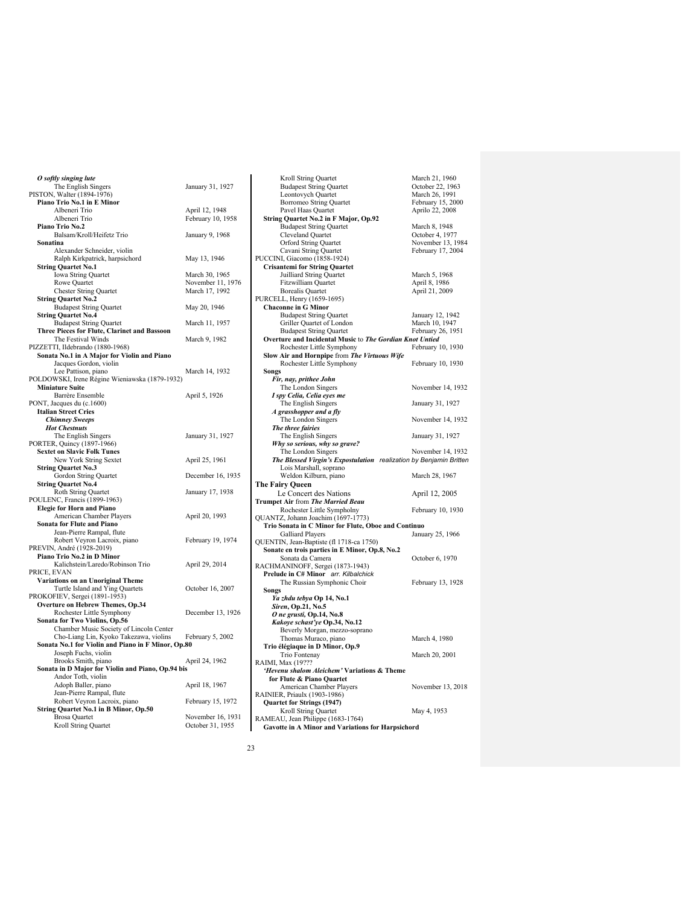***O softly singing lute***
The English Singers — January 31, 1927

PISTON, Walter (1894-1976)

**Piano Trio No.1 in E Minor**
Albeneri Trio — April 12, 1948
Albeneri Trio — February 10, 1958

**Piano Trio No.2**
Balsam/Kroll/Heifetz Trio — January 9, 1968

**Sonatina**
Alexander Schneider, violin
Ralph Kirkpatrick, harpsichord — May 13, 1946

**String Quartet No.1**
Iowa String Quartet — March 30, 1965
Rowe Quartet — November 11, 1976
Chester String Quartet — March 17, 1992

**String Quartet No.2**
Budapest String Quartet — May 20, 1946

**String Quartet No.4**
Budapest String Quartet — March 11, 1957

**Three Pieces for Flute, Clarinet and Bassoon**
The Festival Winds — March 9, 1982

PIZZETTI, Ildebrando (1880-1968)

**Sonata No.1 in A Major for Violin and Piano**
Jacques Gordon, violin
Lee Pattison, piano — March 14, 1932

POLDOWSKI, Irene Régine Wieniawska (1879-1932)

**Miniature Suite**
Barrère Ensemble — April 5, 1926

PONT, Jacques du (c.1600)

**Italian Street Cries**
***Chimney Sweeps***
***Hot Chestnuts***
The English Singers — January 31, 1927

PORTER, Quincy (1897-1966)

**Sextet on Slavic Folk Tunes**
New York String Sextet — April 25, 1961

**String Quartet No.3**
Gordon String Quartet — December 16, 1935

**String Quartet No.4**
Roth String Quartet — January 17, 1938

POULENC, Francis (1899-1963)

**Elegie for Horn and Piano**
American Chamber Players — April 20, 1993

**Sonata for Flute and Piano**
Jean-Pierre Rampal, flute
Robert Veyron Lacroix, piano — February 19, 1974

PREVIN, André (1928-2019)

**Piano Trio No.2 in D Minor**
Kalichstein/Laredo/Robinson Trio — April 29, 2014

PRICE, EVAN

**Variations on an Unoriginal Theme**
Turtle Island and Ying Quartets — October 16, 2007

PROKOFIEV, Sergei (1891-1953)

**Overture on Hebrew Themes, Op.34**
Rochester Little Symphony — December 13, 1926

**Sonata for Two Violins, Op.56**
Chamber Music Society of Lincoln Center
Cho-Liang Lin, Kyoko Takezawa, violins — February 5, 2002

**Sonata No.1 for Violin and Piano in F Minor, Op.80**
Joseph Fuchs, violin
Brooks Smith, piano — April 24, 1962

**Sonata in D Major for Violin and Piano, Op.94 bis**
Andor Toth, violin
Adoph Baller, piano — April 18, 1967
Jean-Pierre Rampal, flute
Robert Veyron Lacroix, piano — February 15, 1972

**String Quartet No.1 in B Minor, Op.50**
Brosa Quartet — November 16, 1931
Kroll String Quartet — October 31, 1955
Kroll String Quartet — March 21, 1960
Budapest String Quartet — October 22, 1963
Leontovych Quartet — March 26, 1991
Borromeo String Quartet — February 15, 2000
Pavel Haas Quartet — Aprilo 22, 2008

**String Quartet No.2 in F Major, Op.92**
Budapest String Quartet — March 8, 1948
Cleveland Quartet — October 4, 1977
Orford String Quartet — November 13, 1984
Cavani String Quartet — February 17, 2004

PUCCINI, Giacomo (1858-1924)

**Crisantemi for String Quartet**
Juilliard String Quartet — March 5, 1968
Fitzwilliam Quartet — April 8, 1986
Borealis Quartet — April 21, 2009

PURCELL, Henry (1659-1695)

**Chaconne in G Minor**
Budapest String Quartet — January 12, 1942
Griller Quartet of London — March 10, 1947
Budapest String Quartet — February 26, 1951

**Overture and Incidental Music** to ***The Gordian Knot Untied***
Rochester Little Symphony — February 10, 1930

**Slow Air and Hornpipe** from ***The Virtuous Wife***
Rochester Little Symphony — February 10, 1930

**Songs**
***Fir, nay, prithee John***
The London Singers — November 14, 1932
***I spy Celia, Celia eyes me***
The English Singers — January 31, 1927
***A grasshopper and a fly***
The London Singers — November 14, 1932
***The three fairies***
The English Singers — January 31, 1927
***Why so serious, why so grave?***
The London Singers — November 14, 1932
***The Blessed Virgin's Expostulation*** *realization by Benjamin Britten*
Lois Marshall, soprano
Weldon Kilburn, piano — March 28, 1967

**The Fairy Queen**
Le Concert des Nations — April 12, 2005

**Trumpet Air** from ***The Married Beau***
Rochester Little Sympholny — February 10, 1930

QUANTZ, Johann Joachim (1697-1773)

**Trio Sonata in C Minor for Flute, Oboe and Continuo**
Galliard Players — January 25, 1966

QUENTIN, Jean-Baptiste (fl 1718-ca 1750)

**Sonate en trois parties in E Minor, Op.8, No.2**
Sonata da Camera — October 6, 1970

RACHMANINOFF, Sergei (1873-1943)

**Prelude in C# Minor** *arr. Kilbalchick*
The Russian Symphonic Choir — February 13, 1928

**Songs**
***Ya zhdu tebya* Op 14, No.1**
***Siren*, Op.21, No.5**
***O ne grusti*, Op.14, No.8**
***Kakoye schast'ye* Op.34, No.12**
Beverly Morgan, mezzo-soprano
Thomas Muraco, piano — March 4, 1980

**Trio élégiaque in D Minor, Op.9**
Trio Fontenay — March 20, 2001

RAIMI, Max (19???

***'Hevenu shalom Aleichem'* Variations & Theme for Flute & Piano Quartet**
American Chamber Players — November 13, 2018

RAINIER, Priaulx (1903-1986)

**Quartet for Strings (1947)**
Kroll String Quartet — May 4, 1953

RAMEAU, Jean Philippe (1683-1764)

**Gavotte in A Minor and Variations for Harpsichord**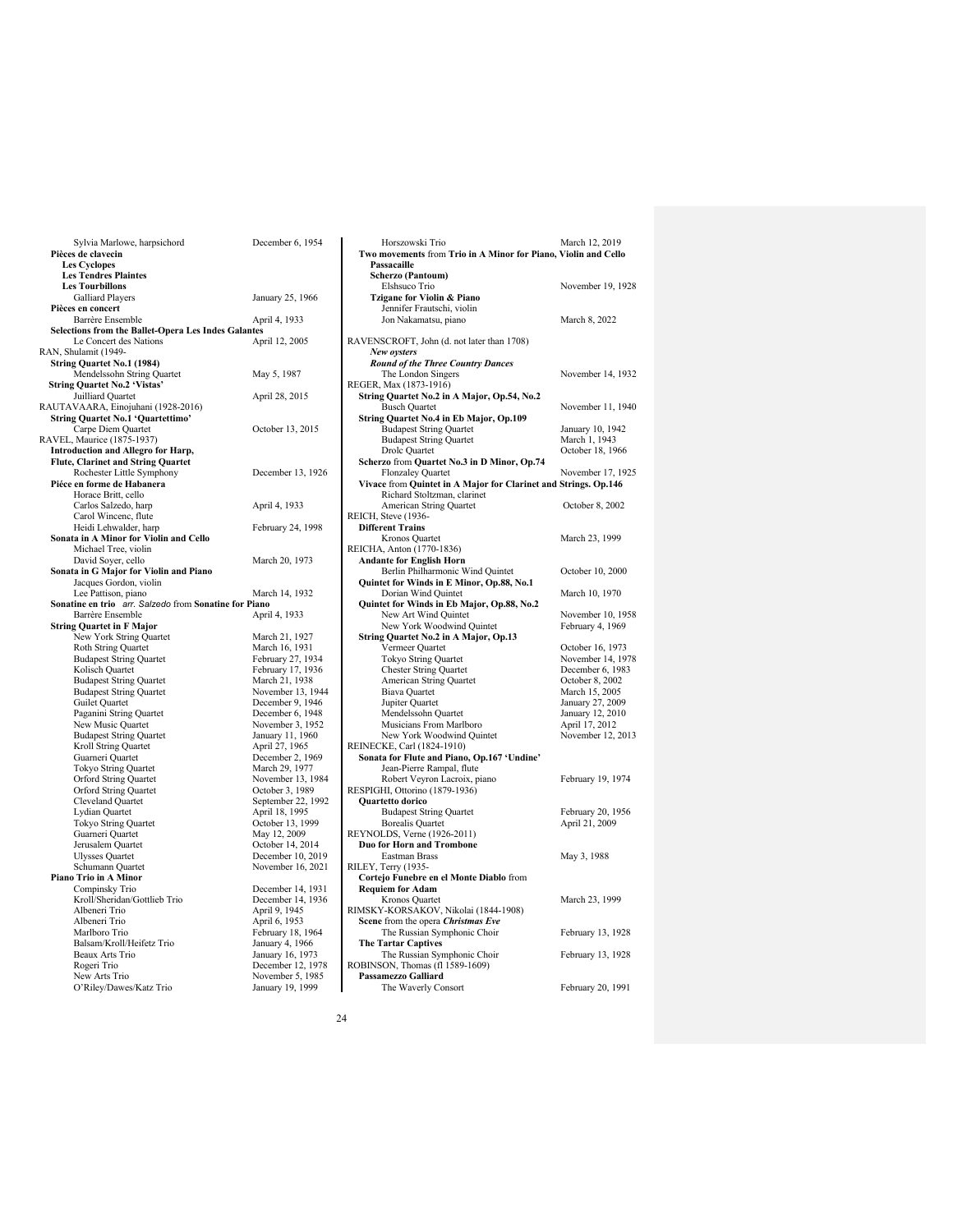Sylvia Marlowe, harpsichord — December 6, 1954

**Pièces de clavecin**
**Les Cyclopes**
**Les Tendres Plaintes**
**Les Tourbillons**
Galliard Players — January 25, 1966

**Pièces en concert**
Barrère Ensemble — April 4, 1933

**Selections from the Ballet-Opera Les Indes Galantes**
Le Concert des Nations — April 12, 2005

RAN, Shulamit (1949-

**String Quartet No.1 (1984)**
Mendelssohn String Quartet — May 5, 1987

**String Quartet No.2 'Vistas'**
Juilliard Quartet — April 28, 2015

RAUTAVAARA, Einojuhani (1928-2016)

**String Quartet No.1 'Quartettimo'**
Carpe Diem Quartet — October 13, 2015

RAVEL, Maurice (1875-1937)

**Introduction and Allegro for Harp, Flute, Clarinet and String Quartet**
Rochester Little Symphony — December 13, 1926

**Piéce en forme de Habanera**
Horace Britt, cello
Carlos Salzedo, harp — April 4, 1933
Carol Wincenc, flute
Heidi Lehwalder, harp — February 24, 1998

**Sonata in A Minor for Violin and Cello**
Michael Tree, violin
David Soyer, cello — March 20, 1973

**Sonata in G Major for Violin and Piano**
Jacques Gordon, violin
Lee Pattison, piano — March 14, 1932

**Sonatine en trio** *arr. Salzedo* from **Sonatine for Piano**
Barrère Ensemble — April 4, 1933

**String Quartet in F Major**
New York String Quartet — March 21, 1927
Roth String Quartet — March 16, 1931
Budapest String Quartet — February 27, 1934
Kolisch Quartet — February 17, 1936
Budapest String Quartet — March 21, 1938
Budapest String Quartet — November 13, 1944
Guilet Quartet — December 9, 1946
Paganini String Quartet — December 6, 1948
New Music Quartet — November 3, 1952
Budapest String Quartet — January 11, 1960
Kroll String Quartet — April 27, 1965
Guarneri Quartet — December 2, 1969
Tokyo String Quartet — March 29, 1977
Orford String Quartet — November 13, 1984
Orford String Quartet — October 3, 1989
Cleveland Quartet — September 22, 1992
Lydian Quartet — April 18, 1995
Tokyo String Quartet — October 13, 1999
Guarneri Quartet — May 12, 2009
Jerusalem Quartet — October 14, 2014
Ulysses Quartet — December 10, 2019
Schumann Quartet — November 16, 2021

**Piano Trio in A Minor**
Compinsky Trio — December 14, 1931
Kroll/Sheridan/Gottlieb Trio — December 14, 1936
Albeneri Trio — April 9, 1945
Albeneri Trio — April 6, 1953
Marlboro Trio — February 18, 1964
Balsam/Kroll/Heifetz Trio — January 4, 1966
Beaux Arts Trio — January 16, 1973
Rogeri Trio — December 12, 1978
New Arts Trio — November 5, 1985
O'Riley/Dawes/Katz Trio — January 19, 1999
Horszowski Trio — March 12, 2019

**Two movements** from **Trio in A Minor for Piano, Violin and Cello**
**Passacaille**
**Scherzo (Pantoum)**
Elshuco Trio — November 19, 1928

**Tzigane for Violin & Piano**
Jennifer Frautschi, violin
Jon Nakamatsu, piano — March 8, 2022

RAVENSCROFT, John (d. not later than 1708)

***New oysters***
***Round of the Three Country Dances***
The London Singers — November 14, 1932

REGER, Max (1873-1916)

**String Quartet No.2 in A Major, Op.54, No.2**
Busch Quartet — November 11, 1940

**String Quartet No.4 in Eb Major, Op.109**
Budapest String Quartet — January 10, 1942
Budapest String Quartet — March 1, 1943
Drolc Quartet — October 18, 1966

**Scherzo** from **Quartet No.3 in D Minor, Op.74**
Flonzaley Quartet — November 17, 1925

**Vivace** from **Quintet in A Major for Clarinet and Strings. Op.146**
Richard Stoltzman, clarinet
American String Quartet — October 8, 2002

REICH, Steve (1936-

**Different Trains**
Kronos Quartet — March 23, 1999

REICHA, Anton (1770-1836)

**Andante for English Horn**
Berlin Philharmonic Wind Quintet — October 10, 2000

**Quintet for Winds in E Minor, Op.88, No.1**
Dorian Wind Quintet — March 10, 1970

**Quintet for Winds in Eb Major, Op.88, No.2**
New Art Wind Quintet — November 10, 1958
New York Woodwind Quintet — February 4, 1969

**String Quartet No.2 in A Major, Op.13**
Vermeer Quartet — October 16, 1973
Tokyo String Quartet — November 14, 1978
Chester String Quartet — December 6, 1983
American String Quartet — October 8, 2002
Biava Quartet — March 15, 2005
Jupiter Quartet — January 27, 2009
Mendelssohn Quartet — January 12, 2010
Musicians From Marlboro — April 17, 2012
New York Woodwind Quintet — November 12, 2013

REINECKE, Carl (1824-1910)

**Sonata for Flute and Piano, Op.167 'Undine'**
Jean-Pierre Rampal, flute
Robert Veyron Lacroix, piano — February 19, 1974

RESPIGHI, Ottorino (1879-1936)

**Quartetto dorico**
Budapest String Quartet — February 20, 1956
Borealis Quartet — April 21, 2009

REYNOLDS, Verne (1926-2011)

**Duo for Horn and Trombone**
Eastman Brass — May 3, 1988

RILEY, Terry (1935-

**Cortejo Funebre en el Monte Diablo** from **Requiem for Adam**
Kronos Quartet — March 23, 1999

RIMSKY-KORSAKOV, Nikolai (1844-1908)

**Scene** from the opera ***Christmas Eve***
The Russian Symphonic Choir — February 13, 1928

**The Tartar Captives**
The Russian Symphonic Choir — February 13, 1928

ROBINSON, Thomas (fl 1589-1609)

**Passamezzo Galliard**
The Waverly Consort — February 20, 1991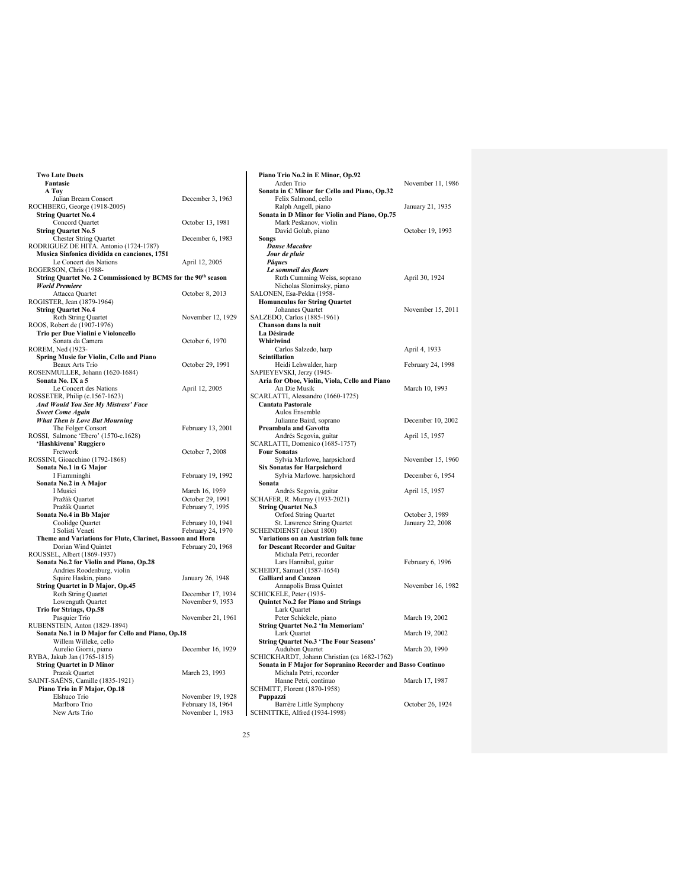**Two Lute Duets**
**Fantasie**
**A Toy**
Julian Bream Consort — December 3, 1963

ROCHBERG, George (1918-2005)
**String Quartet No.4**
Concord Quartet — October 13, 1981
**String Quartet No.5**
Chester String Quartet — December 6, 1983

RODRIGUEZ DE HITA. Antonio (1724-1787)
**Musica Sinfonica dividida en canciones, 1751**
Le Concert des Nations — April 12, 2005

ROGERSON, Chris (1988-
**String Quartet No. 2 Commissioned by BCMS for the 90th season**
***World Premiere***
Attacca Quartet — October 8, 2013

ROGISTER, Jean (1879-1964)
**String Quartet No.4**
Roth String Quartet — November 12, 1929

ROOS, Robert de (1907-1976)
**Trio per Due Violini e Violoncello**
Sonata da Camera — October 6, 1970

ROREM, Ned (1923-
**Spring Music for Violin, Cello and Piano**
Beaux Arts Trio — October 29, 1991

ROSENMULLER, Johann (1620-1684)
**Sonata No. IX a 5**
Le Concert des Nations — April 12, 2005

ROSSETER, Philip (c.1567-1623)
***And Would You See My Mistress' Face***
***Sweet Come Again***
***What Then is Love But Mourning***
The Folger Consort — February 13, 2001

ROSSI, Salmone 'Ebero' (1570-c.1628)
**'Hashkivenu' Ruggiero**
Fretwork — October 7, 2008

ROSSINI, Gioacchino (1792-1868)
**Sonata No.1 in G Major**
I Fiamminghi — February 19, 1992
**Sonata No.2 in A Major**
I Musici — March 16, 1959
Pražák Quartet — October 29, 1991
Pražák Quartet — February 7, 1995
**Sonata No.4 in Bb Major**
Coolidge Quartet — February 10, 1941
I Solisti Veneti — February 24, 1970
**Theme and Variations for Flute, Clarinet, Bassoon and Horn**
Dorian Wind Quintet — February 20, 1968

ROUSSEL, Albert (1869-1937)
**Sonata No.2 for Violin and Piano, Op.28**
Andries Roodenburg, violin
Squire Haskin, piano — January 26, 1948
**String Quartet in D Major, Op.45**
Roth String Quartet — December 17, 1934
Lowenguth Quartet — November 9, 1953
**Trio for Strings, Op.58**
Pasquier Trio — November 21, 1961

RUBENSTEIN, Anton (1829-1894)
**Sonata No.1 in D Major for Cello and Piano, Op.18**
Willem Willeke, cello
Aurelio Giorni, piano — December 16, 1929

RYBA, Jakub Jan (1765-1815)
**String Quartet in D Minor**
Prazak Quartet — March 23, 1993

SAINT-SAËNS, Camille (1835-1921)
**Piano Trio in F Major, Op.18**
Elshuco Trio — November 19, 1928
Marlboro Trio — February 18, 1964
New Arts Trio — November 1, 1983
**Piano Trio No.2 in E Minor, Op.92**
Arden Trio — November 11, 1986
**Sonata in C Minor for Cello and Piano, Op.32**
Felix Salmond, cello
Ralph Angell, piano — January 21, 1935
**Sonata in D Minor for Violin and Piano, Op.75**
Mark Peskanov, violin
David Golub, piano — October 19, 1993
**Songs**
***Danse Macabre***
***Jour de pluie***
***Pâques***
***Le sommeil des fleurs***
Ruth Cumming Weiss, soprano
Nicholas Slonimsky, piano — April 30, 1924

SALONEN, Esa-Pekka (1958-
**Homunculus for String Quartet**
Johannes Quartet — November 15, 2011

SALZEDO, Carlos (1885-1961)
**Chanson dans la nuit**
**La Désirade**
**Whirlwind**
Carlos Salzedo, harp — April 4, 1933
**Scintillation**
Heidi Lehwalder, harp — February 24, 1998

SAPIEYEVSKI, Jerzy (1945-
**Aria for Oboe, Violin, Viola, Cello and Piano**
An Die Musik — March 10, 1993

SCARLATTI, Alessandro (1660-1725)
**Cantata Pastorale**
Aulos Ensemble
Julianne Baird, soprano — December 10, 2002
**Preambula and Gavotta**
Andrés Segovia, guitar — April 15, 1957

SCARLATTI, Domenico (1685-1757)
**Four Sonatas**
Sylvia Marlowe, harpsichord — November 15, 1960
**Six Sonatas for Harpsichord**
Sylvia Marlowe. harpsichord — December 6, 1954
**Sonata**
Andrés Segovia, guitar — April 15, 1957

SCHAFER, R. Murray (1933-2021)
**String Quartet No.3**
Orford String Quartet — October 3, 1989
St. Lawrence String Quartet — January 22, 2008

SCHEINDIENST (about 1800)
**Variations on an Austrian folk tune for Descant Recorder and Guitar**
Michala Petri, recorder
Lars Hannibal, guitar — February 6, 1996

SCHEIDT, Samuel (1587-1654)
**Galliard and Canzon**
Annapolis Brass Quintet — November 16, 1982

SCHICKELE, Peter (1935-
**Quintet No.2 for Piano and Strings**
Lark Quartet
Peter Schickele, piano — March 19, 2002
**String Quartet No.2 'In Memoriam'**
Lark Quartet — March 19, 2002
**String Quartet No.3 'The Four Seasons'**
Audubon Quartet — March 20, 1990

SCHICKHARDT, Johann Christian (ca 1682-1762)
**Sonata in F Major for Sopranino Recorder and Basso Continuo**
Michala Petri, recorder
Hanne Petri, continuo — March 17, 1987

SCHMITT, Florent (1870-1958)
**Puppazzi**
Barrère Little Symphony — October 26, 1924

SCHNITTKE, Alfred (1934-1998)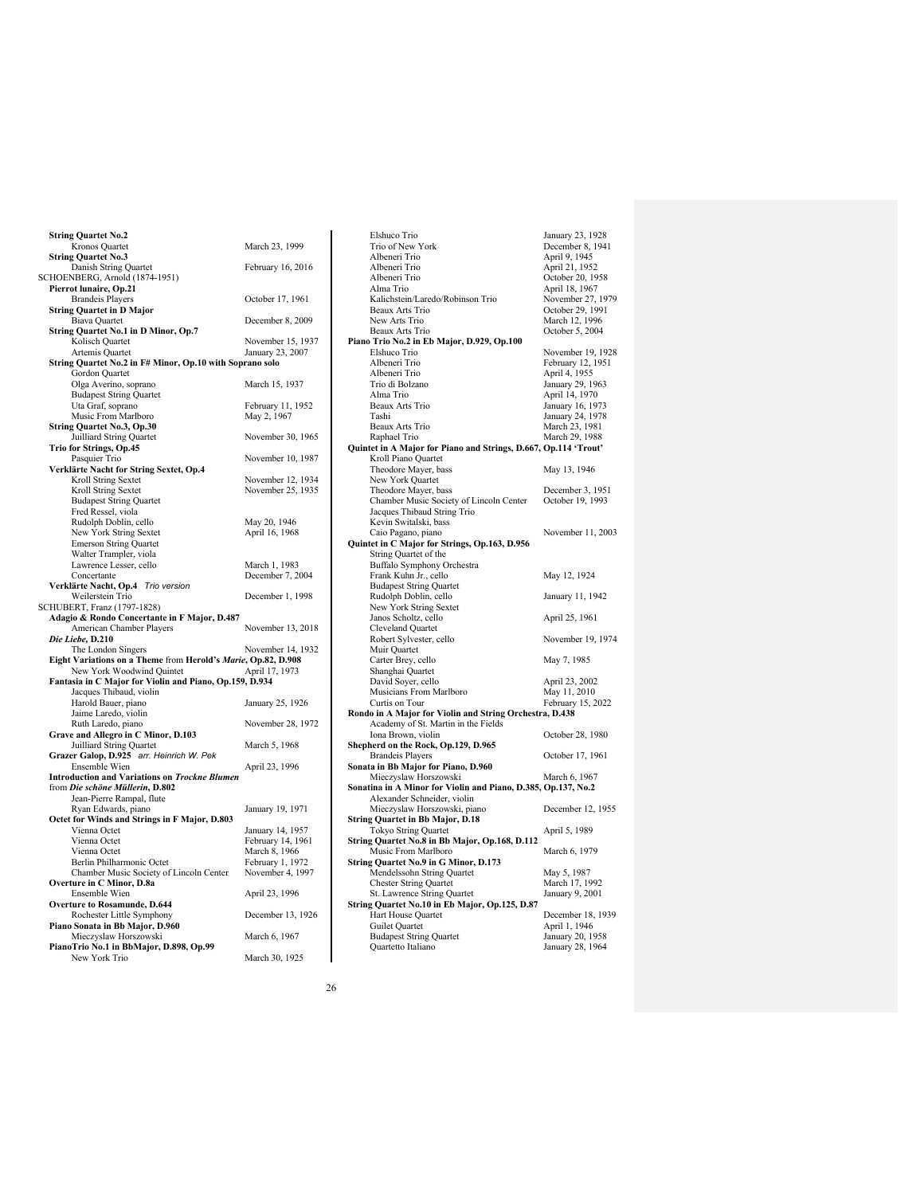**String Quartet No.2**
Kronos Quartet — March 23, 1999

**String Quartet No.3**
Danish String Quartet — February 16, 2016

SCHOENBERG, Arnold (1874-1951)

**Pierrot lunaire, Op.21**
Brandeis Players — October 17, 1961

**String Quartet in D Major**
Biava Quartet — December 8, 2009

**String Quartet No.1 in D Minor, Op.7**
Kolisch Quartet — November 15, 1937
Artemis Quartet — January 23, 2007

**String Quartet No.2 in F# Minor, Op.10 with Soprano solo**
Gordon Quartet
Olga Averino, soprano — March 15, 1937
Budapest String Quartet
Uta Graf, soprano — February 11, 1952
Music From Marlboro — May 2, 1967

**String Quartet No.3, Op.30**
Juilliard String Quartet — November 30, 1965

**Trio for Strings, Op.45**
Pasquier Trio — November 10, 1987

**Verklärte Nacht for String Sextet, Op.4**
Kroll String Sextet — November 12, 1934
Kroll String Sextet — November 25, 1935
Budapest String Quartet
Fred Ressel, viola
Rudolph Doblin, cello — May 20, 1946
New York String Sextet — April 16, 1968
Emerson String Quartet
Walter Trampler, viola
Lawrence Lesser, cello — March 1, 1983
Concertante — December 7, 2004

**Verklärte Nacht, Op.4** *Trio version*
Weilerstein Trio — December 1, 1998

SCHUBERT, Franz (1797-1828)

**Adagio & Rondo Concertante in F Major, D.487**
American Chamber Players — November 13, 2018

***Die Liebe*, D.210**
The London Singers — November 14, 1932

**Eight Variations on a Theme from Herold's *Marie*, Op.82, D.908**
New York Woodwind Quintet — April 17, 1973

**Fantasia in C Major for Violin and Piano, Op.159, D.934**
Jacques Thibaud, violin
Harold Bauer, piano — January 25, 1926
Jaime Laredo, violin
Ruth Laredo, piano — November 28, 1972

**Grave and Allegro in C Minor, D.103**
Juilliard String Quartet — March 5, 1968

**Grazer Galop, D.925** *arr. Heinrich W. Pek*
Ensemble Wien — April 23, 1996

**Introduction and Variations on *Trockne Blumen* from *Die schöne Müllerin*, D.802**
Jean-Pierre Rampal, flute
Ryan Edwards, piano — January 19, 1971

**Octet for Winds and Strings in F Major, D.803**
Vienna Octet — January 14, 1957
Vienna Octet — February 14, 1961
Vienna Octet — March 8, 1966
Berlin Philharmonic Octet — February 1, 1972
Chamber Music Society of Lincoln Center — November 4, 1997

**Overture in C Minor, D.8a**
Ensemble Wien — April 23, 1996

**Overture to Rosamunde, D.644**
Rochester Little Symphony — December 13, 1926

**Piano Sonata in Bb Major, D.960**
Mieczyslaw Horszowski — March 6, 1967

**PianoTrio No.1 in BbMajor, D.898, Op.99**
New York Trio — March 30, 1925
Elshuco Trio — January 23, 1928
Trio of New York — December 8, 1941
Albeneri Trio — April 9, 1945
Albeneri Trio — April 21, 1952
Albeneri Trio — October 20, 1958
Alma Trio — April 18, 1967
Kalichstein/Laredo/Robinson Trio — November 27, 1979
Beaux Arts Trio — October 29, 1991
New Arts Trio — March 12, 1996
Beaux Arts Trio — October 5, 2004

**Piano Trio No.2 in Eb Major, D.929, Op.100**
Elshuco Trio — November 19, 1928
Albeneri Trio — February 12, 1951
Albeneri Trio — April 4, 1955
Trio di Bolzano — January 29, 1963
Alma Trio — April 14, 1970
Beaux Arts Trio — January 16, 1973
Tashi — January 24, 1978
Beaux Arts Trio — March 23, 1981
Raphael Trio — March 29, 1988

**Quintet in A Major for Piano and Strings, D.667, Op.114 'Trout'**
Kroll Piano Quartet
Theodore Mayer, bass — May 13, 1946
New York Quartet
Theodore Mayer, bass — December 3, 1951
Chamber Music Society of Lincoln Center — October 19, 1993
Jacques Thibaud String Trio
Kevin Switalski, bass
Caio Pagano, piano — November 11, 2003

**Quintet in C Major for Strings, Op.163, D.956**
String Quartet of the Buffalo Symphony Orchestra
Frank Kuhn Jr., cello — May 12, 1924
Budapest String Quartet
Rudolph Doblin, cello — January 11, 1942
New York String Sextet
Janos Scholtz, cello — April 25, 1961
Cleveland Quartet
Robert Sylvester, cello — November 19, 1974
Muir Quartet
Carter Brey, cello — May 7, 1985
Shanghai Quartet
David Soyer, cello — April 23, 2002
Musicians From Marlboro — May 11, 2010
Curtis on Tour — February 15, 2022

**Rondo in A Major for Violin and String Orchestra, D.438**
Academy of St. Martin in the Fields
Iona Brown, violin — October 28, 1980

**Shepherd on the Rock, Op.129, D.965**
Brandeis Players — October 17, 1961

**Sonata in Bb Major for Piano, D.960**
Mieczyslaw Horszowski — March 6, 1967

**Sonatina in A Minor for Violin and Piano, D.385, Op.137, No.2**
Alexander Schneider, violin
Mieczyslaw Horszowski, piano — December 12, 1955

**String Quartet in Bb Major, D.18**
Tokyo String Quartet — April 5, 1989

**String Quartet No.8 in Bb Major, Op.168, D.112**
Music From Marlboro — March 6, 1979

**String Quartet No.9 in G Minor, D.173**
Mendelssohn String Quartet — May 5, 1987
Chester String Quartet — March 17, 1992
St. Lawrence String Quartet — January 9, 2001

**String Quartet No.10 in Eb Major, Op.125, D.87**
Hart House Quartet — December 18, 1939
Guilet Quartet — April 1, 1946
Budapest String Quartet — January 20, 1958
Quartetto Italiano — January 28, 1964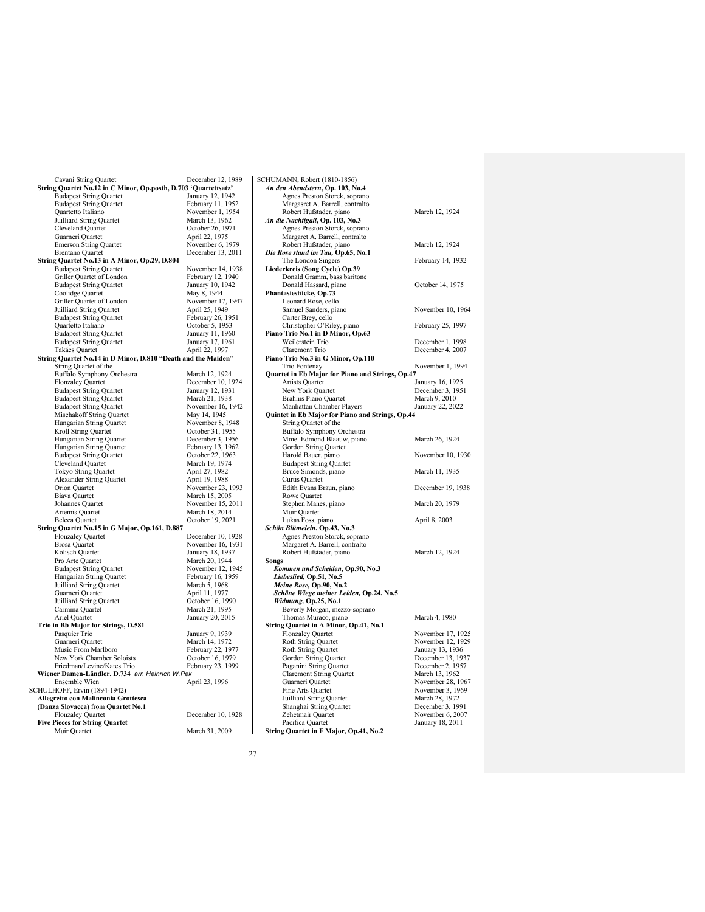Cavani String Quartet — December 12, 1989

**String Quartet No.12 in C Minor, Op.posth, D.703 'Quartettsatz'**

Budapest String Quartet — January 12, 1942
Budapest String Quartet — February 11, 1952
Quartetto Italiano — November 1, 1954
Juilliard String Quartet — March 13, 1962
Cleveland Quartet — October 26, 1971
Guarneri Quartet — April 22, 1975
Emerson String Quartet — November 6, 1979
Brentano Quartet — December 13, 2011

**String Quartet No.13 in A Minor, Op.29, D.804**

Budapest String Quartet — November 14, 1938
Griller Quartet of London — February 12, 1940
Budapest String Quartet — January 10, 1942
Coolidge Quartet — May 8, 1944
Griller Quartet of London — November 17, 1947
Juilliard String Quartet — April 25, 1949
Budapest String Quartet — February 26, 1951
Quartetto Italiano — October 5, 1953
Budapest String Quartet — January 11, 1960
Budapest String Quartet — January 17, 1961
Takács Quartet — April 22, 1997

**String Quartet No.14 in D Minor, D.810 "Death and the Maiden"**

String Quartet of the Buffalo Symphony Orchestra — March 12, 1924
Flonzaley Quartet — December 10, 1924
Budapest String Quartet — January 12, 1931
Budapest String Quartet — March 21, 1938
Budapest String Quartet — November 16, 1942
Mischakoff String Quartet — May 14, 1945
Hungarian String Quartet — November 8, 1948
Kroll String Quartet — October 31, 1955
Hungarian String Quartet — December 3, 1956
Hungarian String Quartet — February 13, 1962
Budapest String Quartet — October 22, 1963
Cleveland Quartet — March 19, 1974
Tokyo String Quartet — April 27, 1982
Alexander String Quartet — April 19, 1988
Orion Quartet — November 23, 1993
Biava Qaurtet — March 15, 2005
Johannes Quartet — November 15, 2011
Artemis Quartet — March 18, 2014
Belcea Quartet — October 19, 2021

**String Quartet No.15 in G Major, Op.161, D.887**

Flonzaley Quartet — December 10, 1928
Brosa Quartet — November 16, 1931
Kolisch Quartet — January 18, 1937
Pro Arte Quartet — March 20, 1944
Budapest String Quartet — November 12, 1945
Hungarian String Quartet — February 16, 1959
Juilliard String Quartet — March 5, 1968
Guarneri Quartet — April 11, 1977
Juilliard String Quartet — October 16, 1990
Carmina Quartet — March 21, 1995
Ariel Quartet — January 20, 2015

**Trio in Bb Major for Strings, D.581**

Pasquier Trio — January 9, 1939
Guarneri Quartet — March 14, 1972
Music From Marlboro — February 22, 1977
New York Chamber Soloists — October 16, 1979
Friedman/Levine/Kates Trio — February 23, 1999

**Wiener Damen-Ländler, D.734** *arr. Heinrich W.Pek*

Ensemble Wien — April 23, 1996

SCHULHOFF, Ervin (1894-1942)

**Allegretto con Malinconia Grottesca (Danza Slovacca) from Quartet No.1**

Flonzaley Quartet — December 10, 1928

**Five Pieces for String Quartet**

Muir Quartet — March 31, 2009

SCHUMANN, Robert (1810-1856)

***An den Abendstern*, Op. 103, No.4**

Agnes Preston Storck, soprano
Margasret A. Barrell, contralto
Robert Hufstader, piano — March 12, 1924

***An die Nachtigall*, Op. 103, No.3**

Agnes Preston Storck, soprano
Margaret A. Barrell, contralto
Robert Hufstader, piano — March 12, 1924

***Die Rose stand im Tau*, Op.65, No.1**

The London Singers — February 14, 1932

**Liederkreis (Song Cycle) Op.39**

Donald Gramm, bass baritone
Donald Hassard, piano — October 14, 1975

**Phantasiestücke, Op.73**

Leonard Rose, cello
Samuel Sanders, piano — November 10, 1964
Carter Brey, cello
Christopher O'Riley, piano — February 25, 1997

**Piano Trio No.1 in D Minor, Op.63**

Weilerstein Trio — December 1, 1998
Claremont Trio — December 4, 2007

**Piano Trio No.3 in G Minor, Op.110**

Trio Fontenay — November 1, 1994

**Quartet in Eb Major for Piano and Strings, Op.47**

Artists Quartet — January 16, 1925
New York Quartet — December 3, 1951
Brahms Piano Quartet — March 9, 2010
Manhattan Chamber Players — January 22, 2022

**Quintet in Eb Major for Piano and Strings, Op.44**

String Quartet of the Buffalo Symphony Orchestra
Mme. Edmond Blaauw, piano — March 26, 1924
Gordon String Quartet
Harold Bauer, piano — November 10, 1930
Budapest String Quartet
Bruce Simonds, piano — March 11, 1935
Curtis Quartet
Edith Evans Braun, piano — December 19, 1938
Rowe Quartet
Stephen Manes, piano — March 20, 1979
Muir Quartet
Lukas Foss, piano — April 8, 2003

***Schön Blümelein*, Op.43, No.3**

Agnes Preston Storck, soprano
Margaret A. Barrell, contralto
Robert Hufstader, piano — March 12, 1924

**Songs**

***Kommen und Scheiden*, Op.90, No.3**
***Liebeslied*, Op.51, No.5**
***Meine Rose*, Op.90, No.2**
***Schöne Wiege meiner Leiden*, Op.24, No.5**
***Widmung*, Op.25, No.1**

Beverly Morgan, mezzo-soprano
Thomas Muraco, piano — March 4, 1980

**String Quartet in A Minor, Op.41, No.1**

Flonzaley Quartet — November 17, 1925
Roth String Quartet — November 12, 1929
Roth String Quartet — January 13, 1936
Gordon String Quartet — December 13, 1937
Paganini String Quartet — December 2, 1957
Claremont String Quartet — March 13, 1962
Guarneri Quartet — November 28, 1967
Fine Arts Quartet — November 3, 1969
Juilliard String Quartet — March 28, 1972
Shanghai String Quartet — December 3, 1991
Zehetmair Quartet — November 6, 2007
Pacifica Quartet — January 18, 2011

**String Quartet in F Major, Op.41, No.2**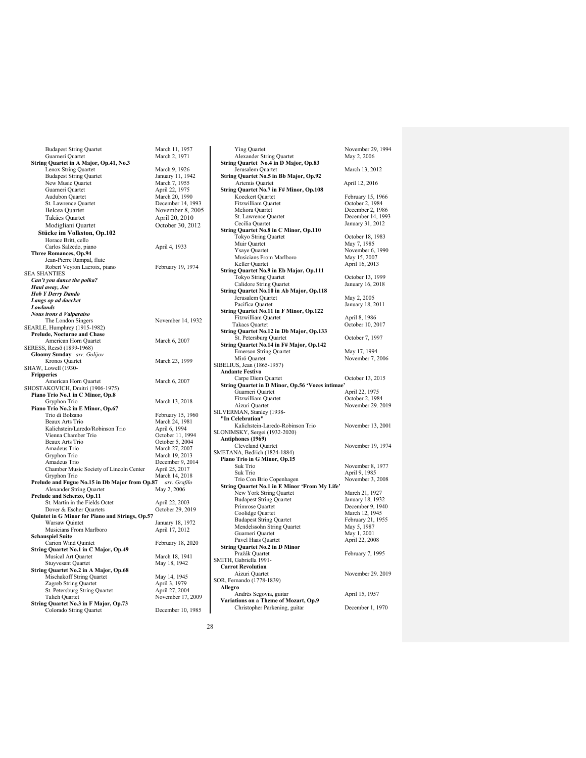Budapest String Quartet March 11, 1957
Guarneri Quartet March 2, 1971

**String Quartet in A Major, Op.41, No.3**
Lenox String Quartet March 9, 1926
Budapest String Quartet January 11, 1942
New Music Quartet March 7, 1955
Guarneri Quartet April 22, 1975
Audubon Quartet March 20, 1990
St. Lawrence Quartet December 14, 1993
Belcea Quartet November 8, 2005
Takács Quartet April 20, 2010
Modigliani Quartet October 30, 2012

**Stücke im Volkston, Op.102**
Horace Britt, cello
Carlos Salzedo, piano April 4, 1933

**Three Romances, Op.94**
Jean-Pierre Rampal, flute
Robert Veyron Lacroix, piano February 19, 1974

SEA SHANTIES
***Can't you dance the polka?***
***Haul away, Joe***
***Hob Y Derry Dando***
***Langs op ad daecket***
***Lowlands***
***Nous irons à Valparaiso***
The London Singers November 14, 1932

SEARLE, Humphrey (1915-1982)
**Prelude, Nocturne and Chase**
American Horn Quartet March 6, 2007

SERESS, Rezsö (1899-1968)
**Gloomy Sunday** *arr. Golijov*
Kronos Quartet March 23, 1999

SHAW, Lowell (1930-
**Fripperies**
American Horn Quartet March 6, 2007

SHOSTAKOVICH, Dmitri (1906-1975)
**Piano Trio No.1 in C Minor, Op.8**
Gryphon Trio March 13, 2018

**Piano Trio No.2 in E Minor, Op.67**
Trio di Bolzano February 15, 1960
Beaux Arts Trio March 24, 1981
Kalichstein/Laredo/Robinson Trio April 6, 1994
Vienna Chamber Trio October 11, 1994
Beaux Arts Trio October 5, 2004
Amadeus Trio March 27, 2007
Gryphon Trio March 19, 2013
Amadeus Trio December 9, 2014
Chamber Music Society of Lincoln Center April 25, 2017
Gryphon Trio March 14, 2018

**Prelude and Fugue No.15 in Db Major from Op.87** *arr. Grafilo*
Alexander String Quartet May 2, 2006

**Prelude and Scherzo, Op.11**
St. Martin in the Fields Octet April 22, 2003
Dover & Escher Quartets October 29, 2019

**Quintet in G Minor for Piano and Strings, Op.57**
Warsaw Quintet January 18, 1972
Musicians From Marlboro April 17, 2012

**Schauspiel Suite**
Carion Wind Quintet February 18, 2020

**String Quartet No.1 in C Major, Op.49**
Musical Art Quartet March 18, 1941
Stuyvesant Quartet May 18, 1942

**String Quartet No.2 in A Major, Op.68**
Mischakoff String Quartet May 14, 1945
Zagreb String Quartet April 3, 1979
St. Petersburg String Quartet April 27, 2004
Talich Quartet November 17, 2009

**String Quartet No.3 in F Major, Op.73**
Colorado String Quartet December 10, 1985
Ying Quartet November 29, 1994
Alexander String Quartet May 2, 2006

**String Quartet No.4 in D Major, Op.83**
Jerusalem Quartet March 13, 2012

**String Quartet No.5 in Bb Major, Op.92**
Artemis Quartet April 12, 2016

**String Quartet No.7 in F# Minor, Op.108**
Koeckert Quartet February 15, 1966
Fitzwilliam Quartet October 2, 1984
Meliora Quartet December 2, 1986
St. Lawrence Quartet December 14, 1993
Cecilia Quartet January 31, 2012

**String Quartet No.8 in C Minor, Op.110**
Tokyo String Quartet October 18, 1983
Muir Quartet May 7, 1985
Ysaye Quartet November 6, 1990
Musicians From Marlboro May 15, 2007
Keller Quartet April 16, 2013

**String Quartet No.9 in Eb Major, Op.111**
Tokyo String Quartet October 13, 1999
Calidore String Quartet January 16, 2018

**String Quartet No.10 in Ab Major, Op.118**
Jerusalem Quartet May 2, 2005
Pacifica Quartet January 18, 2011

**String Quartet No.11 in F Minor, Op.122**
Fitzwilliam Quartet April 8, 1986
Takacs Quartet October 10, 2017

**String Quartet No.12 in Db Major, Op.133**
St. Petersburg Quartet October 7, 1997

**String Quartet No.14 in F# Major, Op.142**
Emerson String Quartet May 17, 1994
Miró Quartet November 7, 2006

SIBELIUS, Jean (1865-1957)
**Andante Festivo**
Carpe Diem Quartet October 13, 2015

**String Quartet in D Minor, Op.56 'Voces intimae'**
Guarneri Quartet April 22, 1975
Fitzwilliam Quartet October 2, 1984
Aizuri Quartet November 29. 2019

SILVERMAN, Stanley (1938-
**"In Celebration"**
Kalichstein-Laredo-Robinson Trio November 13, 2001

SLONIMSKY, Sergei (1932-2020)
**Antiphones (1969)**
Cleveland Quartet November 19, 1974

SMETANA, Bedřich (1824-1884)
**Piano Trio in G Minor, Op.15**
Suk Trio November 8, 1977
Suk Trio April 9, 1985
Trio Con Brio Copenhagen November 3, 2008

**String Quartet No.1 in E Minor 'From My Life'**
New York String Quartet March 21, 1927
Budapest String Quartet January 18, 1932
Primrose Quartet December 9, 1940
Coolidge Quartet March 12, 1945
Budapest String Quartet February 21, 1955
Mendelssohn String Quartet May 5, 1987
Guarneri Quartet May 1, 2001
Pavel Haas Quartet April 22, 2008

**String Quartet No.2 in D Minor**
Pražák Quartet February 7, 1995

SMITH, Gabriella 1991-
**Carrot Revolution**
Aizuri Quartet November 29. 2019

SOR, Fernando (1778-1839)
**Allegro**
Andrés Segovia, guitar April 15, 1957

**Variations on a Theme of Mozart, Op.9**
Christopher Parkening, guitar December 1, 1970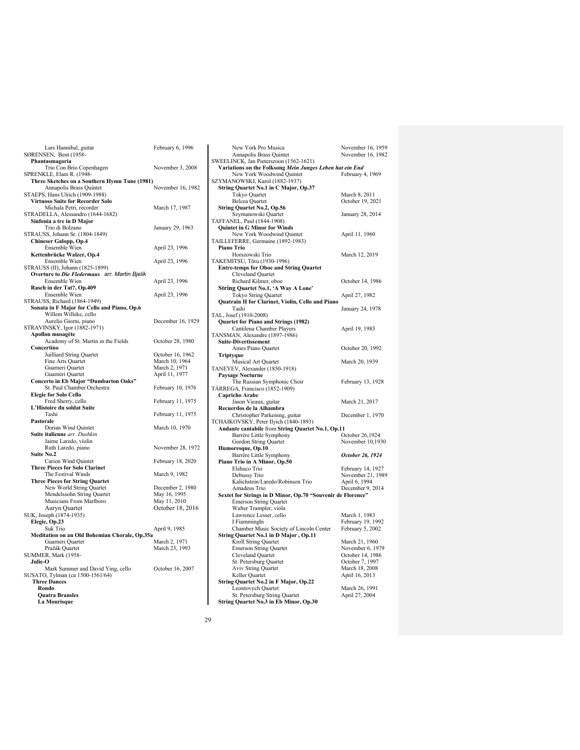Lars Hannibal, guitar — February 6, 1996

SØRENSEN, Bent (1958-

**Phantasmagoria**

Trio Con Brio Copenhagen — November 3, 2008

SPRENKLE, Elam R. (1948-

**Three Sketches on a Southern Hymn Tune (1981)**

Annapolis Brass Quintet — November 16, 1982

STAEPS, Hans Ulrich (1909-1988)

**Virtuoso Suite for Recorder Solo**

Michala Petri, recorder — March 17, 1987

STRADELLA, Alessandro (1644-1682)

**Sinfonia a tre in D Major**

Trio di Bolzano — January 29, 1963

STRAUSS, Johann Sr. (1804-1849)

**Chineser Galopp, Op.4**

Ensemble Wien — April 23, 1996

**Kettenbrücke Walzer, Op.4**

Ensemble Wien — April 23, 1996

STRAUSS (II), Johann (1825-1899)

**Overture to *Die Fledermaus*** *arr. Martin Bjelik*

Ensemble Wien — April 23, 1996

**Rasch in der Tat?, Op.409**

Ensemble Wien — April 23, 1996

STRAUSS, Richard (1864-1949)

**Sonata in F Major for Cello and Piano, Op.6**

Willem Willeke, cello
Aurelio Giorni, piano — December 16, 1929

STRAVINSKY, Igor (1882-1971)

**Apollon musagète**

Academy of St. Martin in the Fields — October 28, 1980

**Concertino**

Juilliard String Quartet — October 16, 1962
Fine Arts Quartet — March 10, 1964
Guarneri Quartet — March 2, 1971
Guarneri Quartet — April 11, 1977

**Concerto in Eb Major "Dumbarton Oaks"**

St. Paul Chamber Orchestra — February 10, 1976

**Elegie for Solo Cello**

Fred Sherry, cello — February 11, 1975

**L'Histoire du soldat Suite**

Tashi — February 11, 1975

**Pastorale**

Dorian Wind Quintet — March 10, 1970

**Suite italienne** *arr. Dushkin*

Jaime Laredo, violin
Ruth Laredo, piano — November 28, 1972

**Suite No.2**

Carion Wind Quintet — February 18, 2020

**Three Pieces for Solo Clarinet**

The Festival Winds — March 9, 1982

**Three Pieces for String Quartet**

New World String Quartet — December 2, 1980
Mendelssohn String Quartet — May 16, 1995
Musicians From Marlboro — May 11, 2010
Auryn Quartet — October 18, 2016

SUK, Joseph (1874-1935)

**Elegie, Op.23**

Suk Trio — April 9, 1985

**Meditation on an Old Bohemian Chorale, Op.35a**

Guarneri Quartet — March 2, 1971
Pražák Quartet — March 23, 1993

SUMMER, Mark (1958-

**Julie-O**

Mark Summer and David Ying, cello — October 16, 2007

SUSATO, Tylman (ca 1500-1561/64)

**Three Dances**
**Rondo**
**Quatra Bransles**
**La Mourisque**

New York Pro Musica — November 16, 1959
Annapolis Brass Quintet — November 16, 1982

SWEELINCK, Jan Pieterszoon (1562-1621)

**Variations on the Folksong *Mein Junges Leben hat ein End***

New York Woodwind Quintet — February 4, 1969

SZYMANOWSKI, Karol (1882-1937)

**String Quartet No.1 in C Major, Op.37**

Tokyo Quartet — March 8, 2011
Belcea Quartet — October 19, 2021

**String Quartet No.2, Op.56**

Szymanowski Quartet — January 28, 2014

TAFFANEL, Paul (1844-1908)

**Quintet in G Minor for Winds**

New York Woodwind Quintet — April 11, 1960

TAILLEFERRE, Germaine (1892-1983)

**Piano Trio**

Horszowski Trio — March 12, 2019

TAKEMITSU, Tōru (1930-1996)

**Entre-temps for Oboe and String Quartet**

Cleveland Quartet
Richard Kilmer, oboe — October 14, 1986

**String Quartet No.1, 'A Way A Lone'**

Tokyo String Quartet — April 27, 1982

**Quatrain II for Clarinet, Violin, Cello and Piano**

Tashi — January 24, 1978

TAL, Josef (1910-2008)

**Quartet for Piano and Strings (1982)**

Cantilena Chamber Players — April 19, 1983

TANSMAN, Alexandre (1897-1986)

**Suite-Divertissement**

Ames Piano Quartet — October 20, 1992

**Triptyque**

Musical Art Quartet — March 20, 1939

TANEYEV, Alexander (1850-1918)

**Paysage Nocturne**

The Russian Symphonic Choir — February 13, 1928

TÁRREGA, Francisco (1852-1909)

**Capricho Arabe**

Jason Vieaux, guitar — March 21, 2017

**Recuerdos de la Alhambra**

Christopher Parkening, guitar — December 1, 1970

TCHAIKOVSKY, Peter Ilyich (1840-1893)

**Andante cantabile** from **String Quartet No.1, Op.11**

Barrère Little Symphony — October 26,1924
Gordon String Quartet — November 10,1930

**Humoresque, Op.10**

Barrère Little Symphony — ***October 26, 1924***

**Piano Trio in A Minor, Op.50**

Elshuco Trio — February 14, 1927
Debussy Trio — November 21, 1989
Kalichstein/Laredo/Robinson Trio — April 6, 1994
Amadeus Trio — December 9, 2014

**Sextet for Strings in D Minor, Op.70 "Souvenir de Florence"**

Emerson String Quartet
Walter Trampler, viola
Lawrence Lesser, cello — March 1, 1983
I Fiamminghi — February 19, 1992
Chamber Music Society of Lincoln Center — February 5, 2002

**String Quartet No.1 in D Major , Op.11**

Kroll String Quartet — March 21, 1960
Emerson String Quartet — November 6, 1979
Cleveland Quartet — October 14, 1986
St. Petersburg Quartet — October 7, 1997
Aviv String Quartet — March 18, 2008
Keller Quartet — April 16, 2013

**String Quartet No.2 in F Major, Op.22**

Leontovych Quartet — March 26, 1991
St. Petersburg String Quartet — April 27, 2004

**String Quartet No.3 in Eb Minor, Op.30**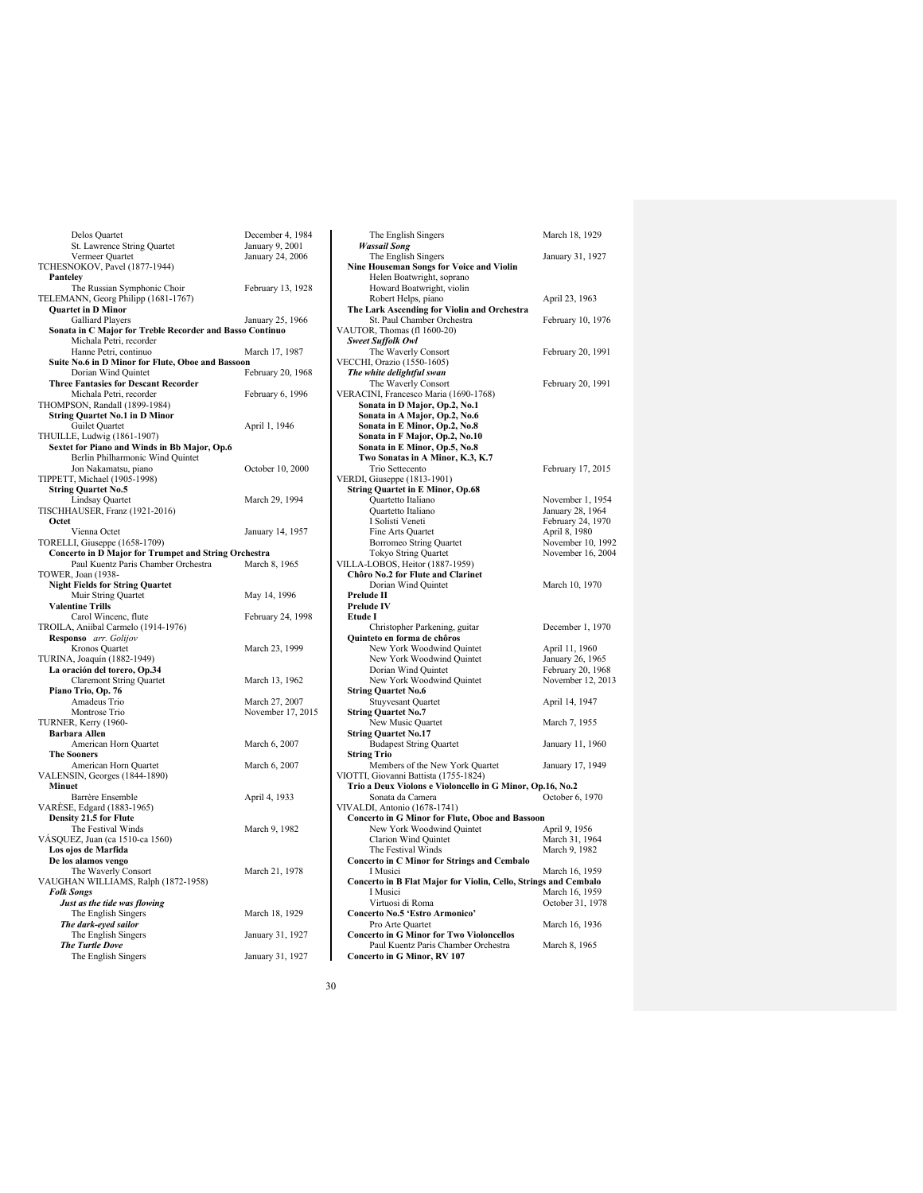Delos Quartet — December 4, 1984
St. Lawrence String Quartet — January 9, 2001
Vermeer Quartet — January 24, 2006

TCHESNOKOV, Pavel (1877-1944)

**Panteley**
The Russian Symphonic Choir — February 13, 1928

TELEMANN, Georg Philipp (1681-1767)

**Quartet in D Minor**
Galliard Players — January 25, 1966

**Sonata in C Major for Treble Recorder and Basso Continuo**
Michala Petri, recorder
Hanne Petri, continuo — March 17, 1987

**Suite No.6 in D Minor for Flute, Oboe and Bassoon**
Dorian Wind Quintet — February 20, 1968

**Three Fantasies for Descant Recorder**
Michala Petri, recorder — February 6, 1996

THOMPSON, Randall (1899-1984)

**String Quartet No.1 in D Minor**
Guilet Quartet — April 1, 1946

THUILLE, Ludwig (1861-1907)

**Sextet for Piano and Winds in Bb Major, Op.6**
Berlin Philharmonic Wind Quintet
Jon Nakamatsu, piano — October 10, 2000

TIPPETT, Michael (1905-1998)

**String Quartet No.5**
Lindsay Quartet — March 29, 1994

TISCHHAUSER, Franz (1921-2016)

**Octet**
Vienna Octet — January 14, 1957

TORELLI, Giuseppe (1658-1709)

**Concerto in D Major for Trumpet and String Orchestra**
Paul Kuentz Paris Chamber Orchestra — March 8, 1965

TOWER, Joan (1938-

**Night Fields for String Quartet**
Muir String Quartet — May 14, 1996

**Valentine Trills**
Carol Wincenc, flute — February 24, 1998

TROILA, Aniibal Carmelo (1914-1976)

**Responso** *arr. Golijov*
Kronos Quartet — March 23, 1999

TURINA, Joaquin (1882-1949)

**La oración del torero, Op.34**
Claremont String Quartet — March 13, 1962

**Piano Trio, Op. 76**
Amadeus Trio — March 27, 2007
Montrose Trio — November 17, 2015

TURNER, Kerry (1960-

**Barbara Allen**
American Horn Quartet — March 6, 2007

**The Sooners**
American Horn Quartet — March 6, 2007

VALENSIN, Georges (1844-1890)

**Minuet**
Barrère Ensemble — April 4, 1933

VARÈSE, Edgard (1883-1965)

**Density 21.5 for Flute**
The Festival Winds — March 9, 1982

VÁSQUEZ, Juan (ca 1510-ca 1560)

**Los ojos de Marfida**
**De los alamos vengo**
The Waverly Consort — March 21, 1978

VAUGHAN WILLIAMS, Ralph (1872-1958)

***Folk Songs***

***Just as the tide was flowing***
The English Singers — March 18, 1929

***The dark-eyed sailor***
The English Singers — January 31, 1927

***The Turtle Dove***
The English Singers — January 31, 1927
The English Singers — March 18, 1929

***Wassail Song***
The English Singers — January 31, 1927

**Nine Houseman Songs for Voice and Violin**
Helen Boatwright, soprano
Howard Boatwright, violin
Robert Helps, piano — April 23, 1963

**The Lark Ascending for Violin and Orchestra**
St. Paul Chamber Orchestra — February 10, 1976

VAUTOR, Thomas (fl 1600-20)

***Sweet Suffolk Owl***
The Waverly Consort — February 20, 1991

VECCHI, Orazio (1550-1605)

***The white delightful swan***
The Waverly Consort — February 20, 1991

VERACINI, Francesco Maria (1690-1768)

**Sonata in D Major, Op.2, No.1**
**Sonata in A Major, Op.2, No.6**
**Sonata in E Minor, Op.2, No.8**
**Sonata in F Major, Op.2, No.10**
**Sonata in E Minor, Op.5, No.8**
**Two Sonatas in A Minor, K.3, K.7**
Trio Settecento — February 17, 2015

VERDI, Giuseppe (1813-1901)

**String Quartet in E Minor, Op.68**
Quartetto Italiano — November 1, 1954
Quartetto Italiano — January 28, 1964
I Solisti Veneti — February 24, 1970
Fine Arts Quartet — April 8, 1980
Borromeo String Quartet — November 10, 1992
Tokyo String Quartet — November 16, 2004

VILLA-LOBOS, Heitor (1887-1959)

**Chôro No.2 for Flute and Clarinet**
Dorian Wind Quintet — March 10, 1970

**Prelude II**
**Prelude IV**
**Etude I**
Christopher Parkening, guitar — December 1, 1970

**Quinteto en forma de chôros**
New York Woodwind Quintet — April 11, 1960
New York Woodwind Quintet — January 26, 1965
Dorian Wind Quintet — February 20, 1968
New York Woodwind Quintet — November 12, 2013

**String Quartet No.6**
Stuyvesant Quartet — April 14, 1947

**String Quartet No.7**
New Music Quartet — March 7, 1955

**String Quartet No.17**
Budapest String Quartet — January 11, 1960

**String Trio**
Members of the New York Quartet — January 17, 1949

VIOTTI, Giovanni Battista (1755-1824)

**Trio a Deux Violons e Violoncello in G Minor, Op.16, No.2**
Sonata da Camera — October 6, 1970

VIVALDI, Antonio (1678-1741)

**Concerto in G Minor for Flute, Oboe and Bassoon**
New York Woodwind Quintet — April 9, 1956
Clarion Wind Quintet — March 31, 1964
The Festival Winds — March 9, 1982

**Concerto in C Minor for Strings and Cembalo**
I Musici — March 16, 1959

**Concerto in B Flat Major for Violin, Cello, Strings and Cembalo**
I Musici — March 16, 1959
Virtuosi di Roma — October 31, 1978

**Concerto No.5 'Estro Armonico'**
Pro Arte Quartet — March 16, 1936

**Concerto in G Minor for Two Violoncellos**
Paul Kuentz Paris Chamber Orchestra — March 8, 1965

**Concerto in G Minor, RV 107**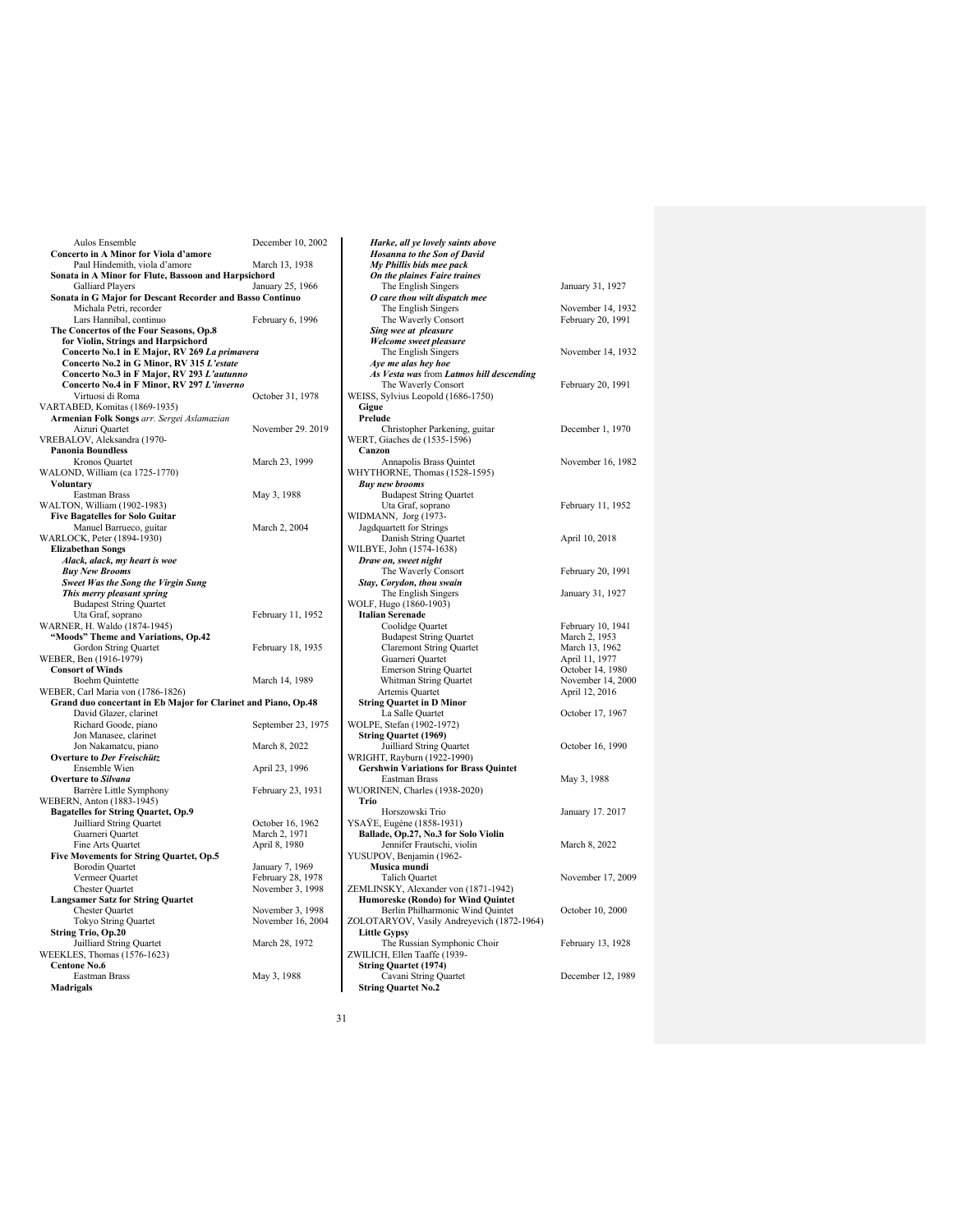Aulos Ensemble — December 10, 2002

**Concerto in A Minor for Viola d'amore**
Paul Hindemith, viola d'amore — March 13, 1938

**Sonata in A Minor for Flute, Bassoon and Harpsichord**
Galliard Players — January 25, 1966

**Sonata in G Major for Descant Recorder and Basso Continuo**
Michala Petri, recorder
Lars Hannibal, continuo — February 6, 1996

**The Concertos of the Four Seasons, Op.8 for Violin, Strings and Harpsichord**
**Concerto No.1 in E Major, RV 269 *La primavera***
**Concerto No.2 in G Minor, RV 315 *L'estate***
**Concerto No.3 in F Major, RV 293 *L'autunno***
**Concerto No.4 in F Minor, RV 297 *L'inverno***
Virtuosi di Roma — October 31, 1978

VARTABED, Komitas (1869-1935)

**Armenian Folk Songs** *arr. Sergei Aslamazian*
Aizuri Quartet — November 29. 2019

VREBALOV, Aleksandra (1970-

**Panonia Boundless**
Kronos Quartet — March 23, 1999

WALOND, William (ca 1725-1770)

**Voluntary**
Eastman Brass — May 3, 1988

WALTON, William (1902-1983)

**Five Bagatelles for Solo Guitar**
Manuel Barrueco, guitar — March 2, 2004

WARLOCK, Peter (1894-1930)

**Elizabethan Songs**
***Alack, alack, my heart is woe***
***Buy New Brooms***
***Sweet Was the Song the Virgin Sung***
***This merry pleasant spring***
Budapest String Quartet
Uta Graf, soprano — February 11, 1952

WARNER, H. Waldo (1874-1945)

**"Moods" Theme and Variations, Op.42**
Gordon String Quartet — February 18, 1935

WEBER, Ben (1916-1979)

**Consort of Winds**
Boehm Quintette — March 14, 1989

WEBER, Carl Maria von (1786-1826)

**Grand duo concertant in Eb Major for Clarinet and Piano, Op.48**
David Glazer, clarinet
Richard Goode, piano — September 23, 1975
Jon Manasee, clarinet
Jon Nakamatsu, piano — March 8, 2022

**Overture to *Der Freischütz***
Ensemble Wien — April 23, 1996

**Overture to *Silvana***
Barrère Little Symphony — February 23, 1931

WEBERN, Anton (1883-1945)

**Bagatelles for String Quartet, Op.9**
Juilliard String Quartet — October 16, 1962
Guarneri Quartet — March 2, 1971
Fine Arts Quartet — April 8, 1980

**Five Movements for String Quartet, Op.5**
Borodin Quartet — January 7, 1969
Vermeer Quartet — February 28, 1978
Chester Quartet — November 3, 1998

**Langsamer Satz for String Quartet**
Chester Quartet — November 3, 1998
Tokyo String Quartet — November 16, 2004

**String Trio, Op.20**
Juilliard String Quartet — March 28, 1972

WEEKLES, Thomas (1576-1623)

**Centone No.6**
Eastman Brass — May 3, 1988

**Madrigals**
***Harke, all ye lovely saints above***
***Hosanna to the Son of David***
***My Phillis bids mee pack***
***On the plaines Faire traines***
The English Singers — January 31, 1927

***O care thou wilt dispatch mee***
The English Singers — November 14, 1932
The Waverly Consort — February 20, 1991

***Sing wee at pleasure***
***Welcome sweet pleasure***
The English Singers — November 14, 1932

***Aye me alas hey hoe***
***As Vesta was* from *Latmos hill descending***
The Waverly Consort — February 20, 1991

WEISS, Sylvius Leopold (1686-1750)

**Gigue**
**Prelude**
Christopher Parkening, guitar — December 1, 1970

WERT, Giaches de (1535-1596)

**Canzon**
Annapolis Brass Quintet — November 16, 1982

WHYTHORNE, Thomas (1528-1595)

***Buy new brooms***
Budapest String Quartet
Uta Graf, soprano — February 11, 1952

WIDMANN, Jorg (1973-

Jagdquartett for Strings
Danish String Quartet — April 10, 2018

WILBYE, John (1574-1638)

***Draw on, sweet night***
The Waverly Consort — February 20, 1991

***Stay, Corydon, thou swain***
The English Singers — January 31, 1927

WOLF, Hugo (1860-1903)

**Italian Serenade**
Coolidge Quartet — February 10, 1941
Budapest String Quartet — March 2, 1953
Claremont String Quartet — March 13, 1962
Guarneri Quartet — April 11, 1977
Emerson String Quartet — October 14, 1980
Whitman String Quartet — November 14, 2000
Artemis Quartet — April 12, 2016

**String Quartet in D Minor**
La Salle Quartet — October 17, 1967

WOLPE, Stefan (1902-1972)

**String Quartet (1969)**
Juilliard String Quartet — October 16, 1990

WRIGHT, Rayburn (1922-1990)

**Gershwin Variations for Brass Quintet**
Eastman Brass — May 3, 1988

WUORINEN, Charles (1938-2020)

**Trio**
Horszowski Trio — January 17. 2017

YSAŸE, Eugène (1858-1931)

**Ballade, Op.27, No.3 for Solo Violin**
Jennifer Frautschi, violin — March 8, 2022

YUSUPOV, Benjamin (1962-

**Musica mundi**
Talich Quartet — November 17, 2009

ZEMLINSKY, Alexander von (1871-1942)

**Humoreske (Rondo) for Wind Quintet**
Berlin Philharmonic Wind Quintet — October 10, 2000

ZOLOTARYOV, Vasily Andreyevich (1872-1964)

**Little Gypsy**
The Russian Symphonic Choir — February 13, 1928

ZWILICH, Ellen Taaffe (1939-

**String Quartet (1974)**
Cavani String Quartet — December 12, 1989

**String Quartet No.2**